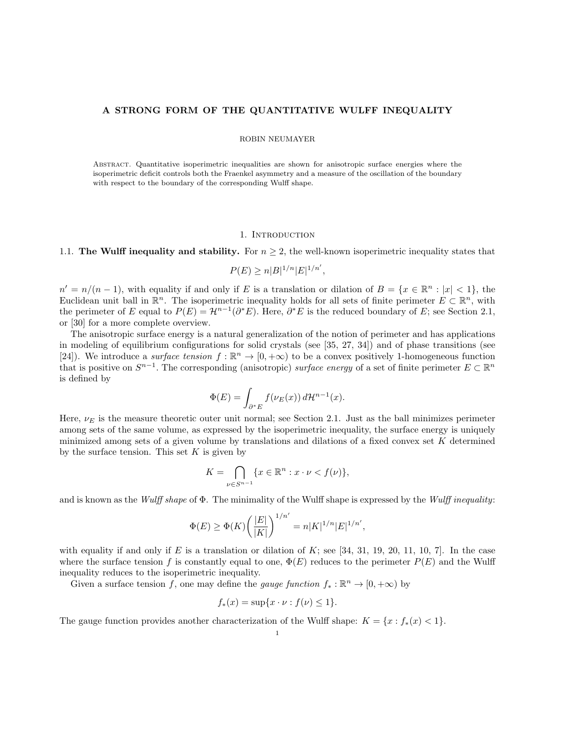# A STRONG FORM OF THE QUANTITATIVE WULFF INEQUALITY

ROBIN NEUMAYER

Abstract. Quantitative isoperimetric inequalities are shown for anisotropic surface energies where the isoperimetric deficit controls both the Fraenkel asymmetry and a measure of the oscillation of the boundary with respect to the boundary of the corresponding Wulff shape.

## 1. Introduction

### 1.1. The Wulff inequality and stability.

For $n \geq 2$, the well-known isoperimetric inequality states that

$$P(E) \geq n|B|^{1/n}|E|^{1/n'},$$

$n' = n/(n-1)$, with equality if and only if $E$ is a translation or dilation of $B = \{x \in \mathbb{R}^n : |x| < 1\}$, the Euclidean unit ball in $\mathbb{R}^n$. The isoperimetric inequality holds for all sets of finite perimeter $E \subset \mathbb{R}^n$, with the perimeter of $E$ equal to $P(E) = \mathcal{H}^{n-1}(\partial^* E)$. Here, $\partial^* E$ is the reduced boundary of $E$; see Section 2.1, or [30] for a more complete overview.

The anisotropic surface energy is a natural generalization of the notion of perimeter and has applications in modeling of equilibrium configurations for solid crystals (see [35, 27, 34]) and of phase transitions (see [24]). We introduce a *surface tension* $f : \mathbb{R}^n \to [0, +\infty)$ to be a convex positively 1-homogeneous function that is positive on $S^{n-1}$. The corresponding (anisotropic) *surface energy* of a set of finite perimeter $E \subset \mathbb{R}^n$ is defined by

$$\Phi(E) = \int_{\partial^* E} f(\nu_E(x))\, d\mathcal{H}^{n-1}(x).$$

Here, $\nu_E$ is the measure theoretic outer unit normal; see Section 2.1. Just as the ball minimizes perimeter among sets of the same volume, as expressed by the isoperimetric inequality, the surface energy is uniquely minimized among sets of a given volume by translations and dilations of a fixed convex set $K$ determined by the surface tension. This set $K$ is given by

$$K = \bigcap_{\nu \in S^{n-1}} \{x \in \mathbb{R}^n : x \cdot \nu < f(\nu)\},$$

and is known as the *Wulff shape* of $\Phi$. The minimality of the Wulff shape is expressed by the *Wulff inequality*:

$$\Phi(E) \geq \Phi(K)\left(\frac{|E|}{|K|}\right)^{1/n'} = n|K|^{1/n}|E|^{1/n'},$$

with equality if and only if $E$ is a translation or dilation of $K$; see [34, 31, 19, 20, 11, 10, 7]. In the case where the surface tension $f$ is constantly equal to one, $\Phi(E)$ reduces to the perimeter $P(E)$ and the Wulff inequality reduces to the isoperimetric inequality.

Given a surface tension $f$, one may define the *gauge function* $f_* : \mathbb{R}^n \to [0, +\infty)$ by

$$f_*(x) = \sup\{x \cdot \nu : f(\nu) \leq 1\}.$$

The gauge function provides another characterization of the Wulff shape: $K = \{x : f_*(x) < 1\}$.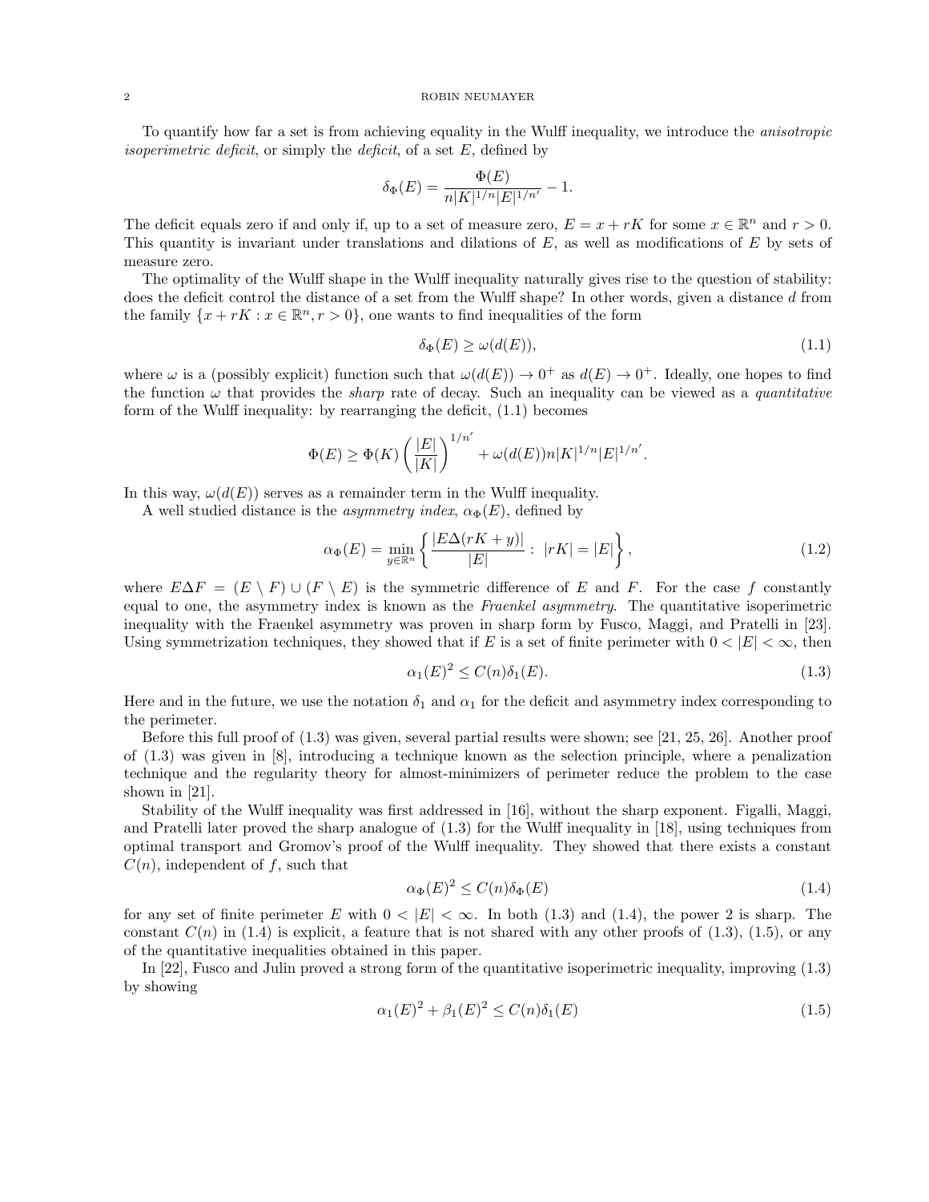To quantify how far a set is from achieving equality in the Wulff inequality, we introduce the *anisotropic isoperimetric deficit*, or simply the *deficit*, of a set $E$, defined by

$$\delta_\Phi(E) = \frac{\Phi(E)}{n|K|^{1/n}|E|^{1/n'}} - 1.$$

The deficit equals zero if and only if, up to a set of measure zero, $E = x + rK$ for some $x \in \mathbb{R}^n$ and $r > 0$. This quantity is invariant under translations and dilations of $E$, as well as modifications of $E$ by sets of measure zero.

The optimality of the Wulff shape in the Wulff inequality naturally gives rise to the question of stability: does the deficit control the distance of a set from the Wulff shape? In other words, given a distance $d$ from the family $\{x + rK : x \in \mathbb{R}^n, r > 0\}$, one wants to find inequalities of the form

$$\delta_\Phi(E) \geq \omega(d(E)), \tag{1.1}$$

where $\omega$ is a (possibly explicit) function such that $\omega(d(E)) \to 0^+$ as $d(E) \to 0^+$. Ideally, one hopes to find the function $\omega$ that provides the *sharp* rate of decay. Such an inequality can be viewed as a *quantitative* form of the Wulff inequality: by rearranging the deficit, (1.1) becomes

$$\Phi(E) \geq \Phi(K)\left(\frac{|E|}{|K|}\right)^{1/n'} + \omega(d(E))n|K|^{1/n}|E|^{1/n'}.$$

In this way, $\omega(d(E))$ serves as a remainder term in the Wulff inequality.

A well studied distance is the *asymmetry index*, $\alpha_\Phi(E)$, defined by

$$\alpha_\Phi(E) = \min_{y \in \mathbb{R}^n}\left\{\frac{|E\Delta(rK+y)|}{|E|} : \ |rK| = |E|\right\}, \tag{1.2}$$

where $E\Delta F = (E \setminus F) \cup (F \setminus E)$ is the symmetric difference of $E$ and $F$. For the case $f$ constantly equal to one, the asymmetry index is known as the *Fraenkel asymmetry*. The quantitative isoperimetric inequality with the Fraenkel asymmetry was proven in sharp form by Fusco, Maggi, and Pratelli in [23]. Using symmetrization techniques, they showed that if $E$ is a set of finite perimeter with $0 < |E| < \infty$, then

$$\alpha_1(E)^2 \leq C(n)\delta_1(E). \tag{1.3}$$

Here and in the future, we use the notation $\delta_1$ and $\alpha_1$ for the deficit and asymmetry index corresponding to the perimeter.

Before this full proof of (1.3) was given, several partial results were shown; see [21, 25, 26]. Another proof of (1.3) was given in [8], introducing a technique known as the selection principle, where a penalization technique and the regularity theory for almost-minimizers of perimeter reduce the problem to the case shown in [21].

Stability of the Wulff inequality was first addressed in [16], without the sharp exponent. Figalli, Maggi, and Pratelli later proved the sharp analogue of (1.3) for the Wulff inequality in [18], using techniques from optimal transport and Gromov's proof of the Wulff inequality. They showed that there exists a constant $C(n)$, independent of $f$, such that

$$\alpha_\Phi(E)^2 \leq C(n)\delta_\Phi(E) \tag{1.4}$$

for any set of finite perimeter $E$ with $0 < |E| < \infty$. In both (1.3) and (1.4), the power 2 is sharp. The constant $C(n)$ in (1.4) is explicit, a feature that is not shared with any other proofs of (1.3), (1.5), or any of the quantitative inequalities obtained in this paper.

In [22], Fusco and Julin proved a strong form of the quantitative isoperimetric inequality, improving (1.3) by showing

$$\alpha_1(E)^2 + \beta_1(E)^2 \leq C(n)\delta_1(E) \tag{1.5}$$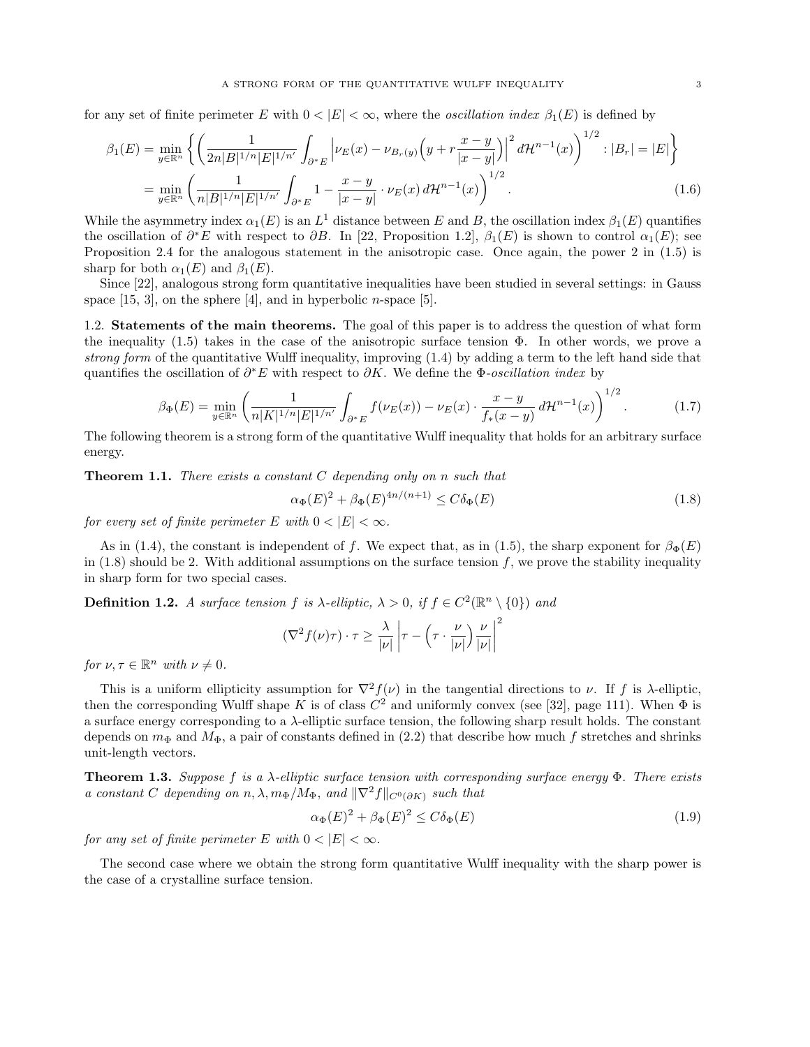for any set of finite perimeter $E$ with $0 < |E| < \infty$, where the *oscillation index* $\beta_1(E)$ is defined by

$$
\begin{aligned}
\beta_1(E) &= \min_{y\in\mathbb{R}^n} \left\{ \left( \frac{1}{2n|B|^{1/n}|E|^{1/n'}} \int_{\partial^* E} \left| \nu_E(x) - \nu_{B_r(y)}\Big(y + r\frac{x-y}{|x-y|}\Big)\right|^2 d\mathcal{H}^{n-1}(x) \right)^{1/2} : |B_r| = |E| \right\} \\
&= \min_{y\in\mathbb{R}^n} \left( \frac{1}{n|B|^{1/n}|E|^{1/n'}} \int_{\partial^* E} 1 - \frac{x-y}{|x-y|}\cdot \nu_E(x)\, d\mathcal{H}^{n-1}(x) \right)^{1/2}. \qquad (1.6)
\end{aligned}
$$

While the asymmetry index $\alpha_1(E)$ is an $L^1$ distance between $E$ and $B$, the oscillation index $\beta_1(E)$ quantifies the oscillation of $\partial^* E$ with respect to $\partial B$. In [22, Proposition 1.2], $\beta_1(E)$ is shown to control $\alpha_1(E)$; see Proposition 2.4 for the analogous statement in the anisotropic case. Once again, the power 2 in (1.5) is sharp for both $\alpha_1(E)$ and $\beta_1(E)$.

Since [22], analogous strong form quantitative inequalities have been studied in several settings: in Gauss space [15, 3], on the sphere [4], and in hyperbolic $n$-space [5].

## 1.2. Statements of the main theorems.

The goal of this paper is to address the question of what form the inequality (1.5) takes in the case of the anisotropic surface tension $\Phi$. In other words, we prove a *strong form* of the quantitative Wulff inequality, improving (1.4) by adding a term to the left hand side that quantifies the oscillation of $\partial^* E$ with respect to $\partial K$. We define the $\Phi$-*oscillation index* by

$$
\beta_\Phi(E) = \min_{y\in\mathbb{R}^n} \left( \frac{1}{n|K|^{1/n}|E|^{1/n'}} \int_{\partial^* E} f(\nu_E(x)) - \nu_E(x)\cdot \frac{x-y}{f_*(x-y)}\, d\mathcal{H}^{n-1}(x) \right)^{1/2}. \qquad (1.7)
$$

The following theorem is a strong form of the quantitative Wulff inequality that holds for an arbitrary surface energy.

**Theorem 1.1.** *There exists a constant $C$ depending only on $n$ such that*

$$
\alpha_\Phi(E)^2 + \beta_\Phi(E)^{4n/(n+1)} \leq C\delta_\Phi(E) \qquad (1.8)
$$

*for every set of finite perimeter $E$ with $0 < |E| < \infty$.*

As in (1.4), the constant is independent of $f$. We expect that, as in (1.5), the sharp exponent for $\beta_\Phi(E)$ in (1.8) should be 2. With additional assumptions on the surface tension $f$, we prove the stability inequality in sharp form for two special cases.

**Definition 1.2.** *A surface tension $f$ is $\lambda$-elliptic, $\lambda > 0$, if $f \in C^2(\mathbb{R}^n \setminus \{0\})$ and*

$$
(\nabla^2 f(\nu)\tau)\cdot \tau \geq \frac{\lambda}{|\nu|}\left| \tau - \Big(\tau\cdot \frac{\nu}{|\nu|}\Big)\frac{\nu}{|\nu|}\right|^2
$$

*for $\nu, \tau \in \mathbb{R}^n$ with $\nu \neq 0$.*

This is a uniform ellipticity assumption for $\nabla^2 f(\nu)$ in the tangential directions to $\nu$. If $f$ is $\lambda$-elliptic, then the corresponding Wulff shape $K$ is of class $C^2$ and uniformly convex (see [32], page 111). When $\Phi$ is a surface energy corresponding to a $\lambda$-elliptic surface tension, the following sharp result holds. The constant depends on $m_\Phi$ and $M_\Phi$, a pair of constants defined in (2.2) that describe how much $f$ stretches and shrinks unit-length vectors.

**Theorem 1.3.** *Suppose $f$ is a $\lambda$-elliptic surface tension with corresponding surface energy $\Phi$. There exists a constant $C$ depending on $n, \lambda, m_\Phi/M_\Phi$, and $\|\nabla^2 f\|_{C^0(\partial K)}$ such that*

$$
\alpha_\Phi(E)^2 + \beta_\Phi(E)^2 \leq C\delta_\Phi(E) \qquad (1.9)
$$

*for any set of finite perimeter $E$ with $0 < |E| < \infty$.*

The second case where we obtain the strong form quantitative Wulff inequality with the sharp power is the case of a crystalline surface tension.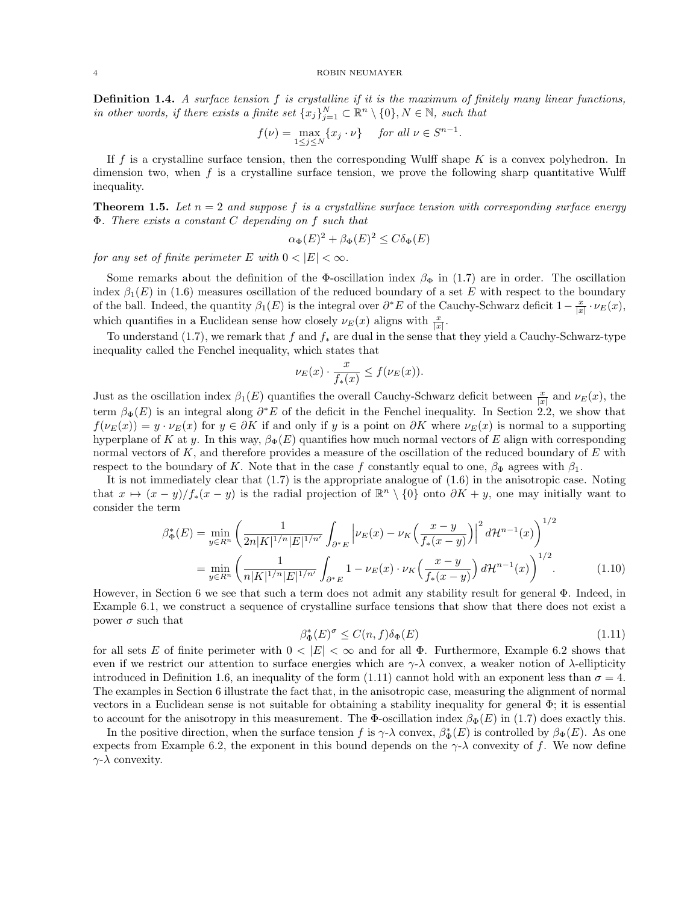**Definition 1.4.** *A surface tension $f$ is crystalline if it is the maximum of finitely many linear functions, in other words, if there exists a finite set $\{x_j\}_{j=1}^N \subset \mathbb{R}^n \setminus \{0\}, N \in \mathbb{N}$, such that*

$$f(\nu) = \max_{1\leq j \leq N}\{x_j \cdot \nu\} \quad \textit{for all } \nu \in S^{n-1}.$$

If $f$ is a crystalline surface tension, then the corresponding Wulff shape $K$ is a convex polyhedron. In dimension two, when $f$ is a crystalline surface tension, we prove the following sharp quantitative Wulff inequality.

**Theorem 1.5.** *Let $n = 2$ and suppose $f$ is a crystalline surface tension with corresponding surface energy $\Phi$. There exists a constant $C$ depending on $f$ such that*

$$\alpha_\Phi(E)^2 + \beta_\Phi(E)^2 \leq C\delta_\Phi(E)$$

*for any set of finite perimeter $E$ with $0 < |E| < \infty$.*

Some remarks about the definition of the $\Phi$-oscillation index $\beta_\Phi$ in (1.7) are in order. The oscillation index $\beta_1(E)$ in (1.6) measures oscillation of the reduced boundary of a set $E$ with respect to the boundary of the ball. Indeed, the quantity $\beta_1(E)$ is the integral over $\partial^*E$ of the Cauchy-Schwarz deficit $1 - \frac{x}{|x|}\cdot \nu_E(x)$, which quantifies in a Euclidean sense how closely $\nu_E(x)$ aligns with $\frac{x}{|x|}$.

To understand (1.7), we remark that $f$ and $f_*$ are dual in the sense that they yield a Cauchy-Schwarz-type inequality called the Fenchel inequality, which states that

$$\nu_E(x) \cdot \frac{x}{f_*(x)} \leq f(\nu_E(x)).$$

Just as the oscillation index $\beta_1(E)$ quantifies the overall Cauchy-Schwarz deficit between $\frac{x}{|x|}$ and $\nu_E(x)$, the term $\beta_\Phi(E)$ is an integral along $\partial^*E$ of the deficit in the Fenchel inequality. In Section 2.2, we show that $f(\nu_E(x)) = y \cdot \nu_E(x)$ for $y \in \partial K$ if and only if $y$ is a point on $\partial K$ where $\nu_E(x)$ is normal to a supporting hyperplane of $K$ at $y$. In this way, $\beta_\Phi(E)$ quantifies how much normal vectors of $E$ align with corresponding normal vectors of $K$, and therefore provides a measure of the oscillation of the reduced boundary of $E$ with respect to the boundary of $K$. Note that in the case $f$ constantly equal to one, $\beta_\Phi$ agrees with $\beta_1$.

It is not immediately clear that (1.7) is the appropriate analogue of (1.6) in the anisotropic case. Noting that $x \mapsto (x - y)/f_*(x - y)$ is the radial projection of $\mathbb{R}^n \setminus \{0\}$ onto $\partial K + y$, one may initially want to consider the term

$$\begin{aligned}
\beta^*_\Phi(E) &= \min_{y \in R^n} \left( \frac{1}{2n|K|^{1/n}|E|^{1/n'}} \int_{\partial^*E} \Big| \nu_E(x) - \nu_K\Big(\frac{x-y}{f_*(x-y)}\Big)\Big|^2 \, d\mathcal{H}^{n-1}(x) \right)^{1/2} \\
&= \min_{y \in R^n} \left( \frac{1}{n|K|^{1/n}|E|^{1/n'}} \int_{\partial^*E} 1 - \nu_E(x) \cdot \nu_K\Big(\frac{x-y}{f_*(x-y)}\Big) \, d\mathcal{H}^{n-1}(x) \right)^{1/2}.
\end{aligned} \tag{1.10}$$

However, in Section 6 we see that such a term does not admit any stability result for general $\Phi$. Indeed, in Example 6.1, we construct a sequence of crystalline surface tensions that show that there does not exist a power $\sigma$ such that

$$\beta^*_\Phi(E)^\sigma \leq C(n, f)\delta_\Phi(E) \tag{1.11}$$

for all sets $E$ of finite perimeter with $0 < |E| < \infty$ and for all $\Phi$. Furthermore, Example 6.2 shows that even if we restrict our attention to surface energies which are $\gamma$-$\lambda$ convex, a weaker notion of $\lambda$-ellipticity introduced in Definition 1.6, an inequality of the form (1.11) cannot hold with an exponent less than $\sigma = 4$. The examples in Section 6 illustrate the fact that, in the anisotropic case, measuring the alignment of normal vectors in a Euclidean sense is not suitable for obtaining a stability inequality for general $\Phi$; it is essential to account for the anisotropy in this measurement. The $\Phi$-oscillation index $\beta_\Phi(E)$ in (1.7) does exactly this.

In the positive direction, when the surface tension $f$ is $\gamma$-$\lambda$ convex, $\beta^*_\Phi(E)$ is controlled by $\beta_\Phi(E)$. As one expects from Example 6.2, the exponent in this bound depends on the $\gamma$-$\lambda$ convexity of $f$. We now define $\gamma$-$\lambda$ convexity.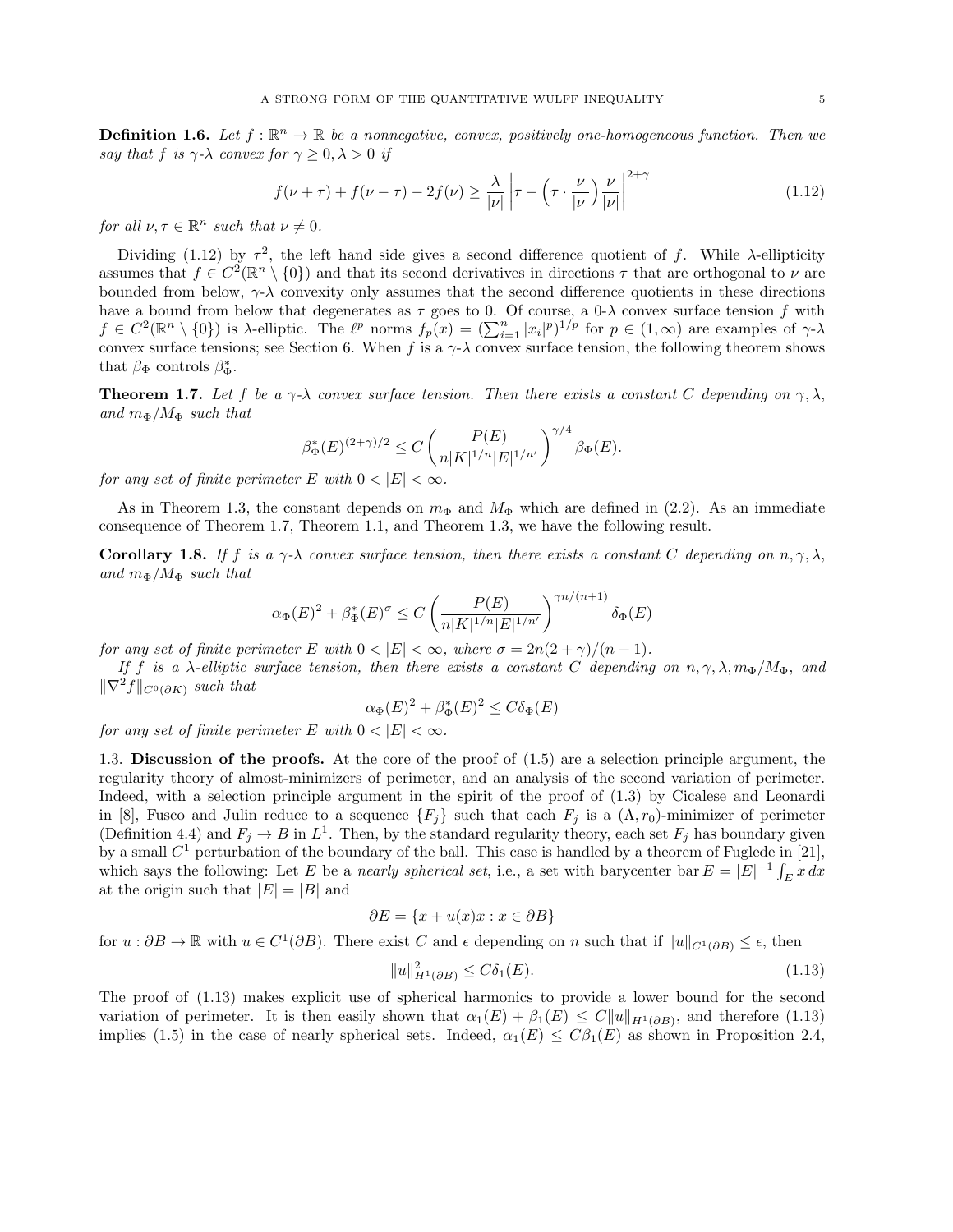**Definition 1.6.** *Let $f : \mathbb{R}^n \to \mathbb{R}$ be a nonnegative, convex, positively one-homogeneous function. Then we say that $f$ is $\gamma$-$\lambda$ convex for $\gamma \geq 0, \lambda > 0$ if*

$$f(\nu + \tau) + f(\nu - \tau) - 2f(\nu) \geq \frac{\lambda}{|\nu|} \left| \tau - \left(\tau \cdot \frac{\nu}{|\nu|}\right) \frac{\nu}{|\nu|} \right|^{2+\gamma} \tag{1.12}$$

*for all $\nu, \tau \in \mathbb{R}^n$ such that $\nu \neq 0$.*

Dividing (1.12) by $\tau^2$, the left hand side gives a second difference quotient of $f$. While $\lambda$-ellipticity assumes that $f \in C^2(\mathbb{R}^n \setminus \{0\})$ and that its second derivatives in directions $\tau$ that are orthogonal to $\nu$ are bounded from below, $\gamma$-$\lambda$ convexity only assumes that the second difference quotients in these directions have a bound from below that degenerates as $\tau$ goes to 0. Of course, a 0-$\lambda$ convex surface tension $f$ with $f \in C^2(\mathbb{R}^n \setminus \{0\})$ is $\lambda$-elliptic. The $\ell^p$ norms $f_p(x) = (\sum_{i=1}^n |x_i|^p)^{1/p}$ for $p \in (1, \infty)$ are examples of $\gamma$-$\lambda$ convex surface tensions; see Section 6. When $f$ is a $\gamma$-$\lambda$ convex surface tension, the following theorem shows that $\beta_\Phi$ controls $\beta^*_\Phi$.

**Theorem 1.7.** *Let $f$ be a $\gamma$-$\lambda$ convex surface tension. Then there exists a constant $C$ depending on $\gamma, \lambda$, and $m_\Phi/M_\Phi$ such that*

$$\beta^*_\Phi(E)^{(2+\gamma)/2} \leq C \left( \frac{P(E)}{n|K|^{1/n}|E|^{1/n'}} \right)^{\gamma/4} \beta_\Phi(E).$$

*for any set of finite perimeter $E$ with $0 < |E| < \infty$.*

As in Theorem 1.3, the constant depends on $m_\Phi$ and $M_\Phi$ which are defined in (2.2). As an immediate consequence of Theorem 1.7, Theorem 1.1, and Theorem 1.3, we have the following result.

**Corollary 1.8.** *If $f$ is a $\gamma$-$\lambda$ convex surface tension, then there exists a constant $C$ depending on $n, \gamma, \lambda$, and $m_\Phi/M_\Phi$ such that*

$$\alpha_\Phi(E)^2 + \beta^*_\Phi(E)^\sigma \leq C \left( \frac{P(E)}{n|K|^{1/n}|E|^{1/n'}} \right)^{\gamma n/(n+1)} \delta_\Phi(E)$$

*for any set of finite perimeter $E$ with $0 < |E| < \infty$, where $\sigma = 2n(2+\gamma)/(n+1)$.*

*If $f$ is a $\lambda$-elliptic surface tension, then there exists a constant $C$ depending on $n, \gamma, \lambda, m_\Phi/M_\Phi$, and $\|\nabla^2 f\|_{C^0(\partial K)}$ such that*

$$\alpha_\Phi(E)^2 + \beta^*_\Phi(E)^2 \leq C\delta_\Phi(E)$$

*for any set of finite perimeter $E$ with $0 < |E| < \infty$.*

### 1.3. Discussion of the proofs.

At the core of the proof of (1.5) are a selection principle argument, the regularity theory of almost-minimizers of perimeter, and an analysis of the second variation of perimeter. Indeed, with a selection principle argument in the spirit of the proof of (1.3) by Cicalese and Leonardi in [8], Fusco and Julin reduce to a sequence $\{F_j\}$ such that each $F_j$ is a $(\Lambda, r_0)$-minimizer of perimeter (Definition 4.4) and $F_j \to B$ in $L^1$. Then, by the standard regularity theory, each set $F_j$ has boundary given by a small $C^1$ perturbation of the boundary of the ball. This case is handled by a theorem of Fuglede in [21], which says the following: Let $E$ be a *nearly spherical set*, i.e., a set with barycenter $\operatorname{bar} E = |E|^{-1} \int_E x \, dx$ at the origin such that $|E| = |B|$ and

$$\partial E = \{x + u(x)x : x \in \partial B\}$$

for $u : \partial B \to \mathbb{R}$ with $u \in C^1(\partial B)$. There exist $C$ and $\epsilon$ depending on $n$ such that if $\|u\|_{C^1(\partial B)} \leq \epsilon$, then

$$\|u\|^2_{H^1(\partial B)} \leq C\delta_1(E). \tag{1.13}$$

The proof of (1.13) makes explicit use of spherical harmonics to provide a lower bound for the second variation of perimeter. It is then easily shown that $\alpha_1(E) + \beta_1(E) \leq C\|u\|_{H^1(\partial B)}$, and therefore (1.13) implies (1.5) in the case of nearly spherical sets. Indeed, $\alpha_1(E) \leq C\beta_1(E)$ as shown in Proposition 2.4,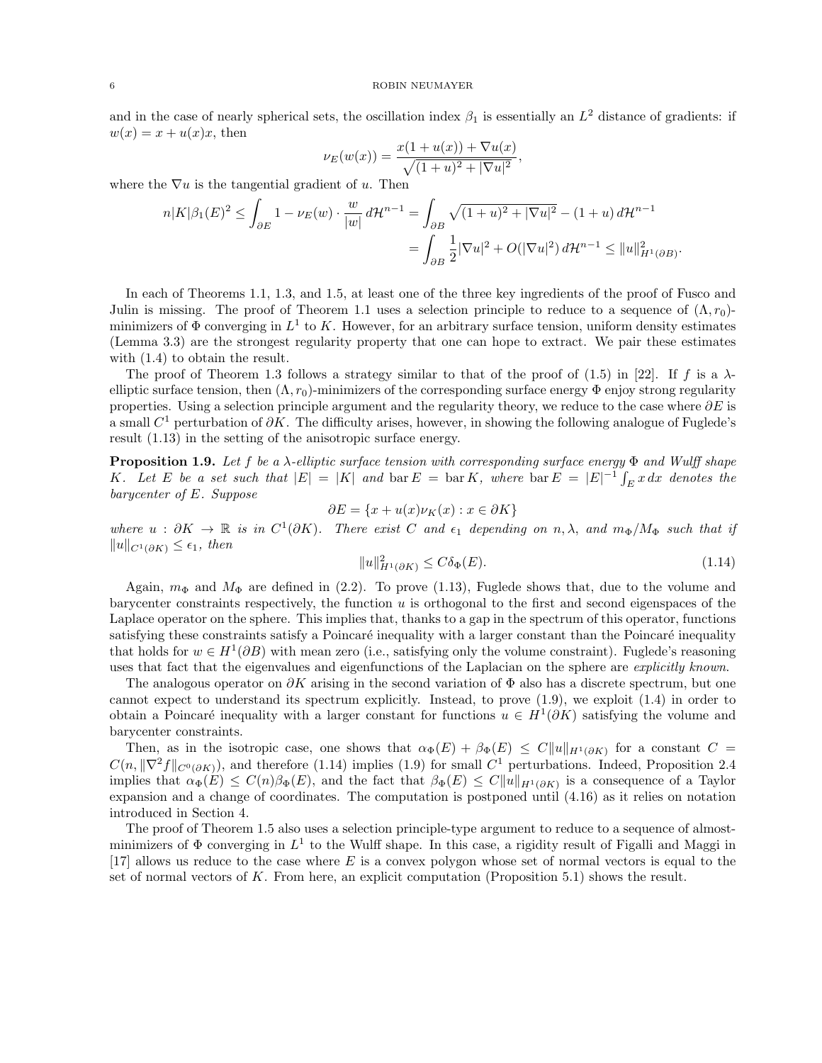and in the case of nearly spherical sets, the oscillation index $\beta_1$ is essentially an $L^2$ distance of gradients: if $w(x) = x + u(x)x$, then

$$\nu_E(w(x)) = \frac{x(1+u(x)) + \nabla u(x)}{\sqrt{(1+u)^2 + |\nabla u|^2}},$$

where the $\nabla u$ is the tangential gradient of $u$. Then

$$\begin{aligned} n|K|\beta_1(E)^2 \leq \int_{\partial E} 1 - \nu_E(w)\cdot \frac{w}{|w|}\, d\mathcal{H}^{n-1} &= \int_{\partial B} \sqrt{(1+u)^2 + |\nabla u|^2} - (1+u)\, d\mathcal{H}^{n-1} \\ &= \int_{\partial B} \frac{1}{2}|\nabla u|^2 + O(|\nabla u|^2)\, d\mathcal{H}^{n-1} \leq \|u\|^2_{H^1(\partial B)}. \end{aligned}$$

In each of Theorems 1.1, 1.3, and 1.5, at least one of the three key ingredients of the proof of Fusco and Julin is missing. The proof of Theorem 1.1 uses a selection principle to reduce to a sequence of $(\Lambda, r_0)$-minimizers of $\Phi$ converging in $L^1$ to $K$. However, for an arbitrary surface tension, uniform density estimates (Lemma 3.3) are the strongest regularity property that one can hope to extract. We pair these estimates with (1.4) to obtain the result.

The proof of Theorem 1.3 follows a strategy similar to that of the proof of (1.5) in [22]. If $f$ is a $\lambda$-elliptic surface tension, then $(\Lambda, r_0)$-minimizers of the corresponding surface energy $\Phi$ enjoy strong regularity properties. Using a selection principle argument and the regularity theory, we reduce to the case where $\partial E$ is a small $C^1$ perturbation of $\partial K$. The difficulty arises, however, in showing the following analogue of Fuglede's result (1.13) in the setting of the anisotropic surface energy.

**Proposition 1.9.** *Let $f$ be a $\lambda$-elliptic surface tension with corresponding surface energy $\Phi$ and Wulff shape $K$. Let $E$ be a set such that $|E| = |K|$ and $\operatorname{bar} E = \operatorname{bar} K$, where $\operatorname{bar} E = |E|^{-1}\int_E x\,dx$ denotes the barycenter of $E$. Suppose*

$$\partial E = \{x + u(x)\nu_K(x) : x \in \partial K\}$$

*where $u : \partial K \to \mathbb{R}$ is in $C^1(\partial K)$. There exist $C$ and $\epsilon_1$ depending on $n, \lambda$, and $m_\Phi/M_\Phi$ such that if $\|u\|_{C^1(\partial K)} \leq \epsilon_1$, then*

$$\|u\|^2_{H^1(\partial K)} \leq C\delta_\Phi(E). \tag{1.14}$$

Again, $m_\Phi$ and $M_\Phi$ are defined in (2.2). To prove (1.13), Fuglede shows that, due to the volume and barycenter constraints respectively, the function $u$ is orthogonal to the first and second eigenspaces of the Laplace operator on the sphere. This implies that, thanks to a gap in the spectrum of this operator, functions satisfying these constraints satisfy a Poincaré inequality with a larger constant than the Poincaré inequality that holds for $w \in H^1(\partial B)$ with mean zero (i.e., satisfying only the volume constraint). Fuglede's reasoning uses that fact that the eigenvalues and eigenfunctions of the Laplacian on the sphere are *explicitly known*.

The analogous operator on $\partial K$ arising in the second variation of $\Phi$ also has a discrete spectrum, but one cannot expect to understand its spectrum explicitly. Instead, to prove (1.9), we exploit (1.4) in order to obtain a Poincaré inequality with a larger constant for functions $u \in H^1(\partial K)$ satisfying the volume and barycenter constraints.

Then, as in the isotropic case, one shows that $\alpha_\Phi(E) + \beta_\Phi(E) \leq C\|u\|_{H^1(\partial K)}$ for a constant $C = C(n, \|\nabla^2 f\|_{C^0(\partial K)})$, and therefore (1.14) implies (1.9) for small $C^1$ perturbations. Indeed, Proposition 2.4 implies that $\alpha_\Phi(E) \leq C(n)\beta_\Phi(E)$, and the fact that $\beta_\Phi(E) \leq C\|u\|_{H^1(\partial K)}$ is a consequence of a Taylor expansion and a change of coordinates. The computation is postponed until (4.16) as it relies on notation introduced in Section 4.

The proof of Theorem 1.5 also uses a selection principle-type argument to reduce to a sequence of almost-minimizers of $\Phi$ converging in $L^1$ to the Wulff shape. In this case, a rigidity result of Figalli and Maggi in [17] allows us reduce to the case where $E$ is a convex polygon whose set of normal vectors is equal to the set of normal vectors of $K$. From here, an explicit computation (Proposition 5.1) shows the result.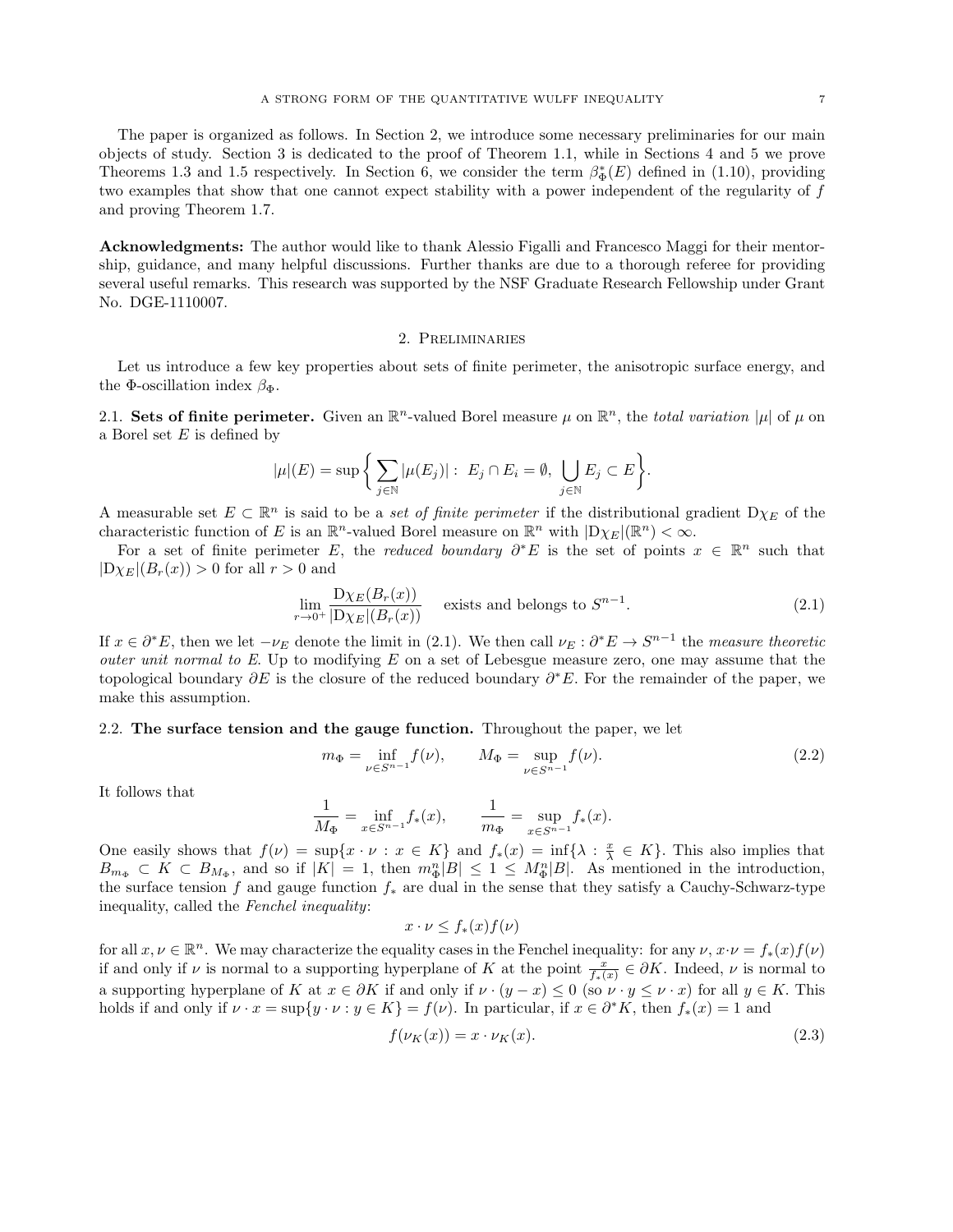The paper is organized as follows. In Section 2, we introduce some necessary preliminaries for our main objects of study. Section 3 is dedicated to the proof of Theorem 1.1, while in Sections 4 and 5 we prove Theorems 1.3 and 1.5 respectively. In Section 6, we consider the term $\beta^*_\Phi(E)$ defined in (1.10), providing two examples that show that one cannot expect stability with a power independent of the regularity of $f$ and proving Theorem 1.7.

**Acknowledgments:** The author would like to thank Alessio Figalli and Francesco Maggi for their mentorship, guidance, and many helpful discussions. Further thanks are due to a thorough referee for providing several useful remarks. This research was supported by the NSF Graduate Research Fellowship under Grant No. DGE-1110007.

## 2. Preliminaries

Let us introduce a few key properties about sets of finite perimeter, the anisotropic surface energy, and the $\Phi$-oscillation index $\beta_\Phi$.

**2.1. Sets of finite perimeter.** Given an $\mathbb{R}^n$-valued Borel measure $\mu$ on $\mathbb{R}^n$, the *total variation* $|\mu|$ of $\mu$ on a Borel set $E$ is defined by

$$|\mu|(E) = \sup\bigg\{ \sum_{j\in\mathbb{N}} |\mu(E_j)| : \ E_j \cap E_i = \emptyset, \ \bigcup_{j\in\mathbb{N}} E_j \subset E \bigg\}.$$

A measurable set $E \subset \mathbb{R}^n$ is said to be a *set of finite perimeter* if the distributional gradient $\mathrm{D}\chi_E$ of the characteristic function of $E$ is an $\mathbb{R}^n$-valued Borel measure on $\mathbb{R}^n$ with $|\mathrm{D}\chi_E|(\mathbb{R}^n) < \infty$.

For a set of finite perimeter $E$, the *reduced boundary* $\partial^* E$ is the set of points $x \in \mathbb{R}^n$ such that $|\mathrm{D}\chi_E|(B_r(x)) > 0$ for all $r > 0$ and

$$\lim_{r\to 0^+} \frac{\mathrm{D}\chi_E(B_r(x))}{|\mathrm{D}\chi_E|(B_r(x))} \quad \text{exists and belongs to } S^{n-1}. \tag{2.1}$$

If $x \in \partial^* E$, then we let $-\nu_E$ denote the limit in (2.1). We then call $\nu_E : \partial^* E \to S^{n-1}$ the *measure theoretic outer unit normal to* $E$. Up to modifying $E$ on a set of Lebesgue measure zero, one may assume that the topological boundary $\partial E$ is the closure of the reduced boundary $\partial^* E$. For the remainder of the paper, we make this assumption.

**2.2. The surface tension and the gauge function.** Throughout the paper, we let

$$m_\Phi = \inf_{\nu\in S^{n-1}} f(\nu), \qquad M_\Phi = \sup_{\nu\in S^{n-1}} f(\nu). \tag{2.2}$$

It follows that

$$\frac{1}{M_\Phi} = \inf_{x\in S^{n-1}} f_*(x), \qquad \frac{1}{m_\Phi} = \sup_{x\in S^{n-1}} f_*(x).$$

One easily shows that $f(\nu) = \sup\{x \cdot \nu : x \in K\}$ and $f_*(x) = \inf\{\lambda : \frac{x}{\lambda} \in K\}$. This also implies that $B_{m_\Phi} \subset K \subset B_{M_\Phi}$, and so if $|K| = 1$, then $m_\Phi^n |B| \leq 1 \leq M_\Phi^n |B|$. As mentioned in the introduction, the surface tension $f$ and gauge function $f_*$ are dual in the sense that they satisfy a Cauchy-Schwarz-type inequality, called the *Fenchel inequality*:

$$x \cdot \nu \leq f_*(x) f(\nu)$$

for all $x, \nu \in \mathbb{R}^n$. We may characterize the equality cases in the Fenchel inequality: for any $\nu$, $x\cdot\nu = f_*(x)f(\nu)$ if and only if $\nu$ is normal to a supporting hyperplane of $K$ at the point $\frac{x}{f_*(x)} \in \partial K$. Indeed, $\nu$ is normal to a supporting hyperplane of $K$ at $x \in \partial K$ if and only if $\nu \cdot (y - x) \leq 0$ (so $\nu \cdot y \leq \nu \cdot x$) for all $y \in K$. This holds if and only if $\nu \cdot x = \sup\{y \cdot \nu : y \in K\} = f(\nu)$. In particular, if $x \in \partial^* K$, then $f_*(x) = 1$ and

$$f(\nu_K(x)) = x \cdot \nu_K(x). \tag{2.3}$$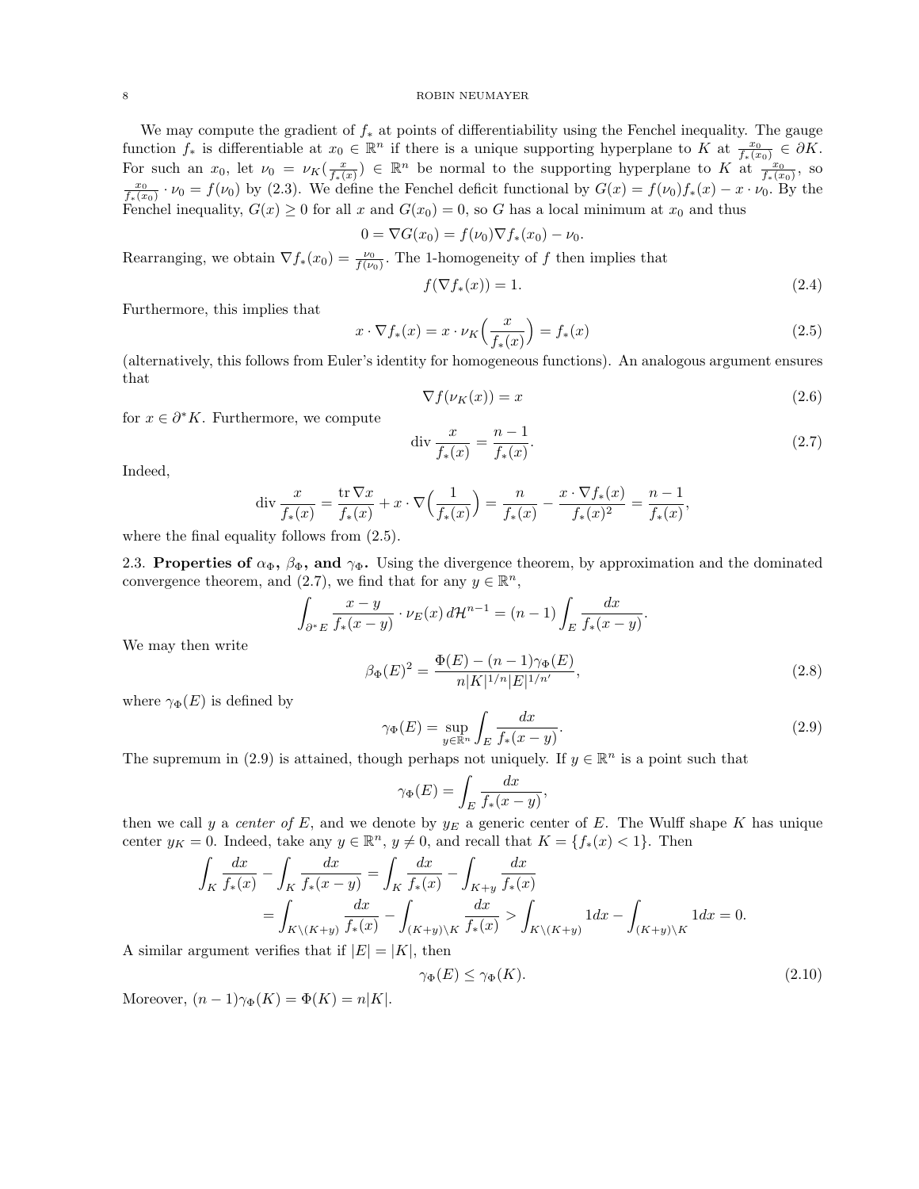We may compute the gradient of $f_*$ at points of differentiability using the Fenchel inequality. The gauge function $f_*$ is differentiable at $x_0 \in \mathbb{R}^n$ if there is a unique supporting hyperplane to $K$ at $\frac{x_0}{f_*(x_0)} \in \partial K$. For such an $x_0$, let $\nu_0 = \nu_K(\frac{x}{f_*(x)}) \in \mathbb{R}^n$ be normal to the supporting hyperplane to $K$ at $\frac{x_0}{f_*(x_0)}$, so $\frac{x_0}{f_*(x_0)} \cdot \nu_0 = f(\nu_0)$ by (2.3). We define the Fenchel deficit functional by $G(x) = f(\nu_0)f_*(x) - x\cdot\nu_0$. By the Fenchel inequality, $G(x) \geq 0$ for all $x$ and $G(x_0) = 0$, so $G$ has a local minimum at $x_0$ and thus

$$0 = \nabla G(x_0) = f(\nu_0)\nabla f_*(x_0) - \nu_0.$$

Rearranging, we obtain $\nabla f_*(x_0) = \frac{\nu_0}{f(\nu_0)}$. The 1-homogeneity of $f$ then implies that

$$f(\nabla f_*(x)) = 1. \tag{2.4}$$

Furthermore, this implies that

$$x \cdot \nabla f_*(x) = x \cdot \nu_K\Big(\frac{x}{f_*(x)}\Big) = f_*(x) \tag{2.5}$$

(alternatively, this follows from Euler's identity for homogeneous functions). An analogous argument ensures that

$$\nabla f(\nu_K(x)) = x \tag{2.6}$$

for $x \in \partial^* K$. Furthermore, we compute

$$\operatorname{div} \frac{x}{f_*(x)} = \frac{n-1}{f_*(x)}. \tag{2.7}$$

Indeed,

$$\operatorname{div} \frac{x}{f_*(x)} = \frac{\operatorname{tr} \nabla x}{f_*(x)} + x \cdot \nabla\Big(\frac{1}{f_*(x)}\Big) = \frac{n}{f_*(x)} - \frac{x\cdot \nabla f_*(x)}{f_*(x)^2} = \frac{n-1}{f_*(x)},$$

where the final equality follows from (2.5).

## 2.3. Properties of $\alpha_\Phi$, $\beta_\Phi$, and $\gamma_\Phi$.

Using the divergence theorem, by approximation and the dominated convergence theorem, and (2.7), we find that for any $y \in \mathbb{R}^n$,

$$\int_{\partial^* E} \frac{x-y}{f_*(x-y)} \cdot \nu_E(x)\, d\mathcal{H}^{n-1} = (n-1)\int_E \frac{dx}{f_*(x-y)}.$$

We may then write

$$\beta_\Phi(E)^2 = \frac{\Phi(E) - (n-1)\gamma_\Phi(E)}{n|K|^{1/n}|E|^{1/n'}}, \tag{2.8}$$

where $\gamma_\Phi(E)$ is defined by

$$\gamma_\Phi(E) = \sup_{y\in\mathbb{R}^n} \int_E \frac{dx}{f_*(x-y)}. \tag{2.9}$$

The supremum in (2.9) is attained, though perhaps not uniquely. If $y \in \mathbb{R}^n$ is a point such that

$$\gamma_\Phi(E) = \int_E \frac{dx}{f_*(x-y)},$$

then we call $y$ a *center of* $E$, and we denote by $y_E$ a generic center of $E$. The Wulff shape $K$ has unique center $y_K = 0$. Indeed, take any $y \in \mathbb{R}^n$, $y \neq 0$, and recall that $K = \{f_*(x) < 1\}$. Then

$$\begin{aligned}\int_K \frac{dx}{f_*(x)} - \int_K \frac{dx}{f_*(x-y)} &= \int_K \frac{dx}{f_*(x)} - \int_{K+y} \frac{dx}{f_*(x)} \\ &= \int_{K\setminus(K+y)} \frac{dx}{f_*(x)} - \int_{(K+y)\setminus K} \frac{dx}{f_*(x)} > \int_{K\setminus(K+y)} 1 dx - \int_{(K+y)\setminus K} 1 dx = 0.\end{aligned}$$

A similar argument verifies that if $|E| = |K|$, then

$$\gamma_\Phi(E) \leq \gamma_\Phi(K). \tag{2.10}$$

Moreover, $(n-1)\gamma_\Phi(K) = \Phi(K) = n|K|$.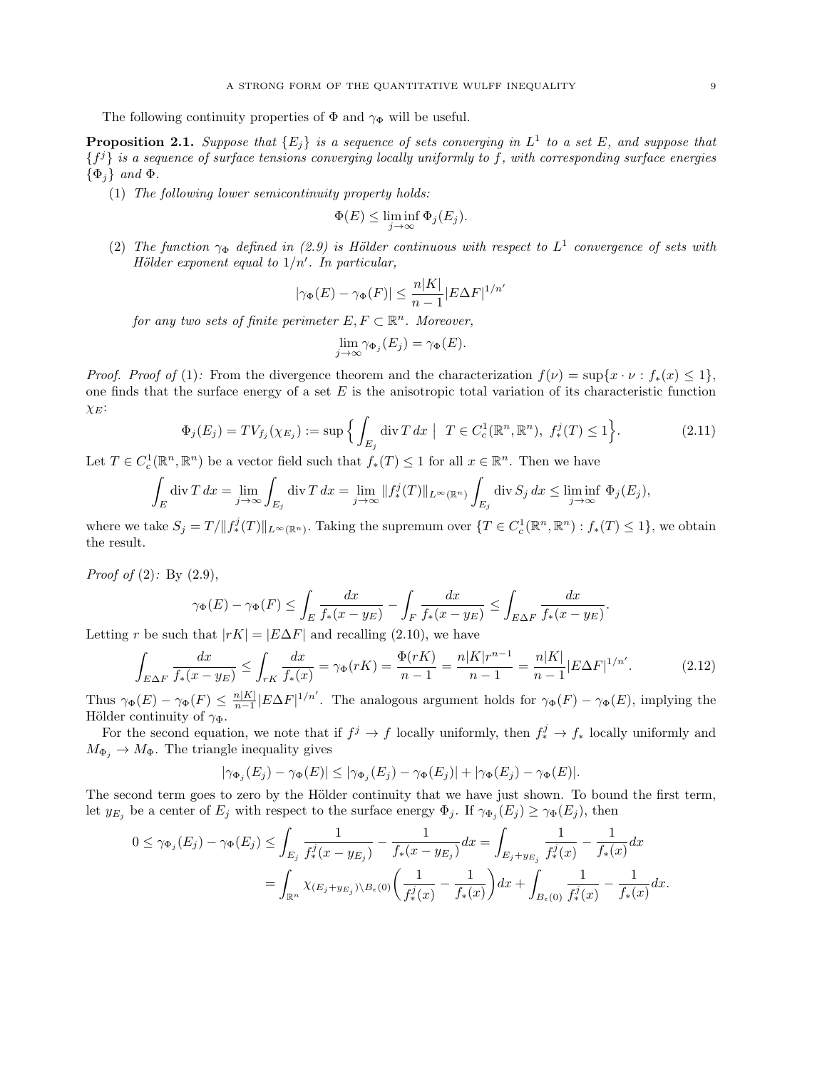The following continuity properties of $\Phi$ and $\gamma_\Phi$ will be useful.

**Proposition 2.1.** *Suppose that $\{E_j\}$ is a sequence of sets converging in $L^1$ to a set $E$, and suppose that $\{f^j\}$ is a sequence of surface tensions converging locally uniformly to $f$, with corresponding surface energies $\{\Phi_j\}$ and $\Phi$.*

(1) *The following lower semicontinuity property holds:*

$$\Phi(E) \leq \liminf_{j\to\infty} \Phi_j(E_j).$$

(2) *The function $\gamma_\Phi$ defined in (2.9) is Hölder continuous with respect to $L^1$ convergence of sets with Hölder exponent equal to $1/n'$. In particular,*

$$|\gamma_\Phi(E) - \gamma_\Phi(F)| \leq \frac{n|K|}{n-1}|E\Delta F|^{1/n'}$$

*for any two sets of finite perimeter $E, F \subset \mathbb{R}^n$. Moreover,*

$$\lim_{j\to\infty} \gamma_{\Phi_j}(E_j) = \gamma_\Phi(E).$$

*Proof. Proof of* (1)*:* From the divergence theorem and the characterization $f(\nu) = \sup\{x\cdot\nu : f_*(x) \leq 1\}$, one finds that the surface energy of a set $E$ is the anisotropic total variation of its characteristic function $\chi_E$:

$$\Phi_j(E_j) = TV_{f_j}(\chi_{E_j}) := \sup\Big\{ \int_{E_j} \operatorname{div} T\, dx \;\Big|\; T \in C^1_c(\mathbb{R}^n, \mathbb{R}^n),\ f^j_*(T) \leq 1\Big\}. \tag{2.11}$$

Let $T \in C^1_c(\mathbb{R}^n, \mathbb{R}^n)$ be a vector field such that $f_*(T) \leq 1$ for all $x \in \mathbb{R}^n$. Then we have

$$\int_E \operatorname{div} T\, dx = \lim_{j\to\infty} \int_{E_j} \operatorname{div} T\, dx = \lim_{j\to\infty} \|f^j_*(T)\|_{L^\infty(\mathbb{R}^n)} \int_{E_j} \operatorname{div} S_j\, dx \leq \liminf_{j\to\infty}\ \Phi_j(E_j),$$

where we take $S_j = T/\|f^j_*(T)\|_{L^\infty(\mathbb{R}^n)}$. Taking the supremum over $\{T \in C^1_c(\mathbb{R}^n, \mathbb{R}^n) : f_*(T) \leq 1\}$, we obtain the result.

*Proof of* (2)*:* By (2.9),

$$\gamma_\Phi(E) - \gamma_\Phi(F) \leq \int_E \frac{dx}{f_*(x-y_E)} - \int_F \frac{dx}{f_*(x-y_E)} \leq \int_{E\Delta F} \frac{dx}{f_*(x-y_E)}.$$

Letting $r$ be such that $|rK| = |E\Delta F|$ and recalling (2.10), we have

$$\int_{E\Delta F} \frac{dx}{f_*(x-y_E)} \leq \int_{rK} \frac{dx}{f_*(x)} = \gamma_\Phi(rK) = \frac{\Phi(rK)}{n-1} = \frac{n|K|r^{n-1}}{n-1} = \frac{n|K|}{n-1}|E\Delta F|^{1/n'}. \tag{2.12}$$

Thus $\gamma_\Phi(E) - \gamma_\Phi(F) \leq \frac{n|K|}{n-1}|E\Delta F|^{1/n'}$. The analogous argument holds for $\gamma_\Phi(F) - \gamma_\Phi(E)$, implying the Hölder continuity of $\gamma_\Phi$.

For the second equation, we note that if $f^j \to f$ locally uniformly, then $f^j_* \to f_*$ locally uniformly and $M_{\Phi_j} \to M_\Phi$. The triangle inequality gives

$$|\gamma_{\Phi_j}(E_j) - \gamma_\Phi(E)| \leq |\gamma_{\Phi_j}(E_j) - \gamma_\Phi(E_j)| + |\gamma_\Phi(E_j) - \gamma_\Phi(E)|.$$

The second term goes to zero by the Hölder continuity that we have just shown. To bound the first term, let $y_{E_j}$ be a center of $E_j$ with respect to the surface energy $\Phi_j$. If $\gamma_{\Phi_j}(E_j) \geq \gamma_\Phi(E_j)$, then

$$\begin{aligned}
0 \leq \gamma_{\Phi_j}(E_j) - \gamma_\Phi(E_j) &\leq \int_{E_j} \frac{1}{f^j_*(x-y_{E_j})} - \frac{1}{f_*(x-y_{E_j})}dx = \int_{E_j+y_{E_j}} \frac{1}{f^j_*(x)} - \frac{1}{f_*(x)}dx \\
&= \int_{\mathbb{R}^n} \chi_{(E_j+y_{E_j})\setminus B_\epsilon(0)}\bigg(\frac{1}{f^j_*(x)} - \frac{1}{f_*(x)}\bigg)dx + \int_{B_\epsilon(0)} \frac{1}{f^j_*(x)} - \frac{1}{f_*(x)}dx.
\end{aligned}$$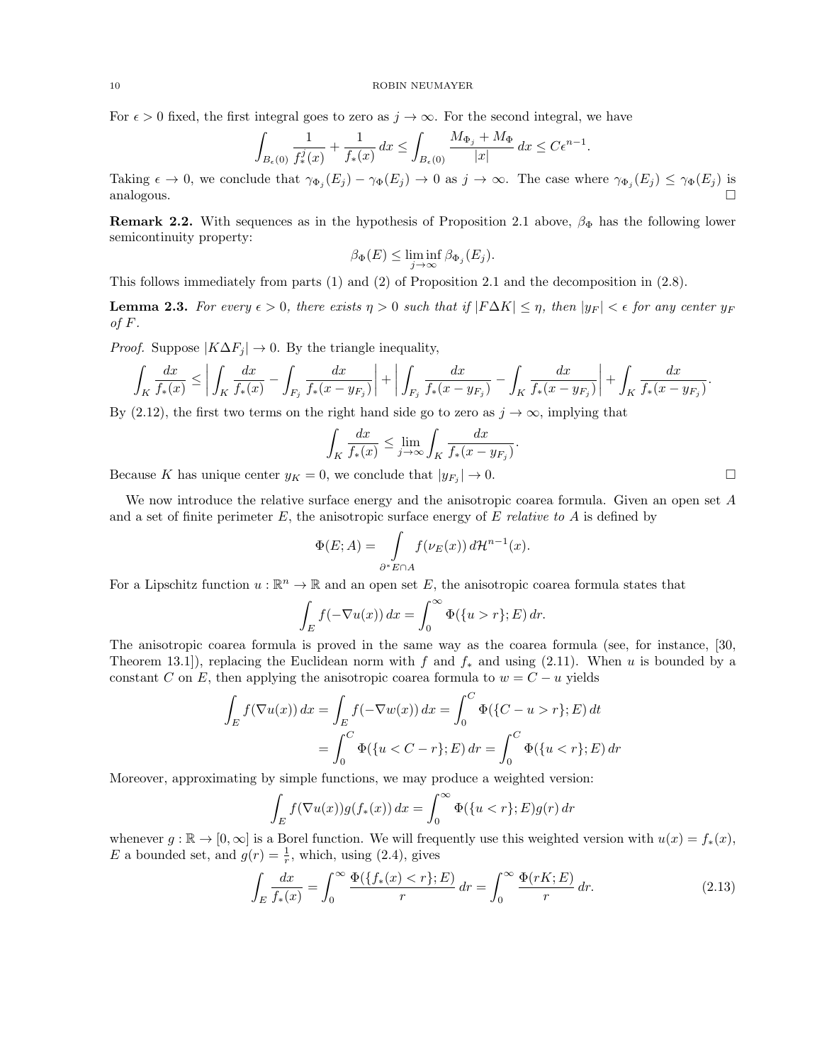For $\epsilon > 0$ fixed, the first integral goes to zero as $j \to \infty$. For the second integral, we have

$$\int_{B_\epsilon(0)} \frac{1}{f_*^j(x)} + \frac{1}{f_*(x)}\,dx \le \int_{B_\epsilon(0)} \frac{M_{\Phi_j} + M_\Phi}{|x|}\,dx \le C\epsilon^{n-1}.$$

Taking $\epsilon \to 0$, we conclude that $\gamma_{\Phi_j}(E_j) - \gamma_\Phi(E_j) \to 0$ as $j \to \infty$. The case where $\gamma_{\Phi_j}(E_j) \le \gamma_\Phi(E_j)$ is analogous. □

**Remark 2.2.** With sequences as in the hypothesis of Proposition 2.1 above, $\beta_\Phi$ has the following lower semicontinuity property:

$$\beta_\Phi(E) \le \liminf_{j\to\infty} \beta_{\Phi_j}(E_j).$$

This follows immediately from parts (1) and (2) of Proposition 2.1 and the decomposition in (2.8).

**Lemma 2.3.** *For every $\epsilon > 0$, there exists $\eta > 0$ such that if $|F\Delta K| \le \eta$, then $|y_F| < \epsilon$ for any center $y_F$ of $F$.*

*Proof.* Suppose $|K\Delta F_j| \to 0$. By the triangle inequality,

$$\int_K \frac{dx}{f_*(x)} \le \left| \int_K \frac{dx}{f_*(x)} - \int_{F_j} \frac{dx}{f_*(x-y_{F_j})} \right| + \left| \int_{F_j} \frac{dx}{f_*(x-y_{F_j})} - \int_K \frac{dx}{f_*(x-y_{F_j})} \right| + \int_K \frac{dx}{f_*(x-y_{F_j})}.$$

By (2.12), the first two terms on the right hand side go to zero as $j \to \infty$, implying that

$$\int_K \frac{dx}{f_*(x)} \le \lim_{j\to\infty} \int_K \frac{dx}{f_*(x-y_{F_j})}.$$

Because $K$ has unique center $y_K = 0$, we conclude that $|y_{F_j}| \to 0$. □

We now introduce the relative surface energy and the anisotropic coarea formula. Given an open set $A$ and a set of finite perimeter $E$, the anisotropic surface energy of $E$ *relative to* $A$ is defined by

$$\Phi(E;A) = \int_{\partial^* E\cap A} f(\nu_E(x))\,d\mathcal{H}^{n-1}(x).$$

For a Lipschitz function $u : \mathbb{R}^n \to \mathbb{R}$ and an open set $E$, the anisotropic coarea formula states that

$$\int_E f(-\nabla u(x))\,dx = \int_0^\infty \Phi(\{u > r\};E)\,dr.$$

The anisotropic coarea formula is proved in the same way as the coarea formula (see, for instance, [30, Theorem 13.1]), replacing the Euclidean norm with $f$ and $f_*$ and using (2.11). When $u$ is bounded by a constant $C$ on $E$, then applying the anisotropic coarea formula to $w = C - u$ yields

$$\begin{aligned}\int_E f(\nabla u(x))\,dx = \int_E f(-\nabla w(x))\,dx &= \int_0^C \Phi(\{C-u > r\};E)\,dt \\ &= \int_0^C \Phi(\{u < C-r\};E)\,dr = \int_0^C \Phi(\{u<r\};E)\,dr\end{aligned}$$

Moreover, approximating by simple functions, we may produce a weighted version:

$$\int_E f(\nabla u(x)) g(f_*(x))\,dx = \int_0^\infty \Phi(\{u<r\};E) g(r)\,dr$$

whenever $g : \mathbb{R} \to [0,\infty]$ is a Borel function. We will frequently use this weighted version with $u(x) = f_*(x)$, $E$ a bounded set, and $g(r) = \frac{1}{r}$, which, using (2.4), gives

$$\int_E \frac{dx}{f_*(x)} = \int_0^\infty \frac{\Phi(\{f_*(x) < r\};E)}{r}\,dr = \int_0^\infty \frac{\Phi(rK;E)}{r}\,dr. \tag{2.13}$$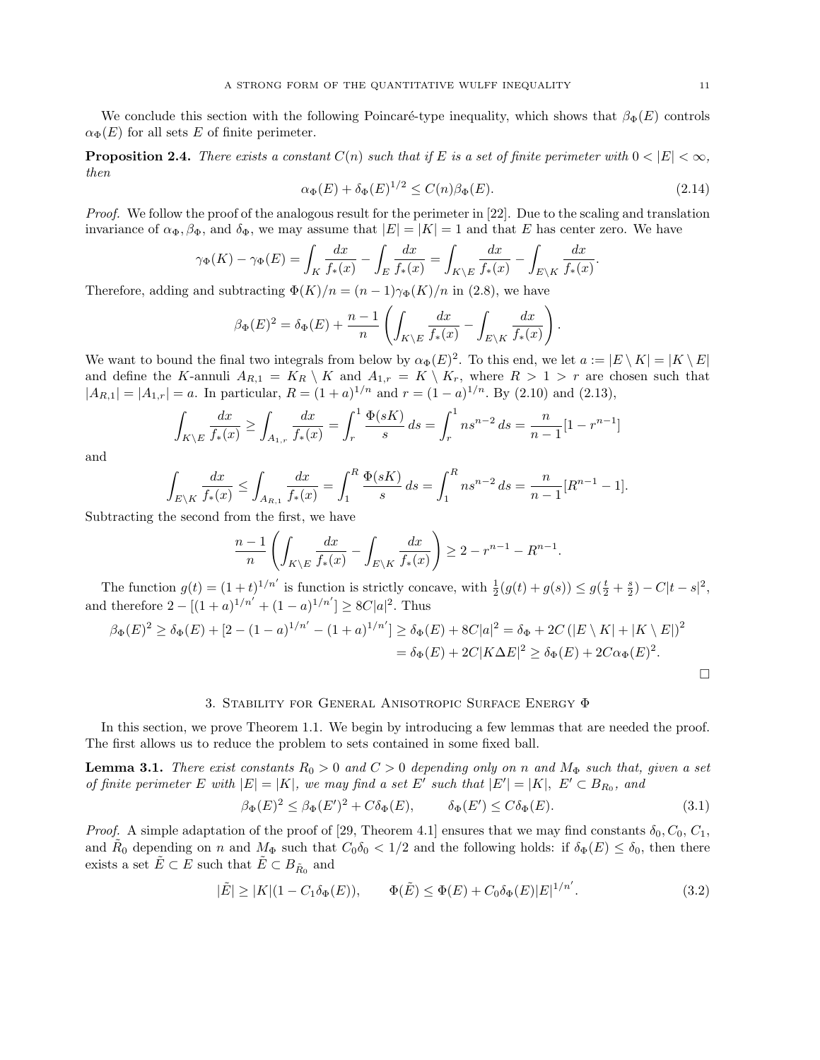We conclude this section with the following Poincaré-type inequality, which shows that $\beta_\Phi(E)$ controls $\alpha_\Phi(E)$ for all sets $E$ of finite perimeter.

**Proposition 2.4.** *There exists a constant $C(n)$ such that if $E$ is a set of finite perimeter with $0 < |E| < \infty$, then*

$$\alpha_\Phi(E) + \delta_\Phi(E)^{1/2} \leq C(n)\beta_\Phi(E). \tag{2.14}$$

*Proof.* We follow the proof of the analogous result for the perimeter in [22]. Due to the scaling and translation invariance of $\alpha_\Phi, \beta_\Phi$, and $\delta_\Phi$, we may assume that $|E| = |K| = 1$ and that $E$ has center zero. We have

$$\gamma_\Phi(K) - \gamma_\Phi(E) = \int_K \frac{dx}{f_*(x)} - \int_E \frac{dx}{f_*(x)} = \int_{K\setminus E} \frac{dx}{f_*(x)} - \int_{E\setminus K} \frac{dx}{f_*(x)}.$$

Therefore, adding and subtracting $\Phi(K)/n = (n-1)\gamma_\Phi(K)/n$ in (2.8), we have

$$\beta_\Phi(E)^2 = \delta_\Phi(E) + \frac{n-1}{n}\left(\int_{K\setminus E} \frac{dx}{f_*(x)} - \int_{E\setminus K} \frac{dx}{f_*(x)}\right).$$

We want to bound the final two integrals from below by $\alpha_\Phi(E)^2$. To this end, we let $a := |E \setminus K| = |K \setminus E|$ and define the $K$-annuli $A_{R,1} = K_R \setminus K$ and $A_{1,r} = K \setminus K_r$, where $R > 1 > r$ are chosen such that $|A_{R,1}| = |A_{1,r}| = a$. In particular, $R = (1+a)^{1/n}$ and $r = (1-a)^{1/n}$. By (2.10) and (2.13),

$$\int_{K\setminus E} \frac{dx}{f_*(x)} \geq \int_{A_{1,r}} \frac{dx}{f_*(x)} = \int_r^1 \frac{\Phi(sK)}{s}\, ds = \int_r^1 ns^{n-2}\, ds = \frac{n}{n-1}[1 - r^{n-1}]$$

and

$$\int_{E\setminus K} \frac{dx}{f_*(x)} \leq \int_{A_{R,1}} \frac{dx}{f_*(x)} = \int_1^R \frac{\Phi(sK)}{s}\, ds = \int_1^R ns^{n-2}\, ds = \frac{n}{n-1}[R^{n-1} - 1].$$

Subtracting the second from the first, we have

$$\frac{n-1}{n}\left(\int_{K\setminus E} \frac{dx}{f_*(x)} - \int_{E\setminus K} \frac{dx}{f_*(x)}\right) \geq 2 - r^{n-1} - R^{n-1}.$$

The function $g(t) = (1+t)^{1/n'}$ is function is strictly concave, with $\frac{1}{2}(g(t) + g(s)) \leq g(\frac{t}{2} + \frac{s}{2}) - C|t-s|^2$, and therefore $2 - [(1+a)^{1/n'} + (1-a)^{1/n'}] \geq 8C|a|^2$. Thus

$$\begin{aligned}\beta_\Phi(E)^2 \geq \delta_\Phi(E) + [2 - (1-a)^{1/n'} - (1+a)^{1/n'}] \geq \delta_\Phi(E) + 8C|a|^2 &= \delta_\Phi + 2C\left(|E\setminus K| + |K \setminus E|\right)^2 \\ &= \delta_\Phi(E) + 2C|K\Delta E|^2 \geq \delta_\Phi(E) + 2C\alpha_\Phi(E)^2.\end{aligned}$$

$\square$

## 3. Stability for General Anisotropic Surface Energy $\Phi$

In this section, we prove Theorem 1.1. We begin by introducing a few lemmas that are needed the proof. The first allows us to reduce the problem to sets contained in some fixed ball.

**Lemma 3.1.** *There exist constants $R_0 > 0$ and $C > 0$ depending only on $n$ and $M_\Phi$ such that, given a set of finite perimeter $E$ with $|E| = |K|$, we may find a set $E'$ such that $|E'| = |K|$, $E' \subset B_{R_0}$, and*

$$\beta_\Phi(E)^2 \leq \beta_\Phi(E')^2 + C\delta_\Phi(E), \qquad \delta_\Phi(E') \leq C\delta_\Phi(E). \tag{3.1}$$

*Proof.* A simple adaptation of the proof of [29, Theorem 4.1] ensures that we may find constants $\delta_0, C_0, C_1$, and $\tilde{R}_0$ depending on $n$ and $M_\Phi$ such that $C_0\delta_0 < 1/2$ and the following holds: if $\delta_\Phi(E) \leq \delta_0$, then there exists a set $\tilde{E} \subset E$ such that $\tilde{E} \subset B_{\tilde{R}_0}$ and

$$|\tilde{E}| \geq |K|(1 - C_1\delta_\Phi(E)), \qquad \Phi(\tilde{E}) \leq \Phi(E) + C_0\delta_\Phi(E)|E|^{1/n'}. \tag{3.2}$$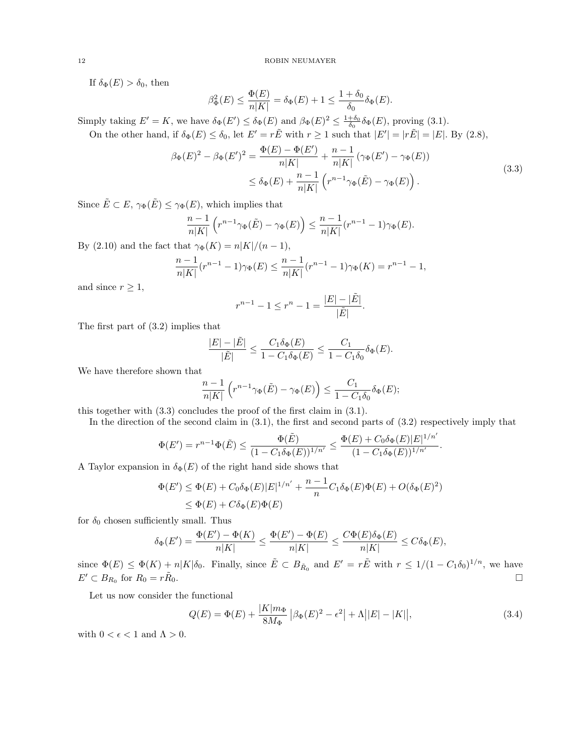If $\delta_\Phi(E) > \delta_0$, then

$$\beta^2_\Phi(E) \leq \frac{\Phi(E)}{n|K|} = \delta_\Phi(E) + 1 \leq \frac{1+\delta_0}{\delta_0}\delta_\Phi(E).$$

Simply taking $E' = K$, we have $\delta_\Phi(E') \leq \delta_\Phi(E)$ and $\beta_\Phi(E)^2 \leq \frac{1+\delta_0}{\delta_0}\delta_\Phi(E)$, proving (3.1).

On the other hand, if $\delta_\Phi(E) \leq \delta_0$, let $E' = r\tilde{E}$ with $r \geq 1$ such that $|E'| = |r\tilde{E}| = |E|$. By (2.8),

$$\begin{aligned}\beta_\Phi(E)^2 - \beta_\Phi(E')^2 &= \frac{\Phi(E) - \Phi(E')}{n|K|} + \frac{n-1}{n|K|}\left(\gamma_\Phi(E') - \gamma_\Phi(E)\right)\\ &\leq \delta_\Phi(E) + \frac{n-1}{n|K|}\left(r^{n-1}\gamma_\Phi(\tilde{E}) - \gamma_\Phi(E)\right).\end{aligned} \tag{3.3}$$

Since $\tilde{E} \subset E$, $\gamma_\Phi(\tilde{E}) \leq \gamma_\Phi(E)$, which implies that

$$\frac{n-1}{n|K|}\left(r^{n-1}\gamma_\Phi(\tilde{E}) - \gamma_\Phi(E)\right) \leq \frac{n-1}{n|K|}(r^{n-1}-1)\gamma_\Phi(E).$$

By (2.10) and the fact that $\gamma_\Phi(K) = n|K|/(n-1)$,

$$\frac{n-1}{n|K|}(r^{n-1}-1)\gamma_\Phi(E) \leq \frac{n-1}{n|K|}(r^{n-1}-1)\gamma_\Phi(K) = r^{n-1}-1,$$

and since $r \geq 1$,

$$r^{n-1} - 1 \leq r^n - 1 = \frac{|E| - |\tilde{E}|}{|\tilde{E}|}.$$

The first part of (3.2) implies that

$$\frac{|E| - |\tilde{E}|}{|\tilde{E}|} \leq \frac{C_1\delta_\Phi(E)}{1 - C_1\delta_\Phi(E)} \leq \frac{C_1}{1 - C_1\delta_0}\delta_\Phi(E).$$

We have therefore shown that

$$\frac{n-1}{n|K|}\left(r^{n-1}\gamma_\Phi(\tilde{E}) - \gamma_\Phi(E)\right) \leq \frac{C_1}{1-C_1\delta_0}\delta_\Phi(E);$$

this together with (3.3) concludes the proof of the first claim in (3.1).

In the direction of the second claim in (3.1), the first and second parts of (3.2) respectively imply that

$$\Phi(E') = r^{n-1}\Phi(\tilde{E}) \leq \frac{\Phi(\tilde{E})}{(1 - C_1\delta_\Phi(E))^{1/n'}} \leq \frac{\Phi(E) + C_0\delta_\Phi(E)|E|^{1/n'}}{(1 - C_1\delta_\Phi(E))^{1/n'}}.$$

A Taylor expansion in $\delta_\Phi(E)$ of the right hand side shows that

$$\begin{aligned}\Phi(E') &\leq \Phi(E) + C_0\delta_\Phi(E)|E|^{1/n'} + \frac{n-1}{n}C_1\delta_\Phi(E)\Phi(E) + O(\delta_\Phi(E)^2)\\ &\leq \Phi(E) + C\delta_\Phi(E)\Phi(E)\end{aligned}$$

for $\delta_0$ chosen sufficiently small. Thus

$$\delta_\Phi(E') = \frac{\Phi(E') - \Phi(K)}{n|K|} \leq \frac{\Phi(E') - \Phi(E)}{n|K|} \leq \frac{C\Phi(E)\delta_\Phi(E)}{n|K|} \leq C\delta_\Phi(E),$$

since $\Phi(E) \leq \Phi(K) + n|K|\delta_0$. Finally, since $\tilde{E} \subset B_{\tilde{R}_0}$ and $E' = r\tilde{E}$ with $r \leq 1/(1 - C_1\delta_0)^{1/n}$, we have $E' \subset B_{R_0}$ for $R_0 = r\tilde{R}_0$. $\square$

Let us now consider the functional

$$Q(E) = \Phi(E) + \frac{|K|m_\Phi}{8M_\Phi}\left|\beta_\Phi(E)^2 - \epsilon^2\right| + \Lambda\big||E| - |K|\big|, \tag{3.4}$$

with $0 < \epsilon < 1$ and $\Lambda > 0$.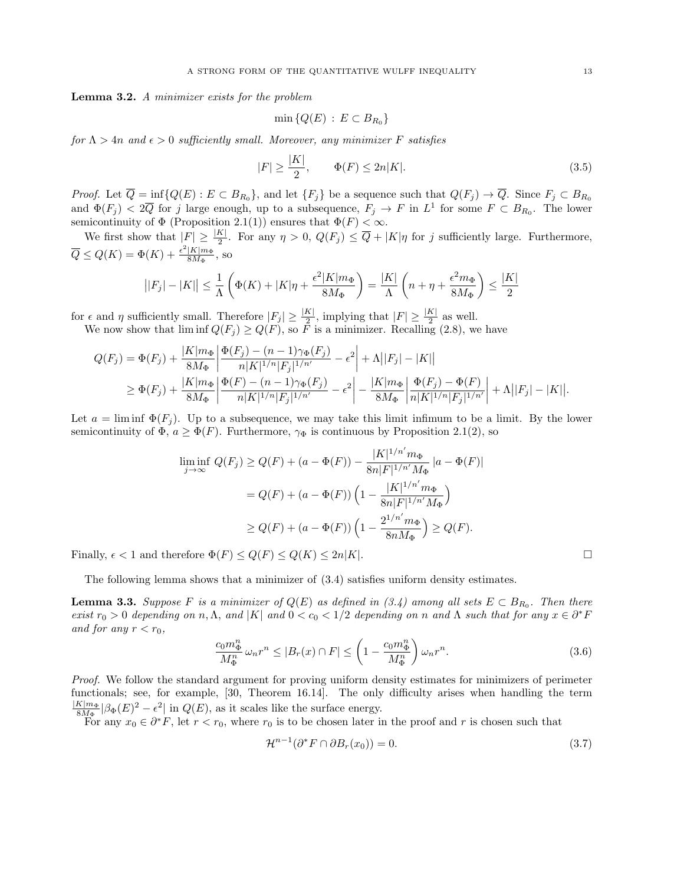**Lemma 3.2.** *A minimizer exists for the problem*

$$\min\{Q(E)\,:\,E\subset B_{R_0}\}$$

*for $\Lambda > 4n$ and $\epsilon > 0$ sufficiently small. Moreover, any minimizer $F$ satisfies*

$$|F|\geq \frac{|K|}{2}, \qquad \Phi(F)\leq 2n|K|. \tag{3.5}$$

*Proof.* Let $\overline{Q}=\inf\{Q(E): E\subset B_{R_0}\}$, and let $\{F_j\}$ be a sequence such that $Q(F_j)\to\overline{Q}$. Since $F_j\subset B_{R_0}$ and $\Phi(F_j)<2\overline{Q}$ for $j$ large enough, up to a subsequence, $F_j\to F$ in $L^1$ for some $F\subset B_{R_0}$. The lower semicontinuity of $\Phi$ (Proposition 2.1(1)) ensures that $\Phi(F)<\infty$.

We first show that $|F|\geq \frac{|K|}{2}$. For any $\eta>0$, $Q(F_j)\leq \overline{Q}+|K|\eta$ for $j$ sufficiently large. Furthermore, $\overline{Q}\leq Q(K)=\Phi(K)+\frac{\epsilon^2|K|m_\Phi}{8M_\Phi}$, so

$$\big||F_j|-|K|\big|\leq \frac{1}{\Lambda}\left(\Phi(K)+|K|\eta+\frac{\epsilon^2|K|m_\Phi}{8M_\Phi}\right)=\frac{|K|}{\Lambda}\left(n+\eta+\frac{\epsilon^2 m_\Phi}{8M_\Phi}\right)\leq\frac{|K|}{2}$$

for $\epsilon$ and $\eta$ sufficiently small. Therefore $|F_j|\geq\frac{|K|}{2}$, implying that $|F|\geq\frac{|K|}{2}$ as well.

We now show that $\liminf Q(F_j)\geq Q(F)$, so $F$ is a minimizer. Recalling (2.8), we have

$$\begin{aligned}
Q(F_j)&=\Phi(F_j)+\frac{|K|m_\Phi}{8M_\Phi}\left|\frac{\Phi(F_j)-(n-1)\gamma_\Phi(F_j)}{n|K|^{1/n}|F_j|^{1/n'}}-\epsilon^2\right|+\Lambda\big||F_j|-|K|\big|\\
&\geq \Phi(F_j)+\frac{|K|m_\Phi}{8M_\Phi}\left|\frac{\Phi(F)-(n-1)\gamma_\Phi(F_j)}{n|K|^{1/n}|F_j|^{1/n'}}-\epsilon^2\right|-\frac{|K|m_\Phi}{8M_\Phi}\left|\frac{\Phi(F_j)-\Phi(F)}{n|K|^{1/n}|F_j|^{1/n'}}\right|+\Lambda\big||F_j|-|K|\big|.
\end{aligned}$$

Let $a=\liminf\Phi(F_j)$. Up to a subsequence, we may take this limit infimum to be a limit. By the lower semicontinuity of $\Phi$, $a\geq\Phi(F)$. Furthermore, $\gamma_\Phi$ is continuous by Proposition 2.1(2), so

$$\begin{aligned}
\liminf_{j\to\infty} Q(F_j)&\geq Q(F)+(a-\Phi(F))-\frac{|K|^{1/n'}m_\Phi}{8n|F|^{1/n'}M_\Phi}\,|a-\Phi(F)|\\
&=Q(F)+(a-\Phi(F))\left(1-\frac{|K|^{1/n'}m_\Phi}{8n|F|^{1/n'}M_\Phi}\right)\\
&\geq Q(F)+(a-\Phi(F))\left(1-\frac{2^{1/n'}m_\Phi}{8nM_\Phi}\right)\geq Q(F).
\end{aligned}$$

Finally, $\epsilon<1$ and therefore $\Phi(F)\leq Q(F)\leq Q(K)\leq 2n|K|$. $\square$

The following lemma shows that a minimizer of (3.4) satisfies uniform density estimates.

**Lemma 3.3.** *Suppose $F$ is a minimizer of $Q(E)$ as defined in (3.4) among all sets $E\subset B_{R_0}$. Then there exist $r_0>0$ depending on $n,\Lambda,$ and $|K|$ and $0<c_0<1/2$ depending on $n$ and $\Lambda$ such that for any $x\in\partial^*F$ and for any $r<r_0$,*

$$\frac{c_0m_\Phi^n}{M_\Phi^n}\,\omega_nr^n\leq|B_r(x)\cap F|\leq\left(1-\frac{c_0m_\Phi^n}{M_\Phi^n}\right)\omega_nr^n. \tag{3.6}$$

*Proof.* We follow the standard argument for proving uniform density estimates for minimizers of perimeter functionals; see, for example, [30, Theorem 16.14]. The only difficulty arises when handling the term $\frac{|K|m_\Phi}{8M_\Phi}|\beta_\Phi(E)^2-\epsilon^2|$ in $Q(E)$, as it scales like the surface energy.

For any $x_0\in\partial^*F$, let $r<r_0$, where $r_0$ is to be chosen later in the proof and $r$ is chosen such that

$$\mathcal{H}^{n-1}(\partial^*F\cap\partial B_r(x_0))=0. \tag{3.7}$$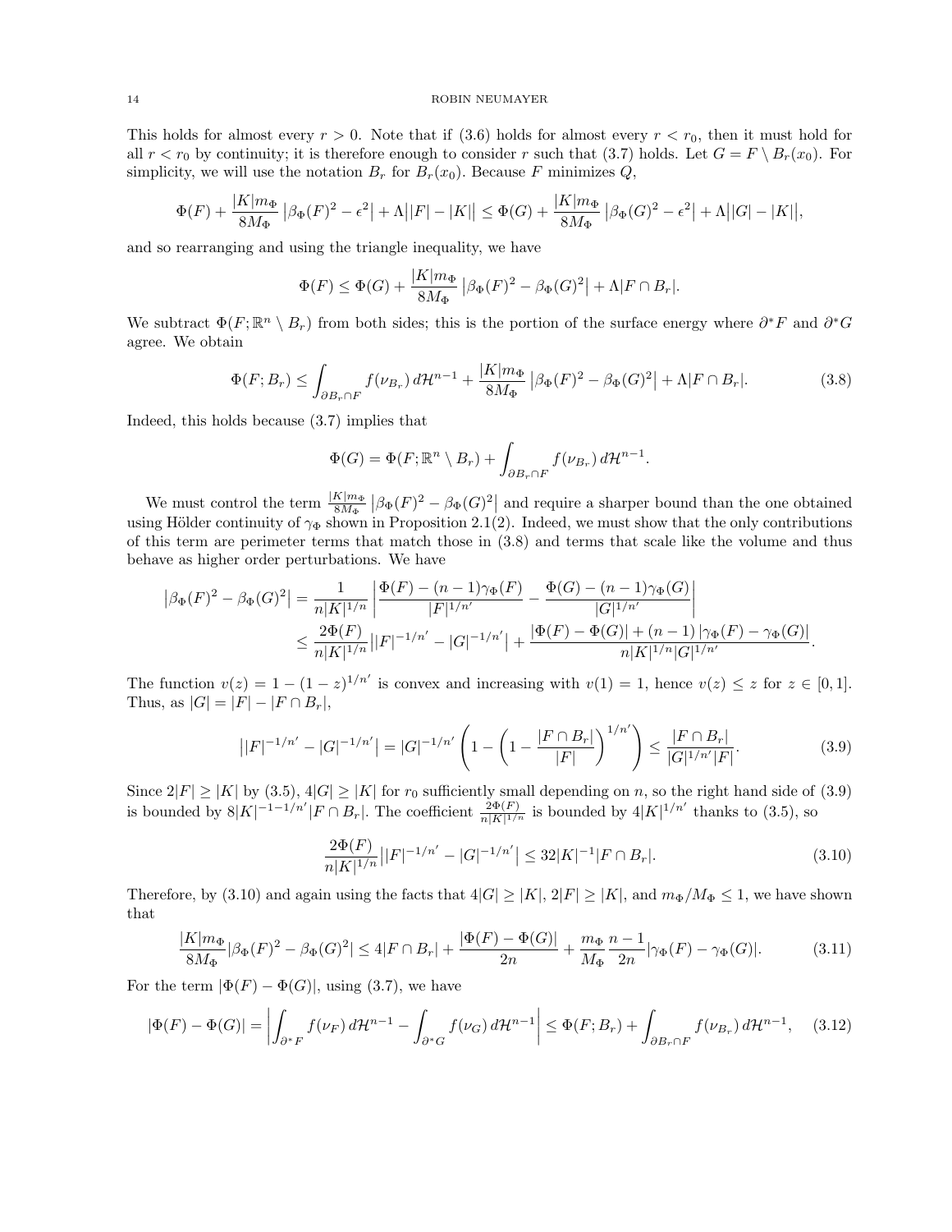This holds for almost every $r > 0$. Note that if (3.6) holds for almost every $r < r_0$, then it must hold for all $r < r_0$ by continuity; it is therefore enough to consider $r$ such that (3.7) holds. Let $G = F \setminus B_r(x_0)$. For simplicity, we will use the notation $B_r$ for $B_r(x_0)$. Because $F$ minimizes $Q$,

$$\Phi(F) + \frac{|K|m_\Phi}{8M_\Phi}\left|\beta_\Phi(F)^2 - \epsilon^2\right| + \Lambda\big||F| - |K|\big| \leq \Phi(G) + \frac{|K|m_\Phi}{8M_\Phi}\left|\beta_\Phi(G)^2 - \epsilon^2\right| + \Lambda\big||G| - |K|\big|,$$

and so rearranging and using the triangle inequality, we have

$$\Phi(F) \leq \Phi(G) + \frac{|K|m_\Phi}{8M_\Phi}\left|\beta_\Phi(F)^2 - \beta_\Phi(G)^2\right| + \Lambda|F \cap B_r|.$$

We subtract $\Phi(F; \mathbb{R}^n \setminus B_r)$ from both sides; this is the portion of the surface energy where $\partial^* F$ and $\partial^* G$ agree. We obtain

$$\Phi(F; B_r) \leq \int_{\partial B_r \cap F} f(\nu_{B_r})\, d\mathcal{H}^{n-1} + \frac{|K|m_\Phi}{8M_\Phi}\left|\beta_\Phi(F)^2 - \beta_\Phi(G)^2\right| + \Lambda|F \cap B_r|. \tag{3.8}$$

Indeed, this holds because (3.7) implies that

$$\Phi(G) = \Phi(F; \mathbb{R}^n \setminus B_r) + \int_{\partial B_r \cap F} f(\nu_{B_r})\, d\mathcal{H}^{n-1}.$$

We must control the term $\frac{|K|m_\Phi}{8M_\Phi}\left|\beta_\Phi(F)^2 - \beta_\Phi(G)^2\right|$ and require a sharper bound than the one obtained using Hölder continuity of $\gamma_\Phi$ shown in Proposition 2.1(2). Indeed, we must show that the only contributions of this term are perimeter terms that match those in (3.8) and terms that scale like the volume and thus behave as higher order perturbations. We have

$$\begin{aligned}
\left|\beta_\Phi(F)^2 - \beta_\Phi(G)^2\right| &= \frac{1}{n|K|^{1/n}}\left|\frac{\Phi(F) - (n-1)\gamma_\Phi(F)}{|F|^{1/n'}} - \frac{\Phi(G) - (n-1)\gamma_\Phi(G)}{|G|^{1/n'}}\right| \\
&\leq \frac{2\Phi(F)}{n|K|^{1/n}}\big||F|^{-1/n'} - |G|^{-1/n'}\big| + \frac{|\Phi(F) - \Phi(G)| + (n-1)\left|\gamma_\Phi(F) - \gamma_\Phi(G)\right|}{n|K|^{1/n}|G|^{1/n'}}.
\end{aligned}$$

The function $v(z) = 1 - (1-z)^{1/n'}$ is convex and increasing with $v(1) = 1$, hence $v(z) \leq z$ for $z \in [0,1]$. Thus, as $|G| = |F| - |F \cap B_r|$,

$$\big||F|^{-1/n'} - |G|^{-1/n'}\big| = |G|^{-1/n'}\left(1 - \left(1 - \frac{|F \cap B_r|}{|F|}\right)^{1/n'}\right) \leq \frac{|F \cap B_r|}{|G|^{1/n'}|F|}. \tag{3.9}$$

Since $2|F| \geq |K|$ by (3.5), $4|G| \geq |K|$ for $r_0$ sufficiently small depending on $n$, so the right hand side of (3.9) is bounded by $8|K|^{-1-1/n'}|F \cap B_r|$. The coefficient $\frac{2\Phi(F)}{n|K|^{1/n}}$ is bounded by $4|K|^{1/n'}$ thanks to (3.5), so

$$\frac{2\Phi(F)}{n|K|^{1/n}}\big||F|^{-1/n'} - |G|^{-1/n'}\big| \leq 32|K|^{-1}|F \cap B_r|. \tag{3.10}$$

Therefore, by (3.10) and again using the facts that $4|G| \geq |K|$, $2|F| \geq |K|$, and $m_\Phi/M_\Phi \leq 1$, we have shown that

$$\frac{|K|m_\Phi}{8M_\Phi}|\beta_\Phi(F)^2 - \beta_\Phi(G)^2| \leq 4|F \cap B_r| + \frac{|\Phi(F) - \Phi(G)|}{2n} + \frac{m_\Phi}{M_\Phi}\frac{n-1}{2n}|\gamma_\Phi(F) - \gamma_\Phi(G)|. \tag{3.11}$$

For the term $|\Phi(F) - \Phi(G)|$, using (3.7), we have

$$|\Phi(F) - \Phi(G)| = \left|\int_{\partial^* F} f(\nu_F)\, d\mathcal{H}^{n-1} - \int_{\partial^* G} f(\nu_G)\, d\mathcal{H}^{n-1}\right| \leq \Phi(F; B_r) + \int_{\partial B_r \cap F} f(\nu_{B_r})\, d\mathcal{H}^{n-1}, \tag{3.12}$$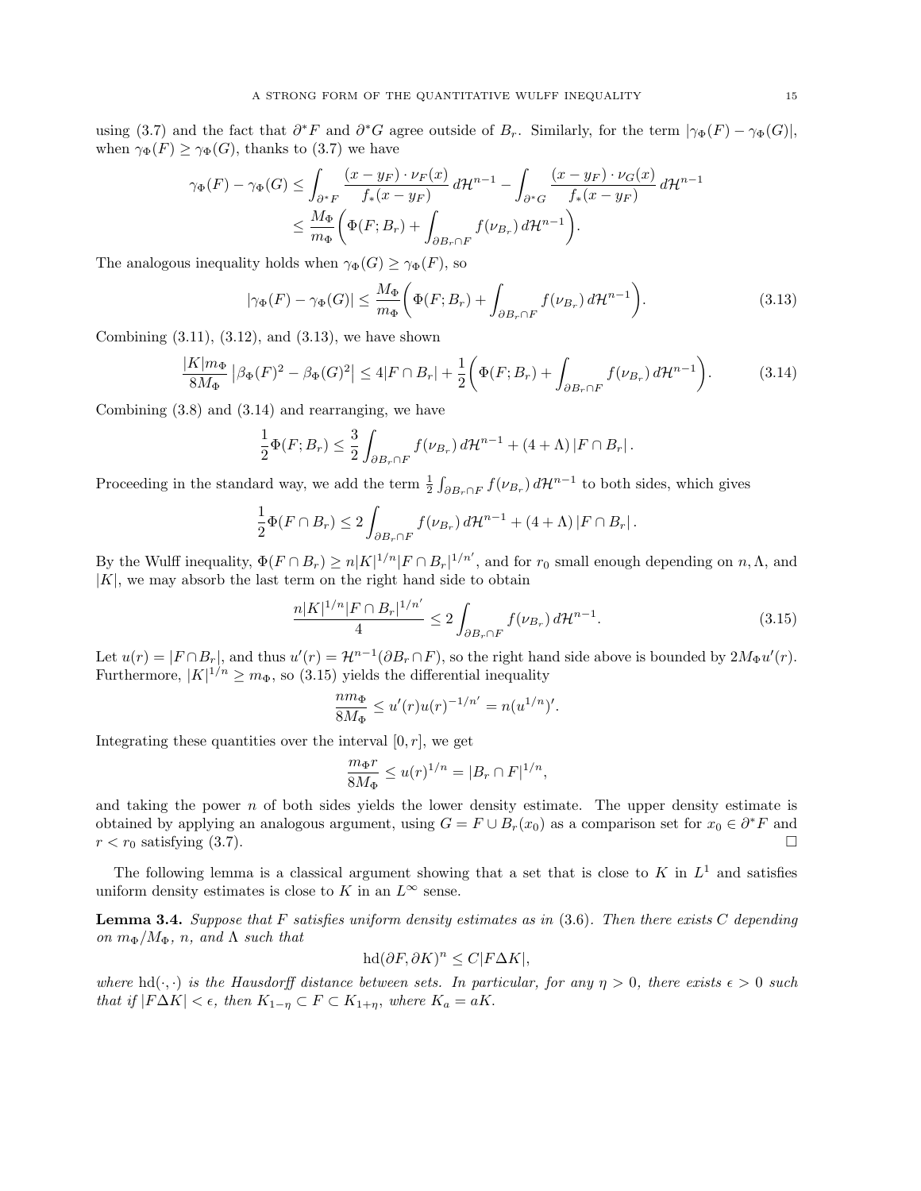using (3.7) and the fact that $\partial^* F$ and $\partial^* G$ agree outside of $B_r$. Similarly, for the term $|\gamma_\Phi(F) - \gamma_\Phi(G)|$, when $\gamma_\Phi(F) \geq \gamma_\Phi(G)$, thanks to (3.7) we have

$$
\begin{aligned}
\gamma_\Phi(F) - \gamma_\Phi(G) &\leq \int_{\partial^* F} \frac{(x - y_F)\cdot \nu_F(x)}{f_*(x - y_F)}\, d\mathcal{H}^{n-1} - \int_{\partial^* G} \frac{(x - y_F)\cdot \nu_G(x)}{f_*(x - y_F)}\, d\mathcal{H}^{n-1} \\
&\leq \frac{M_\Phi}{m_\Phi}\bigg( \Phi(F; B_r) + \int_{\partial B_r \cap F} f(\nu_{B_r})\, d\mathcal{H}^{n-1}\bigg).
\end{aligned}
$$

The analogous inequality holds when $\gamma_\Phi(G) \geq \gamma_\Phi(F)$, so

$$
|\gamma_\Phi(F) - \gamma_\Phi(G)| \leq \frac{M_\Phi}{m_\Phi}\bigg( \Phi(F; B_r) + \int_{\partial B_r \cap F} f(\nu_{B_r})\, d\mathcal{H}^{n-1}\bigg). \tag{3.13}
$$

Combining (3.11), (3.12), and (3.13), we have shown

$$
\frac{|K| m_\Phi}{8M_\Phi}\left|\beta_\Phi(F)^2 - \beta_\Phi(G)^2\right| \leq 4|F\cap B_r| + \frac{1}{2}\bigg( \Phi(F; B_r) + \int_{\partial B_r \cap F} f(\nu_{B_r})\, d\mathcal{H}^{n-1}\bigg). \tag{3.14}
$$

Combining (3.8) and (3.14) and rearranging, we have

$$
\frac{1}{2}\Phi(F; B_r) \leq \frac{3}{2}\int_{\partial B_r \cap F} f(\nu_{B_r})\, d\mathcal{H}^{n-1} + (4 + \Lambda)\,|F \cap B_r|\,.
$$

Proceeding in the standard way, we add the term $\frac{1}{2}\int_{\partial B_r \cap F} f(\nu_{B_r})\, d\mathcal{H}^{n-1}$ to both sides, which gives

$$
\frac{1}{2}\Phi(F \cap B_r) \leq 2\int_{\partial B_r \cap F} f(\nu_{B_r})\, d\mathcal{H}^{n-1} + (4 + \Lambda)\,|F \cap B_r|\,.
$$

By the Wulff inequality, $\Phi(F \cap B_r) \geq n|K|^{1/n}|F\cap B_r|^{1/n'}$, and for $r_0$ small enough depending on $n, \Lambda$, and $|K|$, we may absorb the last term on the right hand side to obtain

$$
\frac{n|K|^{1/n}|F\cap B_r|^{1/n'}}{4} \leq 2\int_{\partial B_r \cap F} f(\nu_{B_r})\, d\mathcal{H}^{n-1}. \tag{3.15}
$$

Let $u(r) = |F \cap B_r|$, and thus $u'(r) = \mathcal{H}^{n-1}(\partial B_r \cap F)$, so the right hand side above is bounded by $2M_\Phi u'(r)$. Furthermore, $|K|^{1/n} \geq m_\Phi$, so (3.15) yields the differential inequality

$$
\frac{n m_\Phi}{8M_\Phi} \leq u'(r) u(r)^{-1/n'} = n(u^{1/n})'.
$$

Integrating these quantities over the interval $[0, r]$, we get

$$
\frac{m_\Phi r}{8 M_\Phi} \leq u(r)^{1/n} = |B_r \cap F|^{1/n},
$$

and taking the power $n$ of both sides yields the lower density estimate. The upper density estimate is obtained by applying an analogous argument, using $G = F \cup B_r(x_0)$ as a comparison set for $x_0 \in \partial^* F$ and $r < r_0$ satisfying (3.7). $\square$

The following lemma is a classical argument showing that a set that is close to $K$ in $L^1$ and satisfies uniform density estimates is close to $K$ in an $L^\infty$ sense.

**Lemma 3.4.** *Suppose that $F$ satisfies uniform density estimates as in (3.6). Then there exists $C$ depending on $m_\Phi/M_\Phi$, $n$, and $\Lambda$ such that*

$$
\mathrm{hd}(\partial F, \partial K)^n \leq C|F\Delta K|,
$$

*where $\mathrm{hd}(\cdot,\cdot)$ is the Hausdorff distance between sets. In particular, for any $\eta > 0$, there exists $\epsilon > 0$ such that if $|F\Delta K| < \epsilon$, then $K_{1-\eta} \subset F \subset K_{1+\eta}$, where $K_a = aK$.*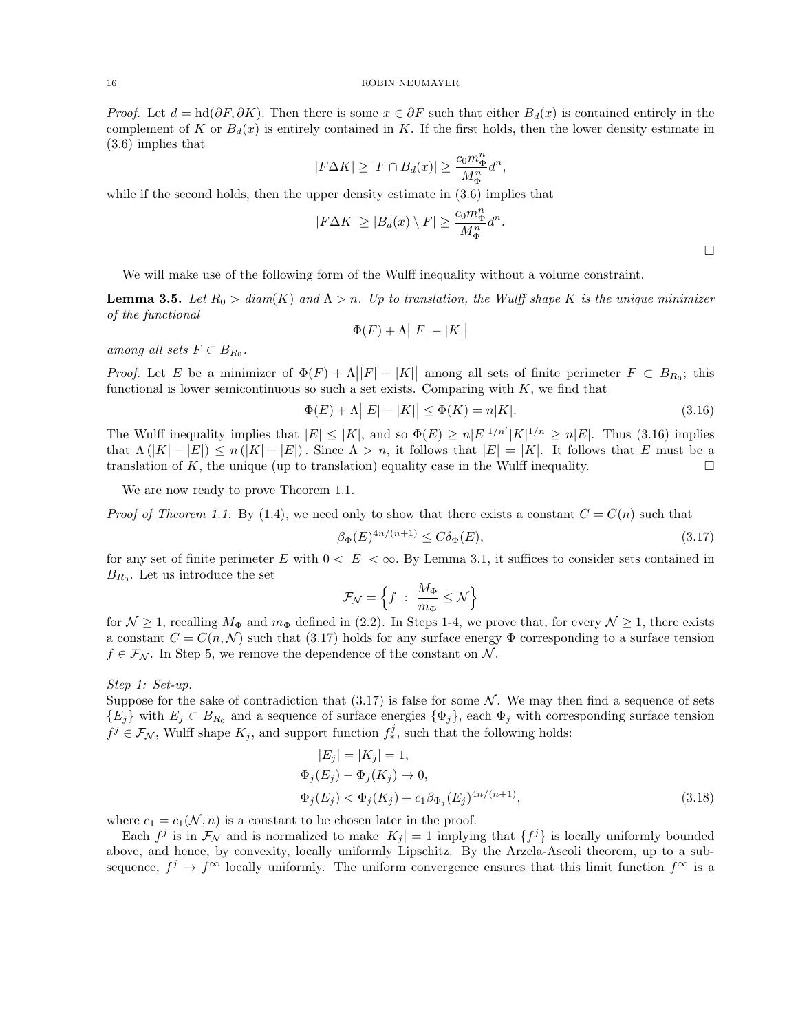*Proof.* Let $d = \mathrm{hd}(\partial F, \partial K)$. Then there is some $x \in \partial F$ such that either $B_d(x)$ is contained entirely in the complement of $K$ or $B_d(x)$ is entirely contained in $K$. If the first holds, then the lower density estimate in (3.6) implies that

$$|F \Delta K| \geq |F \cap B_d(x)| \geq \frac{c_0 m_\Phi^n}{M_\Phi^n} d^n,$$

while if the second holds, then the upper density estimate in (3.6) implies that

$$|F \Delta K| \geq |B_d(x) \setminus F| \geq \frac{c_0 m_\Phi^n}{M_\Phi^n} d^n.$$

□

We will make use of the following form of the Wulff inequality without a volume constraint.

**Lemma 3.5.** *Let $R_0 > diam(K)$ and $\Lambda > n$. Up to translation, the Wulff shape $K$ is the unique minimizer of the functional*

$$\Phi(F) + \Lambda\big||F| - |K|\big|$$

*among all sets $F \subset B_{R_0}$.*

*Proof.* Let $E$ be a minimizer of $\Phi(F) + \Lambda\big||F| - |K|\big|$ among all sets of finite perimeter $F \subset B_{R_0}$; this functional is lower semicontinuous so such a set exists. Comparing with $K$, we find that

$$\Phi(E) + \Lambda\big||E| - |K|\big| \leq \Phi(K) = n|K|. \tag{3.16}$$

The Wulff inequality implies that $|E| \leq |K|$, and so $\Phi(E) \geq n|E|^{1/n'}|K|^{1/n} \geq n|E|$. Thus (3.16) implies that $\Lambda\left(|K| - |E|\right) \leq n\left(|K| - |E|\right)$. Since $\Lambda > n$, it follows that $|E| = |K|$. It follows that $E$ must be a translation of $K$, the unique (up to translation) equality case in the Wulff inequality. □

We are now ready to prove Theorem 1.1.

*Proof of Theorem 1.1.* By (1.4), we need only to show that there exists a constant $C = C(n)$ such that

$$\beta_\Phi(E)^{4n/(n+1)} \leq C\delta_\Phi(E), \tag{3.17}$$

for any set of finite perimeter $E$ with $0 < |E| < \infty$. By Lemma 3.1, it suffices to consider sets contained in $B_{R_0}$. Let us introduce the set

$$\mathcal{F}_\mathcal{N} = \left\{ f \ : \ \frac{M_\Phi}{m_\Phi} \leq \mathcal{N} \right\}$$

for $\mathcal{N} \geq 1$, recalling $M_\Phi$ and $m_\Phi$ defined in (2.2). In Steps 1-4, we prove that, for every $\mathcal{N} \geq 1$, there exists a constant $C = C(n, \mathcal{N})$ such that (3.17) holds for any surface energy $\Phi$ corresponding to a surface tension $f \in \mathcal{F}_\mathcal{N}$. In Step 5, we remove the dependence of the constant on $\mathcal{N}$.

*Step 1: Set-up.*
Suppose for the sake of contradiction that (3.17) is false for some $\mathcal{N}$. We may then find a sequence of sets $\{E_j\}$ with $E_j \subset B_{R_0}$ and a sequence of surface energies $\{\Phi_j\}$, each $\Phi_j$ with corresponding surface tension $f^j \in \mathcal{F}_\mathcal{N}$, Wulff shape $K_j$, and support function $f_*^j$, such that the following holds:

$$\begin{aligned}
|E_j| &= |K_j| = 1,\\
\Phi_j(E_j) - \Phi_j(K_j) &\to 0,\\
\Phi_j(E_j) &< \Phi_j(K_j) + c_1 \beta_{\Phi_j}(E_j)^{4n/(n+1)},
\end{aligned} \tag{3.18}$$

where $c_1 = c_1(\mathcal{N}, n)$ is a constant to be chosen later in the proof.

Each $f^j$ is in $\mathcal{F}_\mathcal{N}$ and is normalized to make $|K_j| = 1$ implying that $\{f^j\}$ is locally uniformly bounded above, and hence, by convexity, locally uniformly Lipschitz. By the Arzela-Ascoli theorem, up to a subsequence, $f^j \to f^\infty$ locally uniformly. The uniform convergence ensures that this limit function $f^\infty$ is a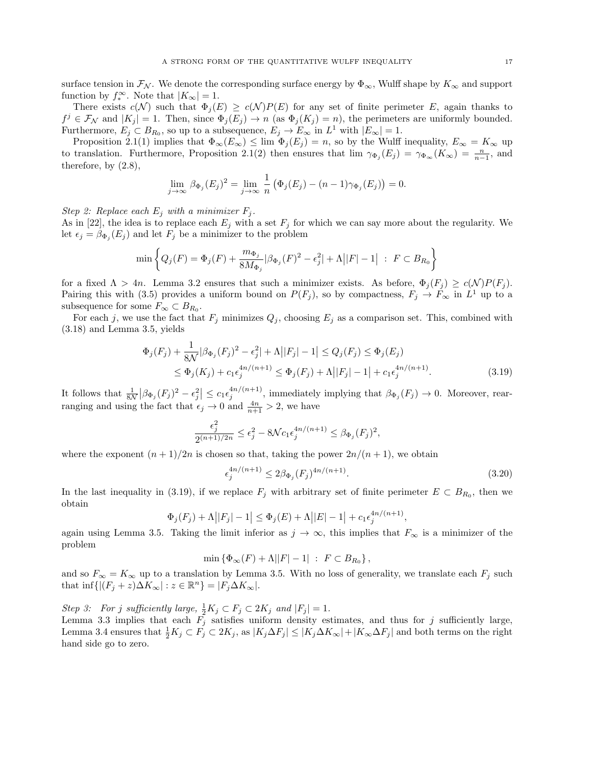surface tension in $\mathcal{F}_\mathcal{N}$. We denote the corresponding surface energy by $\Phi_\infty$, Wulff shape by $K_\infty$ and support function by $f_*^\infty$. Note that $|K_\infty| = 1$.

There exists $c(\mathcal{N})$ such that $\Phi_j(E) \geq c(\mathcal{N})P(E)$ for any set of finite perimeter $E$, again thanks to $f^j \in \mathcal{F}_\mathcal{N}$ and $|K_j| = 1$. Then, since $\Phi_j(E_j) \to n$ (as $\Phi_j(K_j) = n$), the perimeters are uniformly bounded. Furthermore, $E_j \subset B_{R_0}$, so up to a subsequence, $E_j \to E_\infty$ in $L^1$ with $|E_\infty| = 1$.

Proposition 2.1(1) implies that $\Phi_\infty(E_\infty) \leq \lim \Phi_j(E_j) = n$, so by the Wulff inequality, $E_\infty = K_\infty$ up to translation. Furthermore, Proposition 2.1(2) then ensures that $\lim \gamma_{\Phi_j}(E_j) = \gamma_{\Phi_\infty}(K_\infty) = \frac{n}{n-1}$, and therefore, by (2.8),

$$\lim_{j\to\infty} \beta_{\Phi_j}(E_j)^2 = \lim_{j\to\infty} \frac{1}{n}\left(\Phi_j(E_j) - (n-1)\gamma_{\Phi_j}(E_j)\right) = 0.$$

*Step 2: Replace each $E_j$ with a minimizer $F_j$.*
As in [22], the idea is to replace each $E_j$ with a set $F_j$ for which we can say more about the regularity. We let $\epsilon_j = \beta_{\Phi_j}(E_j)$ and let $F_j$ be a minimizer to the problem

$$\min\left\{ Q_j(F) = \Phi_j(F) + \frac{m_{\Phi_j}}{8M_{\Phi_j}}|\beta_{\Phi_j}(F)^2 - \epsilon_j^2| + \Lambda\big||F|-1\big| \ : \ F \subset B_{R_0}\right\}$$

for a fixed $\Lambda > 4n$. Lemma 3.2 ensures that such a minimizer exists. As before, $\Phi_j(F_j) \geq c(\mathcal{N})P(F_j)$. Pairing this with (3.5) provides a uniform bound on $P(F_j)$, so by compactness, $F_j \to F_\infty$ in $L^1$ up to a subsequence for some $F_\infty \subset B_{R_0}$.

For each $j$, we use the fact that $F_j$ minimizes $Q_j$, choosing $E_j$ as a comparison set. This, combined with (3.18) and Lemma 3.5, yields

$$\begin{aligned}
\Phi_j(F_j) + \frac{1}{8\mathcal{N}}|\beta_{\Phi_j}(F_j)^2 - \epsilon_j^2| + \Lambda\big||F_j|-1\big| &\leq Q_j(F_j) \leq \Phi_j(E_j) \\
&\leq \Phi_j(K_j) + c_1\epsilon_j^{4n/(n+1)} \leq \Phi_j(F_j) + \Lambda\big||F_j|-1\big| + c_1\epsilon_j^{4n/(n+1)}. \qquad (3.19)
\end{aligned}$$

It follows that $\frac{1}{8\mathcal{N}}\big|\beta_{\Phi_j}(F_j)^2 - \epsilon_j^2\big| \leq c_1\epsilon_j^{4n/(n+1)}$, immediately implying that $\beta_{\Phi_j}(F_j) \to 0$. Moreover, rearranging and using the fact that $\epsilon_j \to 0$ and $\frac{4n}{n+1} > 2$, we have

$$\frac{\epsilon_j^2}{2^{(n+1)/2n}} \leq \epsilon_j^2 - 8\mathcal{N}c_1\epsilon_j^{4n/(n+1)} \leq \beta_{\Phi_j}(F_j)^2,$$

where the exponent $(n+1)/2n$ is chosen so that, taking the power $2n/(n+1)$, we obtain

$$\epsilon_j^{4n/(n+1)} \leq 2\beta_{\Phi_j}(F_j)^{4n/(n+1)}. \qquad (3.20)$$

In the last inequality in (3.19), if we replace $F_j$ with arbitrary set of finite perimeter $E \subset B_{R_0}$, then we obtain

$$\Phi_j(F_j) + \Lambda\big||F_j|-1\big| \leq \Phi_j(E) + \Lambda\big||E|-1\big| + c_1\epsilon_j^{4n/(n+1)},$$

again using Lemma 3.5. Taking the limit inferior as $j \to \infty$, this implies that $F_\infty$ is a minimizer of the problem

$$\min\left\{\Phi_\infty(F) + \Lambda||F|-1| \ : \ F \subset B_{R_0}\right\},$$

and so $F_\infty = K_\infty$ up to a translation by Lemma 3.5. With no loss of generality, we translate each $F_j$ such that $\inf\{|(F_j + z)\Delta K_\infty| : z \in \mathbb{R}^n\} = |F_j \Delta K_\infty|$.

*Step 3: For $j$ sufficiently large, $\frac{1}{2}K_j \subset F_j \subset 2K_j$ and $|F_j| = 1$.*
Lemma 3.3 implies that each $F_j$ satisfies uniform density estimates, and thus for $j$ sufficiently large, Lemma 3.4 ensures that $\frac{1}{2}K_j \subset F_j \subset 2K_j$, as $|K_j\Delta F_j| \leq |K_j\Delta K_\infty| + |K_\infty \Delta F_j|$ and both terms on the right hand side go to zero.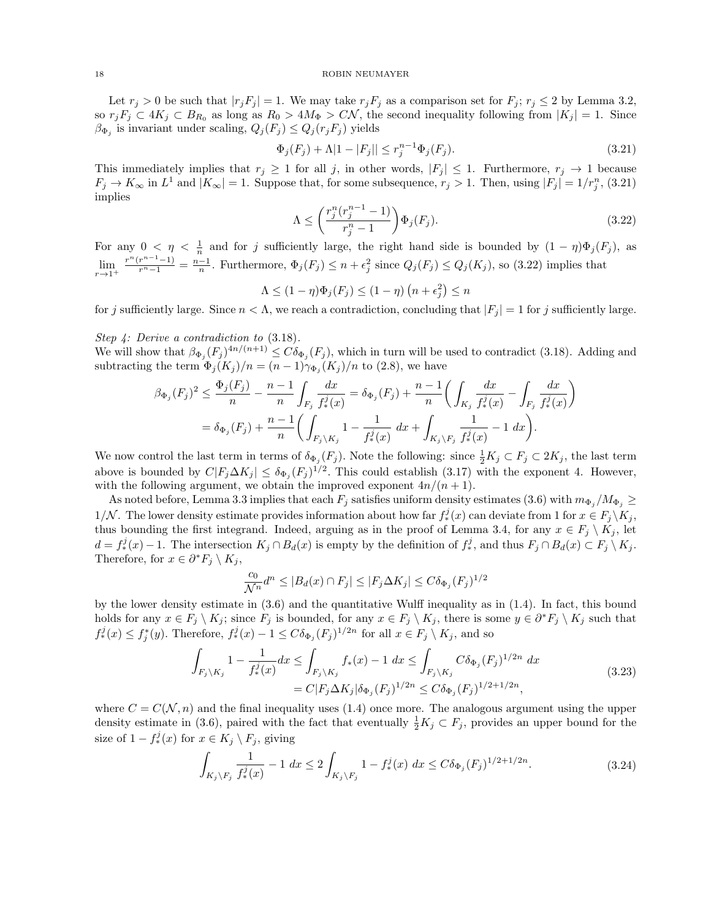Let $r_j > 0$ be such that $|r_jF_j| = 1$. We may take $r_jF_j$ as a comparison set for $F_j$; $r_j \leq 2$ by Lemma 3.2, so $r_jF_j \subset 4K_j \subset B_{R_0}$ as long as $R_0 > 4M_\Phi > C\mathcal{N}$, the second inequality following from $|K_j| = 1$. Since $\beta_{\Phi_j}$ is invariant under scaling, $Q_j(F_j) \leq Q_j(r_jF_j)$ yields

$$\Phi_j(F_j) + \Lambda|1 - |F_j|| \leq r_j^{n-1}\Phi_j(F_j). \tag{3.21}$$

This immediately implies that $r_j \geq 1$ for all $j$, in other words, $|F_j| \leq 1$. Furthermore, $r_j \to 1$ because $F_j \to K_\infty$ in $L^1$ and $|K_\infty| = 1$. Suppose that, for some subsequence, $r_j > 1$. Then, using $|F_j| = 1/r_j^n$, (3.21) implies

$$\Lambda \leq \left(\frac{r_j^n(r_j^{n-1} - 1)}{r_j^n - 1}\right)\Phi_j(F_j). \tag{3.22}$$

For any $0 < \eta < \frac{1}{n}$ and for $j$ sufficiently large, the right hand side is bounded by $(1-\eta)\Phi_j(F_j)$, as $\lim_{r\to 1^+} \frac{r^n(r^{n-1}-1)}{r^n-1} = \frac{n-1}{n}$. Furthermore, $\Phi_j(F_j) \leq n + \epsilon_j^2$ since $Q_j(F_j) \leq Q_j(K_j)$, so (3.22) implies that

$$\Lambda \leq (1-\eta)\Phi_j(F_j) \leq (1-\eta)\left(n + \epsilon_j^2\right) \leq n$$

for $j$ sufficiently large. Since $n < \Lambda$, we reach a contradiction, concluding that $|F_j| = 1$ for $j$ sufficiently large.

*Step 4: Derive a contradiction to* (3.18).
We will show that $\beta_{\Phi_j}(F_j)^{4n/(n+1)} \leq C\delta_{\Phi_j}(F_j)$, which in turn will be used to contradict (3.18). Adding and subtracting the term $\Phi_j(K_j)/n = (n-1)\gamma_{\Phi_j}(K_j)/n$ to (2.8), we have

$$\begin{aligned}
\beta_{\Phi_j}(F_j)^2 &\leq \frac{\Phi_j(F_j)}{n} - \frac{n-1}{n}\int_{F_j}\frac{dx}{f_*^j(x)} = \delta_{\Phi_j}(F_j) + \frac{n-1}{n}\left(\int_{K_j}\frac{dx}{f_*^j(x)} - \int_{F_j}\frac{dx}{f_*^j(x)}\right)\\
&= \delta_{\Phi_j}(F_j) + \frac{n-1}{n}\left(\int_{F_j\setminus K_j} 1 - \frac{1}{f_*^j(x)}\ dx + \int_{K_j\setminus F_j}\frac{1}{f_*^j(x)} - 1\ dx\right).
\end{aligned}$$

We now control the last term in terms of $\delta_{\Phi_j}(F_j)$. Note the following: since $\frac{1}{2}K_j \subset F_j \subset 2K_j$, the last term above is bounded by $C|F_j\Delta K_j| \leq \delta_{\Phi_j}(F_j)^{1/2}$. This could establish (3.17) with the exponent 4. However, with the following argument, we obtain the improved exponent $4n/(n+1)$.

As noted before, Lemma 3.3 implies that each $F_j$ satisfies uniform density estimates (3.6) with $m_{\Phi_j}/M_{\Phi_j} \geq 1/\mathcal{N}$. The lower density estimate provides information about how far $f_*^j(x)$ can deviate from 1 for $x \in F_j\setminus K_j$, thus bounding the first integrand. Indeed, arguing as in the proof of Lemma 3.4, for any $x \in F_j \setminus K_j$, let $d = f_*^j(x) - 1$. The intersection $K_j \cap B_d(x)$ is empty by the definition of $f_*^j$, and thus $F_j \cap B_d(x) \subset F_j \setminus K_j$. Therefore, for $x \in \partial^*F_j \setminus K_j$,

$$\frac{c_0}{\mathcal{N}^n}d^n \leq |B_d(x)\cap F_j| \leq |F_j\Delta K_j| \leq C\delta_{\Phi_j}(F_j)^{1/2}$$

by the lower density estimate in (3.6) and the quantitative Wulff inequality as in (1.4). In fact, this bound holds for any $x \in F_j \setminus K_j$; since $F_j$ is bounded, for any $x \in F_j \setminus K_j$, there is some $y \in \partial^*F_j \setminus K_j$ such that $f_*^j(x) \leq f_j^*(y)$. Therefore, $f_*^j(x) - 1 \leq C\delta_{\Phi_j}(F_j)^{1/2n}$ for all $x \in F_j \setminus K_j$, and so

$$\begin{aligned}
\int_{F_j\setminus K_j} 1 - \frac{1}{f_*^j(x)}dx &\leq \int_{F_j\setminus K_j} f_*(x) - 1\ dx \leq \int_{F_j\setminus K_j} C\delta_{\Phi_j}(F_j)^{1/2n}\ dx\\
&= C|F_j\Delta K_j|\delta_{\Phi_j}(F_j)^{1/2n} \leq C\delta_{\Phi_j}(F_j)^{1/2+1/2n},
\end{aligned} \tag{3.23}$$

where $C = C(\mathcal{N}, n)$ and the final inequality uses (1.4) once more. The analogous argument using the upper density estimate in (3.6), paired with the fact that eventually $\frac{1}{2}K_j \subset F_j$, provides an upper bound for the size of $1 - f_*^j(x)$ for $x \in K_j \setminus F_j$, giving

$$\int_{K_j\setminus F_j}\frac{1}{f_*^j(x)} - 1\ dx \leq 2\int_{K_j\setminus F_j} 1 - f_*^j(x)\ dx \leq C\delta_{\Phi_j}(F_j)^{1/2+1/2n}. \tag{3.24}$$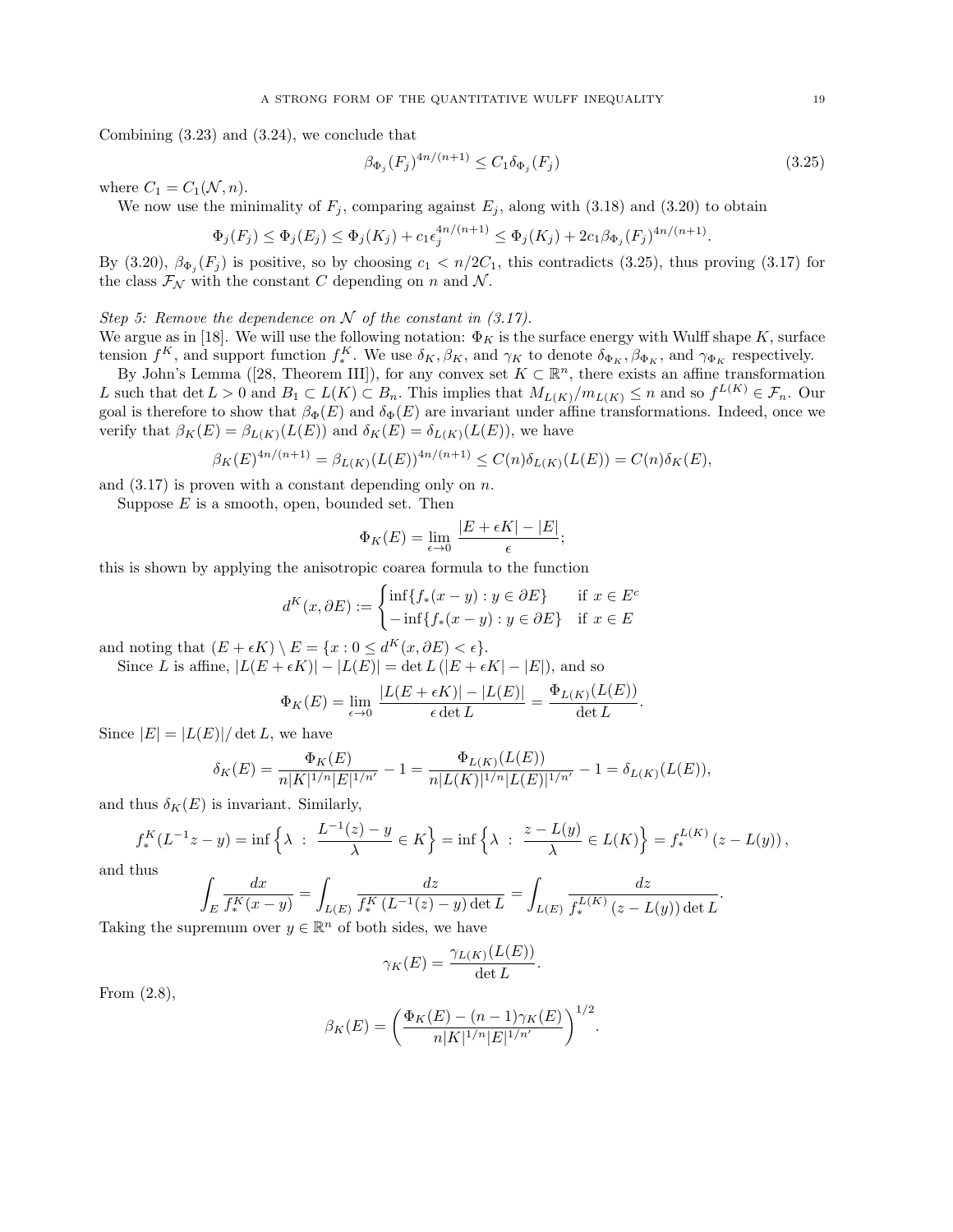Combining (3.23) and (3.24), we conclude that

$$\beta_{\Phi_j}(F_j)^{4n/(n+1)} \leq C_1 \delta_{\Phi_j}(F_j) \tag{3.25}$$

where $C_1 = C_1(\mathcal{N}, n)$.

We now use the minimality of $F_j$, comparing against $E_j$, along with (3.18) and (3.20) to obtain

$$\Phi_j(F_j) \leq \Phi_j(E_j) \leq \Phi_j(K_j) + c_1\epsilon_j^{4n/(n+1)} \leq \Phi_j(K_j) + 2c_1\beta_{\Phi_j}(F_j)^{4n/(n+1)}.$$

By (3.20), $\beta_{\Phi_j}(F_j)$ is positive, so by choosing $c_1 < n/2C_1$, this contradicts (3.25), thus proving (3.17) for the class $\mathcal{F}_\mathcal{N}$ with the constant $C$ depending on $n$ and $\mathcal{N}$.

*Step 5: Remove the dependence on $\mathcal{N}$ of the constant in (3.17).*
We argue as in [18]. We will use the following notation: $\Phi_K$ is the surface energy with Wulff shape $K$, surface tension $f^K$, and support function $f_*^K$. We use $\delta_K, \beta_K$, and $\gamma_K$ to denote $\delta_{\Phi_K}, \beta_{\Phi_K}$, and $\gamma_{\Phi_K}$ respectively.

By John's Lemma ([28, Theorem III]), for any convex set $K \subset \mathbb{R}^n$, there exists an affine transformation $L$ such that $\det L > 0$ and $B_1 \subset L(K) \subset B_n$. This implies that $M_{L(K)}/m_{L(K)} \leq n$ and so $f^{L(K)} \in \mathcal{F}_n$. Our goal is therefore to show that $\beta_\Phi(E)$ and $\delta_\Phi(E)$ are invariant under affine transformations. Indeed, once we verify that $\beta_K(E) = \beta_{L(K)}(L(E))$ and $\delta_K(E) = \delta_{L(K)}(L(E))$, we have

$$\beta_K(E)^{4n/(n+1)} = \beta_{L(K)}(L(E))^{4n/(n+1)} \leq C(n)\delta_{L(K)}(L(E)) = C(n)\delta_K(E),$$

and (3.17) is proven with a constant depending only on $n$.

Suppose $E$ is a smooth, open, bounded set. Then

$$\Phi_K(E) = \lim_{\epsilon \to 0} \frac{|E + \epsilon K| - |E|}{\epsilon};$$

this is shown by applying the anisotropic coarea formula to the function

$$d^K(x, \partial E) := \begin{cases} \inf\{f_*(x-y) : y \in \partial E\} & \text{if } x \in E^c \\ -\inf\{f_*(x-y) : y \in \partial E\} & \text{if } x \in E \end{cases}$$

and noting that $(E + \epsilon K) \setminus E = \{x : 0 \leq d^K(x, \partial E) < \epsilon\}$.

Since $L$ is affine, $|L(E + \epsilon K)| - |L(E)| = \det L\,(|E + \epsilon K| - |E|)$, and so

$$\Phi_K(E) = \lim_{\epsilon \to 0} \frac{|L(E + \epsilon K)| - |L(E)|}{\epsilon \det L} = \frac{\Phi_{L(K)}(L(E))}{\det L}.$$

Since $|E| = |L(E)|/\det L$, we have

$$\delta_K(E) = \frac{\Phi_K(E)}{n|K|^{1/n}|E|^{1/n'}} - 1 = \frac{\Phi_{L(K)}(L(E))}{n|L(K)|^{1/n}|L(E)|^{1/n'}} - 1 = \delta_{L(K)}(L(E)),$$

and thus $\delta_K(E)$ is invariant. Similarly,

$$f_*^K(L^{-1}z - y) = \inf\Big\{\lambda \ :\ \frac{L^{-1}(z) - y}{\lambda} \in K\Big\} = \inf\Big\{\lambda \ :\ \frac{z - L(y)}{\lambda} \in L(K)\Big\} = f_*^{L(K)}\left(z - L(y)\right),$$

and thus

$$\int_E \frac{dx}{f_*^K(x-y)} = \int_{L(E)} \frac{dz}{f_*^K\left(L^{-1}(z) - y\right)\det L} = \int_{L(E)} \frac{dz}{f_*^{L(K)}\left(z - L(y)\right)\det L}.$$

Taking the supremum over $y \in \mathbb{R}^n$ of both sides, we have

$$\gamma_K(E) = \frac{\gamma_{L(K)}(L(E))}{\det L}.$$

From (2.8),

$$\beta_K(E) = \left(\frac{\Phi_K(E) - (n-1)\gamma_K(E)}{n|K|^{1/n}|E|^{1/n'}}\right)^{1/2}.$$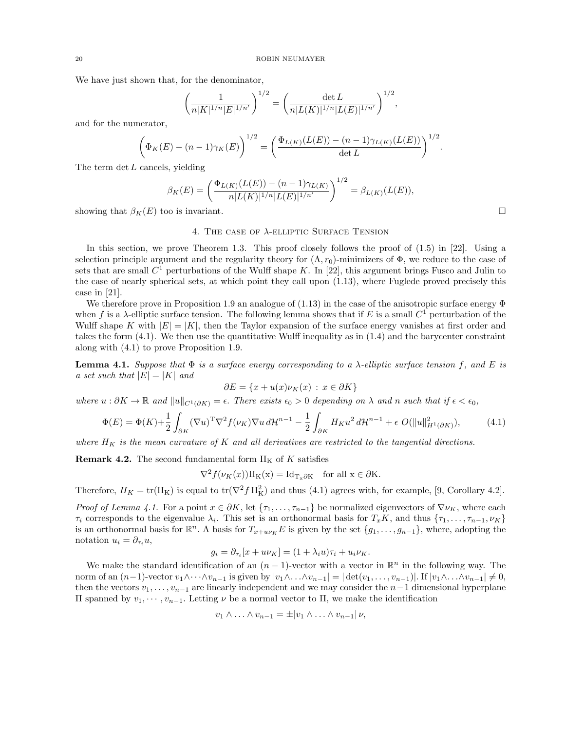We have just shown that, for the denominator,

$$\left(\frac{1}{n|K|^{1/n}|E|^{1/n'}}\right)^{1/2} = \left(\frac{\det L}{n|L(K)|^{1/n}|L(E)|^{1/n'}}\right)^{1/2},$$

and for the numerator,

$$\bigg(\Phi_K(E) - (n-1)\gamma_K(E)\bigg)^{1/2} = \left(\frac{\Phi_{L(K)}(L(E)) - (n-1)\gamma_{L(K)}(L(E))}{\det L}\right)^{1/2}.$$

The term $\det L$ cancels, yielding

$$\beta_K(E) = \left(\frac{\Phi_{L(K)}(L(E)) - (n-1)\gamma_{L(K)}}{n|L(K)|^{1/n}|L(E)|^{1/n'}}\right)^{1/2} = \beta_{L(K)}(L(E)),$$

showing that $\beta_K(E)$ too is invariant. □

## 4. The case of $\lambda$-elliptic Surface Tension

In this section, we prove Theorem 1.3. This proof closely follows the proof of (1.5) in [22]. Using a selection principle argument and the regularity theory for $(\Lambda, r_0)$-minimizers of $\Phi$, we reduce to the case of sets that are small $C^1$ perturbations of the Wulff shape $K$. In [22], this argument brings Fusco and Julin to the case of nearly spherical sets, at which point they call upon (1.13), where Fuglede proved precisely this case in [21].

We therefore prove in Proposition 1.9 an analogue of (1.13) in the case of the anisotropic surface energy $\Phi$ when $f$ is a $\lambda$-elliptic surface tension. The following lemma shows that if $E$ is a small $C^1$ perturbation of the Wulff shape $K$ with $|E| = |K|$, then the Taylor expansion of the surface energy vanishes at first order and takes the form (4.1). We then use the quantitative Wulff inequality as in (1.4) and the barycenter constraint along with (4.1) to prove Proposition 1.9.

**Lemma 4.1.** *Suppose that $\Phi$ is a surface energy corresponding to a $\lambda$-elliptic surface tension $f$, and $E$ is a set such that $|E| = |K|$ and*

$$\partial E = \{x + u(x)\nu_K(x) \,:\, x \in \partial K\}$$

*where $u : \partial K \to \mathbb{R}$ and $\|u\|_{C^1(\partial K)} = \epsilon$. There exists $\epsilon_0 > 0$ depending on $\lambda$ and $n$ such that if $\epsilon < \epsilon_0$,*

$$\Phi(E) = \Phi(K) + \frac{1}{2}\int_{\partial K} (\nabla u)^{\mathrm{T}} \nabla^2 f(\nu_K) \nabla u \, d\mathcal{H}^{n-1} - \frac{1}{2}\int_{\partial K} H_K u^2 \, d\mathcal{H}^{n-1} + \epsilon\, O(\|u\|^2_{H^1(\partial K)}), \tag{4.1}$$

*where $H_K$ is the mean curvature of $K$ and all derivatives are restricted to the tangential directions.*

**Remark 4.2.** The second fundamental form $\mathrm{II_K}$ of $K$ satisfies

$$\nabla^2 f(\nu_K(x)) \mathrm{II_K(x)} = \mathrm{Id_{T_x\partial K}} \quad \text{for all } \mathrm{x} \in \partial\mathrm{K}.$$

Therefore, $H_K = \mathrm{tr}(\mathrm{II_K})$ is equal to $\mathrm{tr}(\nabla^2 f \, \mathrm{II_K^2})$ and thus (4.1) agrees with, for example, [9, Corollary 4.2].

*Proof of Lemma 4.1.* For a point $x \in \partial K$, let $\{\tau_1, \ldots, \tau_{n-1}\}$ be normalized eigenvectors of $\nabla \nu_K$, where each $\tau_i$ corresponds to the eigenvalue $\lambda_i$. This set is an orthonormal basis for $T_x K$, and thus $\{\tau_1, \ldots, \tau_{n-1}, \nu_K\}$ is an orthonormal basis for $\mathbb{R}^n$. A basis for $T_{x+u\nu_K}E$ is given by the set $\{g_1, \ldots, g_{n-1}\}$, where, adopting the notation $u_i = \partial_{\tau_i} u$,

$$g_i = \partial_{\tau_i}[x + u\nu_K] = (1 + \lambda_i u)\tau_i + u_i \nu_K.$$

We make the standard identification of an $(n-1)$-vector with a vector in $\mathbb{R}^n$ in the following way. The norm of an $(n-1)$-vector $v_1 \wedge \cdots \wedge v_{n-1}$ is given by $|v_1 \wedge \ldots \wedge v_{n-1}| = |\det(v_1, \ldots, v_{n-1})|$. If $|v_1 \wedge \ldots \wedge v_{n-1}| \neq 0$, then the vectors $v_1, \ldots, v_{n-1}$ are linearly independent and we may consider the $n-1$ dimensional hyperplane $\Pi$ spanned by $v_1, \cdots, v_{n-1}$. Letting $\nu$ be a normal vector to $\Pi$, we make the identification

$$v_1 \wedge \ldots \wedge v_{n-1} = \pm |v_1 \wedge \ldots \wedge v_{n-1}|\, \nu,$$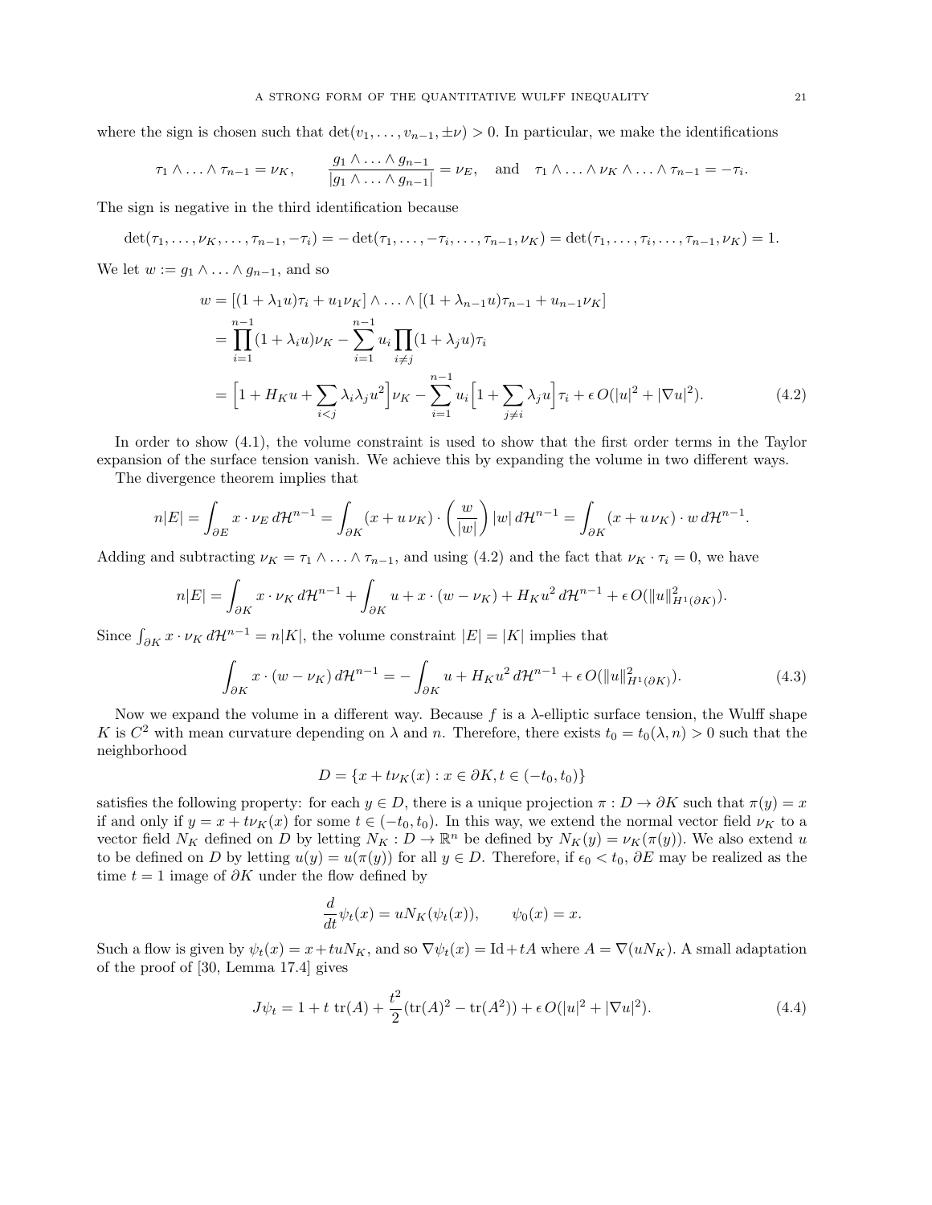where the sign is chosen such that $\det(v_1, \ldots, v_{n-1}, \pm\nu) > 0$. In particular, we make the identifications

$$\tau_1 \wedge \ldots \wedge \tau_{n-1} = \nu_K, \qquad \frac{g_1 \wedge \ldots \wedge g_{n-1}}{|g_1 \wedge \ldots \wedge g_{n-1}|} = \nu_E, \quad \text{and} \quad \tau_1 \wedge \ldots \wedge \nu_K \wedge \ldots \wedge \tau_{n-1} = -\tau_i.$$

The sign is negative in the third identification because

$$\det(\tau_1, \ldots, \nu_K, \ldots, \tau_{n-1}, -\tau_i) = -\det(\tau_1, \ldots, -\tau_i, \ldots, \tau_{n-1}, \nu_K) = \det(\tau_1, \ldots, \tau_i, \ldots, \tau_{n-1}, \nu_K) = 1.$$

We let $w := g_1 \wedge \ldots \wedge g_{n-1}$, and so

$$\begin{aligned}
w &= [(1 + \lambda_1 u)\tau_i + u_1 \nu_K] \wedge \ldots \wedge [(1 + \lambda_{n-1} u)\tau_{n-1} + u_{n-1}\nu_K] \\
&= \prod_{i=1}^{n-1}(1 + \lambda_i u)\nu_K - \sum_{i=1}^{n-1} u_i \prod_{i \neq j}(1 + \lambda_j u)\tau_i \\
&= \Big[1 + H_K u + \sum_{i<j} \lambda_i \lambda_j u^2\Big]\nu_K - \sum_{i=1}^{n-1} u_i \Big[1 + \sum_{j \neq i} \lambda_j u\Big]\tau_i + \epsilon\, O(|u|^2 + |\nabla u|^2). \qquad (4.2)
\end{aligned}$$

In order to show (4.1), the volume constraint is used to show that the first order terms in the Taylor expansion of the surface tension vanish. We achieve this by expanding the volume in two different ways.

The divergence theorem implies that

$$n|E| = \int_{\partial E} x \cdot \nu_E \, d\mathcal{H}^{n-1} = \int_{\partial K} (x + u\,\nu_K) \cdot \left(\frac{w}{|w|}\right) |w| \, d\mathcal{H}^{n-1} = \int_{\partial K} (x + u\,\nu_K) \cdot w \, d\mathcal{H}^{n-1}.$$

Adding and subtracting $\nu_K = \tau_1 \wedge \ldots \wedge \tau_{n-1}$, and using (4.2) and the fact that $\nu_K \cdot \tau_i = 0$, we have

$$n|E| = \int_{\partial K} x \cdot \nu_K \, d\mathcal{H}^{n-1} + \int_{\partial K} u + x \cdot (w - \nu_K) + H_K u^2 \, d\mathcal{H}^{n-1} + \epsilon\, O(\|u\|^2_{H^1(\partial K)}).$$

Since $\int_{\partial K} x \cdot \nu_K \, d\mathcal{H}^{n-1} = n|K|$, the volume constraint $|E| = |K|$ implies that

$$\int_{\partial K} x \cdot (w - \nu_K) \, d\mathcal{H}^{n-1} = -\int_{\partial K} u + H_K u^2 \, d\mathcal{H}^{n-1} + \epsilon\, O(\|u\|^2_{H^1(\partial K)}). \qquad (4.3)$$

Now we expand the volume in a different way. Because $f$ is a $\lambda$-elliptic surface tension, the Wulff shape $K$ is $C^2$ with mean curvature depending on $\lambda$ and $n$. Therefore, there exists $t_0 = t_0(\lambda, n) > 0$ such that the neighborhood

$$D = \{x + t\nu_K(x) : x \in \partial K, t \in (-t_0, t_0)\}$$

satisfies the following property: for each $y \in D$, there is a unique projection $\pi : D \to \partial K$ such that $\pi(y) = x$ if and only if $y = x + t\nu_K(x)$ for some $t \in (-t_0, t_0)$. In this way, we extend the normal vector field $\nu_K$ to a vector field $N_K$ defined on $D$ by letting $N_K : D \to \mathbb{R}^n$ be defined by $N_K(y) = \nu_K(\pi(y))$. We also extend $u$ to be defined on $D$ by letting $u(y) = u(\pi(y))$ for all $y \in D$. Therefore, if $\epsilon_0 < t_0$, $\partial E$ may be realized as the time $t = 1$ image of $\partial K$ under the flow defined by

$$\frac{d}{dt}\psi_t(x) = uN_K(\psi_t(x)), \qquad \psi_0(x) = x.$$

Such a flow is given by $\psi_t(x) = x + tuN_K$, and so $\nabla\psi_t(x) = \mathrm{Id} + tA$ where $A = \nabla(uN_K)$. A small adaptation of the proof of [30, Lemma 17.4] gives

$$J\psi_t = 1 + t\,\mathrm{tr}(A) + \frac{t^2}{2}(\mathrm{tr}(A)^2 - \mathrm{tr}(A^2)) + \epsilon\, O(|u|^2 + |\nabla u|^2). \qquad (4.4)$$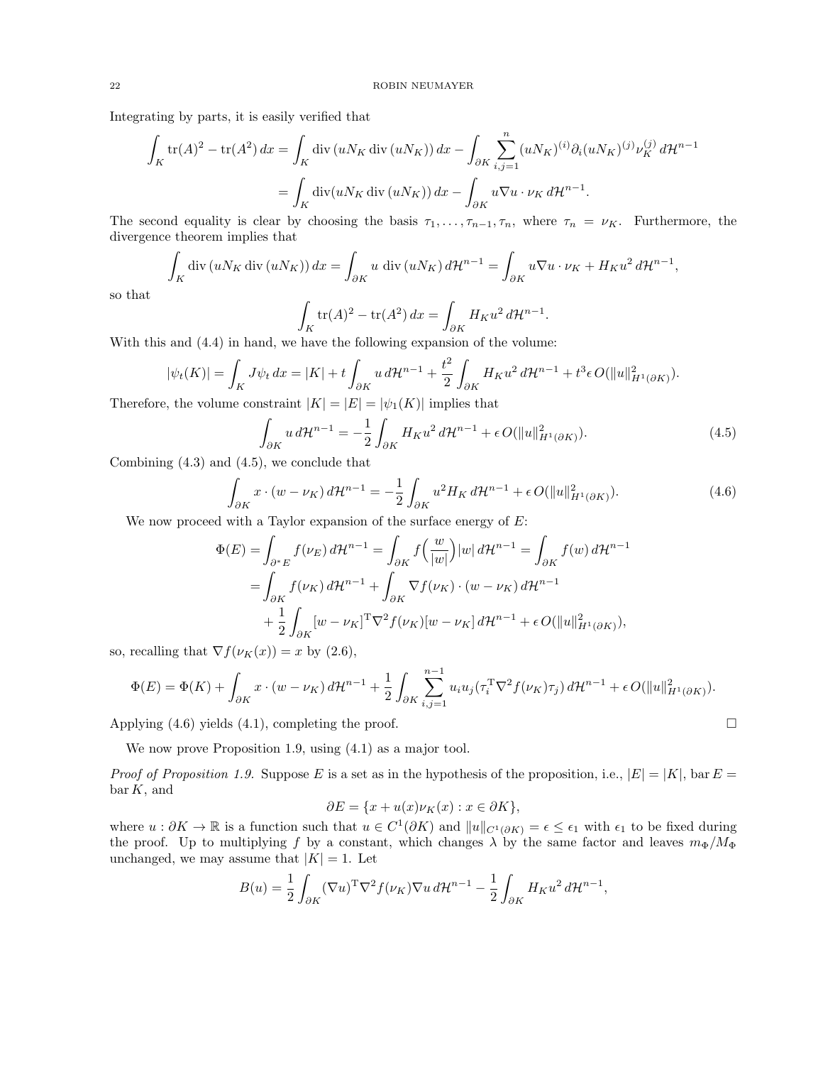Integrating by parts, it is easily verified that

$$\begin{aligned}\int_K \mathrm{tr}(A)^2 - \mathrm{tr}(A^2)\,dx &= \int_K \mathrm{div}\,(uN_K\,\mathrm{div}\,(uN_K))\,dx - \int_{\partial K}\sum_{i,j=1}^n (uN_K)^{(i)}\partial_i(uN_K)^{(j)}\nu_K^{(j)}\,d\mathcal{H}^{n-1}\\ &= \int_K \mathrm{div}(uN_K\,\mathrm{div}\,(uN_K))\,dx - \int_{\partial K} u\nabla u\cdot\nu_K\,d\mathcal{H}^{n-1}.\end{aligned}$$

The second equality is clear by choosing the basis $\tau_1,\dots,\tau_{n-1},\tau_n$, where $\tau_n=\nu_K$. Furthermore, the divergence theorem implies that

$$\int_K \mathrm{div}\,(uN_K\,\mathrm{div}\,(uN_K))\,dx = \int_{\partial K} u\,\mathrm{div}\,(uN_K)\,d\mathcal{H}^{n-1} = \int_{\partial K} u\nabla u\cdot\nu_K + H_K u^2\,d\mathcal{H}^{n-1},$$

so that

$$\int_K \mathrm{tr}(A)^2 - \mathrm{tr}(A^2)\,dx = \int_{\partial K} H_K u^2\,d\mathcal{H}^{n-1}.$$

With this and (4.4) in hand, we have the following expansion of the volume:

$$|\psi_t(K)| = \int_K J\psi_t\,dx = |K| + t\int_{\partial K} u\,d\mathcal{H}^{n-1} + \frac{t^2}{2}\int_{\partial K} H_K u^2\,d\mathcal{H}^{n-1} + t^3\epsilon\,O(\|u\|^2_{H^1(\partial K)}).$$

Therefore, the volume constraint $|K|=|E|=|\psi_1(K)|$ implies that

$$\int_{\partial K} u\,d\mathcal{H}^{n-1} = -\frac{1}{2}\int_{\partial K} H_K u^2\,d\mathcal{H}^{n-1} + \epsilon\,O(\|u\|^2_{H^1(\partial K)}). \tag{4.5}$$

Combining (4.3) and (4.5), we conclude that

$$\int_{\partial K} x\cdot(w-\nu_K)\,d\mathcal{H}^{n-1} = -\frac{1}{2}\int_{\partial K} u^2 H_K\,d\mathcal{H}^{n-1} + \epsilon\,O(\|u\|^2_{H^1(\partial K)}). \tag{4.6}$$

We now proceed with a Taylor expansion of the surface energy of $E$:

$$\begin{aligned}\Phi(E) &= \int_{\partial^* E} f(\nu_E)\,d\mathcal{H}^{n-1} = \int_{\partial K} f\Big(\frac{w}{|w|}\Big)|w|\,d\mathcal{H}^{n-1} = \int_{\partial K} f(w)\,d\mathcal{H}^{n-1}\\ &= \int_{\partial K} f(\nu_K)\,d\mathcal{H}^{n-1} + \int_{\partial K}\nabla f(\nu_K)\cdot(w-\nu_K)\,d\mathcal{H}^{n-1}\\ &\quad + \frac{1}{2}\int_{\partial K}[w-\nu_K]^{\mathrm{T}}\nabla^2 f(\nu_K)[w-\nu_K]\,d\mathcal{H}^{n-1} + \epsilon\,O(\|u\|^2_{H^1(\partial K)}),\end{aligned}$$

so, recalling that $\nabla f(\nu_K(x)) = x$ by (2.6),

$$\Phi(E) = \Phi(K) + \int_{\partial K} x\cdot(w-\nu_K)\,d\mathcal{H}^{n-1} + \frac{1}{2}\int_{\partial K}\sum_{i,j=1}^{n-1} u_i u_j(\tau_i^{\mathrm{T}}\nabla^2 f(\nu_K)\tau_j)\,d\mathcal{H}^{n-1} + \epsilon\,O(\|u\|^2_{H^1(\partial K)}).$$

Applying (4.6) yields (4.1), completing the proof. $\square$

We now prove Proposition 1.9, using (4.1) as a major tool.

*Proof of Proposition 1.9.* Suppose $E$ is a set as in the hypothesis of the proposition, i.e., $|E|=|K|$, bar $E=$ bar $K$, and

$$\partial E = \{x + u(x)\nu_K(x) : x\in\partial K\},$$

where $u:\partial K\to\mathbb{R}$ is a function such that $u\in C^1(\partial K)$ and $\|u\|_{C^1(\partial K)}=\epsilon\le\epsilon_1$ with $\epsilon_1$ to be fixed during the proof. Up to multiplying $f$ by a constant, which changes $\lambda$ by the same factor and leaves $m_\Phi/M_\Phi$ unchanged, we may assume that $|K|=1$. Let

$$B(u) = \frac{1}{2}\int_{\partial K}(\nabla u)^{\mathrm{T}}\nabla^2 f(\nu_K)\nabla u\,d\mathcal{H}^{n-1} - \frac{1}{2}\int_{\partial K} H_K u^2\,d\mathcal{H}^{n-1},$$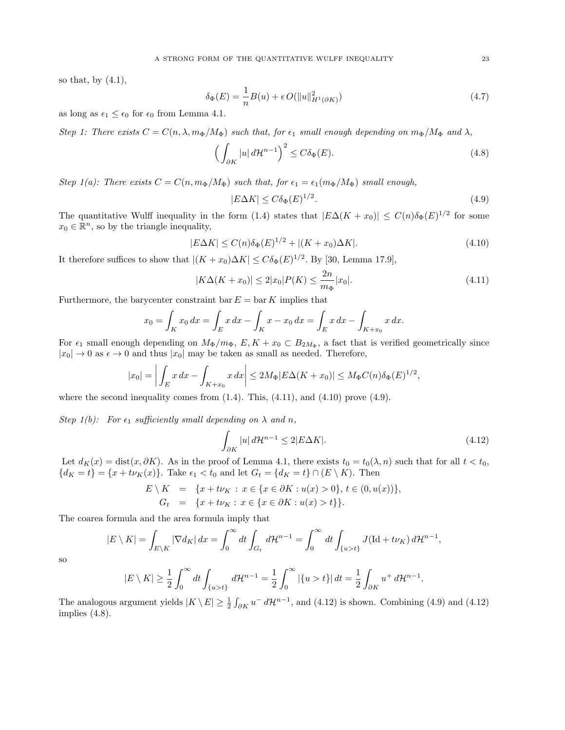so that, by (4.1),

$$\delta_\Phi(E) = \frac{1}{n} B(u) + \epsilon\, O(\|u\|^2_{H^1(\partial K)}) \tag{4.7}$$

as long as $\epsilon_1 \le \epsilon_0$ for $\epsilon_0$ from Lemma 4.1.

*Step 1: There exists $C = C(n, \lambda, m_\Phi/M_\Phi)$ such that, for $\epsilon_1$ small enough depending on $m_\Phi/M_\Phi$ and $\lambda$,*

$$\Big( \int_{\partial K} |u| \, d\mathcal{H}^{n-1} \Big)^2 \le C \delta_\Phi(E). \tag{4.8}$$

*Step 1(a): There exists $C = C(n, m_\Phi/M_\Phi)$ such that, for $\epsilon_1 = \epsilon_1(m_\Phi/M_\Phi)$ small enough,*

$$|E \Delta K| \le C \delta_\Phi(E)^{1/2}. \tag{4.9}$$

The quantitative Wulff inequality in the form (1.4) states that $|E\Delta(K + x_0)| \le C(n)\delta_\Phi(E)^{1/2}$ for some $x_0 \in \mathbb{R}^n$, so by the triangle inequality,

$$|E \Delta K| \le C(n) \delta_\Phi(E)^{1/2} + |(K + x_0)\Delta K|. \tag{4.10}$$

It therefore suffices to show that $|(K + x_0)\Delta K| \le C\delta_\Phi(E)^{1/2}$. By [30, Lemma 17.9],

$$|K \Delta (K + x_0)| \le 2|x_0| P(K) \le \frac{2n}{m_\Phi} |x_0|. \tag{4.11}$$

Furthermore, the barycenter constraint $\operatorname{bar} E = \operatorname{bar} K$ implies that

$$x_0 = \int_K x_0 \, dx = \int_E x \, dx - \int_K x - x_0 \, dx = \int_E x \, dx - \int_{K + x_0} x \, dx.$$

For $\epsilon_1$ small enough depending on $M_\Phi/m_\Phi$, $E, K + x_0 \subset B_{2M_\Phi}$, a fact that is verified geometrically since $|x_0| \to 0$ as $\epsilon \to 0$ and thus $|x_0|$ may be taken as small as needed. Therefore,

$$|x_0| = \left| \int_E x \, dx - \int_{K + x_0} x \, dx \right| \le 2M_\Phi |E\Delta(K + x_0)| \le M_\Phi C(n) \delta_\Phi(E)^{1/2},$$

where the second inequality comes from (1.4). This, (4.11), and (4.10) prove (4.9).

*Step 1(b): For $\epsilon_1$ sufficiently small depending on $\lambda$ and $n$,*

$$\int_{\partial K} |u| \, d\mathcal{H}^{n-1} \le 2|E \Delta K|. \tag{4.12}$$

Let $d_K(x) = \operatorname{dist}(x, \partial K)$. As in the proof of Lemma 4.1, there exists $t_0 = t_0(\lambda, n)$ such that for all $t < t_0$, $\{d_K = t\} = \{x + t\nu_K(x)\}$. Take $\epsilon_1 < t_0$ and let $G_t = \{d_K = t\} \cap (E \setminus K)$. Then

$$\begin{aligned} E \setminus K &= \{x + t\nu_K \,:\, x \in \{x \in \partial K : u(x) > 0\},\, t \in (0, u(x))\}, \\ G_t &= \{x + t\nu_K :\, x \in \{x \in \partial K : u(x) > t\}\}. \end{aligned}$$

The coarea formula and the area formula imply that

$$|E \setminus K| = \int_{E \setminus K} |\nabla d_K| \, dx = \int_0^\infty dt \int_{G_t} d\mathcal{H}^{n-1} = \int_0^\infty dt \int_{\{u > t\}} J(\mathrm{Id} + t\nu_K) \, d\mathcal{H}^{n-1},$$

so

$$|E \setminus K| \ge \frac{1}{2} \int_0^\infty dt \int_{\{u>t\}} d\mathcal{H}^{n-1} = \frac{1}{2} \int_0^\infty |\{u > t\}| \, dt = \frac{1}{2} \int_{\partial K} u^+ \, d\mathcal{H}^{n-1}.$$

The analogous argument yields $|K \setminus E| \ge \frac{1}{2} \int_{\partial K} u^- \, d\mathcal{H}^{n-1}$, and (4.12) is shown. Combining (4.9) and (4.12) implies (4.8).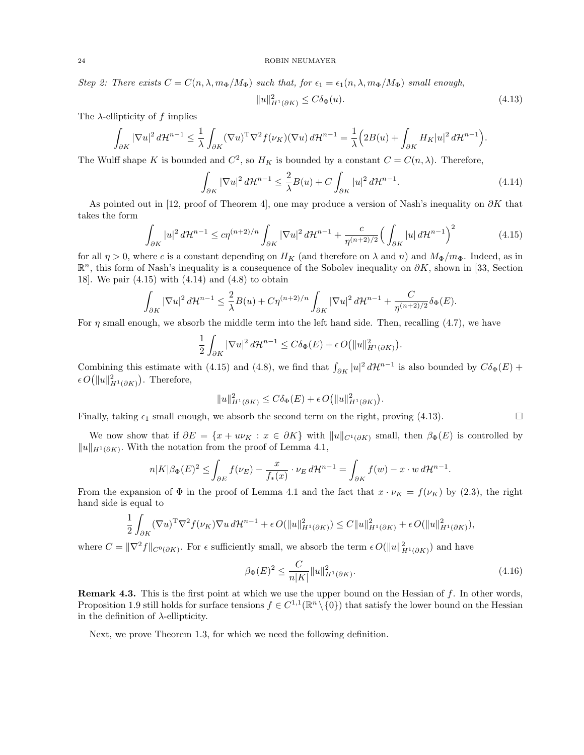*Step 2: There exists $C = C(n, \lambda, m_\Phi/M_\Phi)$ such that, for $\epsilon_1 = \epsilon_1(n, \lambda, m_\Phi/M_\Phi)$ small enough,*

$$\|u\|^2_{H^1(\partial K)} \leq C\delta_\Phi(u). \tag{4.13}$$

The $\lambda$-ellipticity of $f$ implies

$$\int_{\partial K} |\nabla u|^2 \, d\mathcal{H}^{n-1} \leq \frac{1}{\lambda} \int_{\partial K} (\nabla u)^{\mathrm{T}} \nabla^2 f(\nu_K)(\nabla u) \, d\mathcal{H}^{n-1} = \frac{1}{\lambda}\Big( 2B(u) + \int_{\partial K} H_K |u|^2 \, d\mathcal{H}^{n-1}\Big).$$

The Wulff shape $K$ is bounded and $C^2$, so $H_K$ is bounded by a constant $C = C(n, \lambda)$. Therefore,

$$\int_{\partial K} |\nabla u|^2 \, d\mathcal{H}^{n-1} \leq \frac{2}{\lambda} B(u) + C \int_{\partial K} |u|^2 \, d\mathcal{H}^{n-1}. \tag{4.14}$$

As pointed out in [12, proof of Theorem 4], one may produce a version of Nash's inequality on $\partial K$ that takes the form

$$\int_{\partial K} |u|^2 \, d\mathcal{H}^{n-1} \leq c\eta^{(n+2)/n} \int_{\partial K} |\nabla u|^2 \, d\mathcal{H}^{n-1} + \frac{c}{\eta^{(n+2)/2}} \Big( \int_{\partial K} |u| \, d\mathcal{H}^{n-1}\Big)^2 \tag{4.15}$$

for all $\eta > 0$, where $c$ is a constant depending on $H_K$ (and therefore on $\lambda$ and $n$) and $M_\Phi/m_\Phi$. Indeed, as in $\mathbb{R}^n$, this form of Nash's inequality is a consequence of the Sobolev inequality on $\partial K$, shown in [33, Section 18]. We pair (4.15) with (4.14) and (4.8) to obtain

$$\int_{\partial K} |\nabla u|^2 \, d\mathcal{H}^{n-1} \leq \frac{2}{\lambda} B(u) + C\eta^{(n+2)/n} \int_{\partial K} |\nabla u|^2 \, d\mathcal{H}^{n-1} + \frac{C}{\eta^{(n+2)/2}} \delta_\Phi(E).$$

For $\eta$ small enough, we absorb the middle term into the left hand side. Then, recalling (4.7), we have

$$\frac{1}{2} \int_{\partial K} |\nabla u|^2 \, d\mathcal{H}^{n-1} \leq C\delta_\Phi(E) + \epsilon \, O\big(\|u\|^2_{H^1(\partial K)}\big).$$

Combining this estimate with (4.15) and (4.8), we find that $\int_{\partial K} |u|^2 \, d\mathcal{H}^{n-1}$ is also bounded by $C\delta_\Phi(E) + \epsilon \, O\big(\|u\|^2_{H^1(\partial K)}\big)$. Therefore,

$$\|u\|^2_{H^1(\partial K)} \leq C\delta_\Phi(E) + \epsilon \, O\big(\|u\|^2_{H^1(\partial K)}\big).$$

Finally, taking $\epsilon_1$ small enough, we absorb the second term on the right, proving (4.13). $\square$

We now show that if $\partial E = \{x + u\nu_K : x \in \partial K\}$ with $\|u\|_{C^1(\partial K)}$ small, then $\beta_\Phi(E)$ is controlled by $\|u\|_{H^1(\partial K)}$. With the notation from the proof of Lemma 4.1,

$$n|K|\beta_\Phi(E)^2 \leq \int_{\partial E} f(\nu_E) - \frac{x}{f_*(x)} \cdot \nu_E \, d\mathcal{H}^{n-1} = \int_{\partial K} f(w) - x \cdot w \, d\mathcal{H}^{n-1}.$$

From the expansion of $\Phi$ in the proof of Lemma 4.1 and the fact that $x \cdot \nu_K = f(\nu_K)$ by (2.3), the right hand side is equal to

$$\frac{1}{2} \int_{\partial K} (\nabla u)^{\mathrm{T}} \nabla^2 f(\nu_K) \nabla u \, d\mathcal{H}^{n-1} + \epsilon \, O(\|u\|^2_{H^1(\partial K)}) \leq C\|u\|^2_{H^1(\partial K)} + \epsilon \, O(\|u\|^2_{H^1(\partial K)}),$$

where $C = \|\nabla^2 f\|_{C^0(\partial K)}$. For $\epsilon$ sufficiently small, we absorb the term $\epsilon \, O(\|u\|^2_{H^1(\partial K)})$ and have

$$\beta_\Phi(E)^2 \leq \frac{C}{n|K|} \|u\|^2_{H^1(\partial K)}. \tag{4.16}$$

**Remark 4.3.** This is the first point at which we use the upper bound on the Hessian of $f$. In other words, Proposition 1.9 still holds for surface tensions $f \in C^{1,1}(\mathbb{R}^n \setminus \{0\})$ that satisfy the lower bound on the Hessian in the definition of $\lambda$-ellipticity.

Next, we prove Theorem 1.3, for which we need the following definition.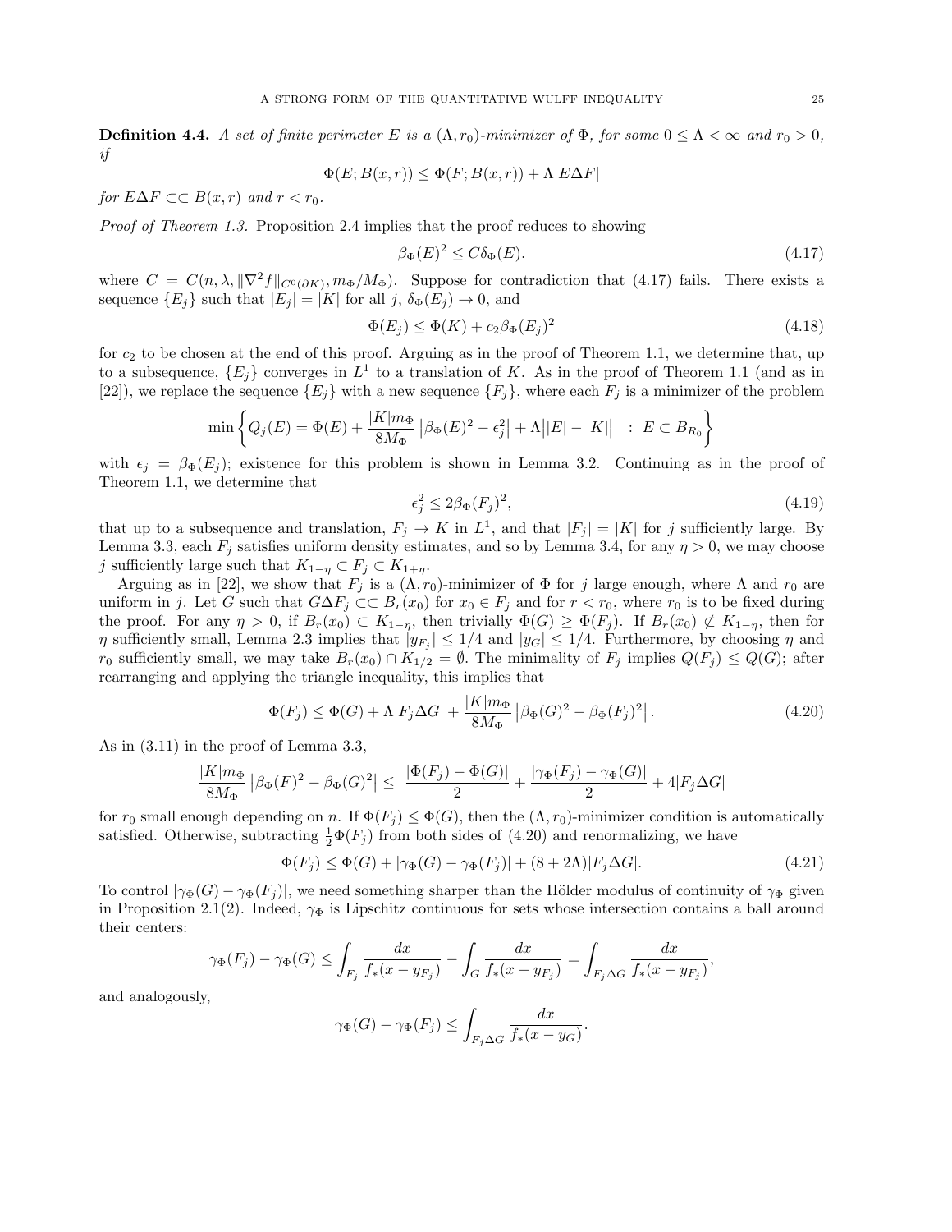**Definition 4.4.** *A set of finite perimeter $E$ is a $(\Lambda, r_0)$-minimizer of $\Phi$, for some $0 \le \Lambda < \infty$ and $r_0 > 0$, if*

$$\Phi(E; B(x,r)) \le \Phi(F; B(x,r)) + \Lambda |E \Delta F|$$

*for $E\Delta F \subset\subset B(x,r)$ and $r < r_0$.*

*Proof of Theorem 1.3.* Proposition 2.4 implies that the proof reduces to showing

$$\beta_\Phi(E)^2 \le C\delta_\Phi(E). \tag{4.17}$$

where $C = C(n, \lambda, \|\nabla^2 f\|_{C^0(\partial K)}, m_\Phi/M_\Phi)$. Suppose for contradiction that (4.17) fails. There exists a sequence $\{E_j\}$ such that $|E_j| = |K|$ for all $j$, $\delta_\Phi(E_j) \to 0$, and

$$\Phi(E_j) \le \Phi(K) + c_2 \beta_\Phi(E_j)^2 \tag{4.18}$$

for $c_2$ to be chosen at the end of this proof. Arguing as in the proof of Theorem 1.1, we determine that, up to a subsequence, $\{E_j\}$ converges in $L^1$ to a translation of $K$. As in the proof of Theorem 1.1 (and as in [22]), we replace the sequence $\{E_j\}$ with a new sequence $\{F_j\}$, where each $F_j$ is a minimizer of the problem

$$\min\left\{ Q_j(E) = \Phi(E) + \frac{|K|m_\Phi}{8M_\Phi}\left|\beta_\Phi(E)^2 - \epsilon_j^2\right| + \Lambda\big||E| - |K|\big| \;\; : \; E \subset B_{R_0}\right\}$$

with $\epsilon_j = \beta_\Phi(E_j)$; existence for this problem is shown in Lemma 3.2. Continuing as in the proof of Theorem 1.1, we determine that

$$\epsilon_j^2 \le 2\beta_\Phi(F_j)^2, \tag{4.19}$$

that up to a subsequence and translation, $F_j \to K$ in $L^1$, and that $|F_j| = |K|$ for $j$ sufficiently large. By Lemma 3.3, each $F_j$ satisfies uniform density estimates, and so by Lemma 3.4, for any $\eta > 0$, we may choose $j$ sufficiently large such that $K_{1-\eta} \subset F_j \subset K_{1+\eta}$.

Arguing as in [22], we show that $F_j$ is a $(\Lambda, r_0)$-minimizer of $\Phi$ for $j$ large enough, where $\Lambda$ and $r_0$ are uniform in $j$. Let $G$ such that $G\Delta F_j \subset\subset B_r(x_0)$ for $x_0 \in F_j$ and for $r < r_0$, where $r_0$ is to be fixed during the proof. For any $\eta > 0$, if $B_r(x_0) \subset K_{1-\eta}$, then trivially $\Phi(G) \ge \Phi(F_j)$. If $B_r(x_0) \not\subset K_{1-\eta}$, then for $\eta$ sufficiently small, Lemma 2.3 implies that $|y_{F_j}| \le 1/4$ and $|y_G| \le 1/4$. Furthermore, by choosing $\eta$ and $r_0$ sufficiently small, we may take $B_r(x_0) \cap K_{1/2} = \emptyset$. The minimality of $F_j$ implies $Q(F_j) \le Q(G)$; after rearranging and applying the triangle inequality, this implies that

$$\Phi(F_j) \le \Phi(G) + \Lambda|F_j \Delta G| + \frac{|K|m_\Phi}{8M_\Phi}\left|\beta_\Phi(G)^2 - \beta_\Phi(F_j)^2\right|. \tag{4.20}$$

As in (3.11) in the proof of Lemma 3.3,

$$\frac{|K|m_\Phi}{8M_\Phi}\left|\beta_\Phi(F)^2 - \beta_\Phi(G)^2\right| \le \; \frac{|\Phi(F_j) - \Phi(G)|}{2} + \frac{|\gamma_\Phi(F_j) - \gamma_\Phi(G)|}{2} + 4|F_j \Delta G|$$

for $r_0$ small enough depending on $n$. If $\Phi(F_j) \le \Phi(G)$, then the $(\Lambda, r_0)$-minimizer condition is automatically satisfied. Otherwise, subtracting $\frac{1}{2}\Phi(F_j)$ from both sides of (4.20) and renormalizing, we have

$$\Phi(F_j) \le \Phi(G) + |\gamma_\Phi(G) - \gamma_\Phi(F_j)| + (8 + 2\Lambda)|F_j \Delta G|. \tag{4.21}$$

To control $|\gamma_\Phi(G) - \gamma_\Phi(F_j)|$, we need something sharper than the Hölder modulus of continuity of $\gamma_\Phi$ given in Proposition 2.1(2). Indeed, $\gamma_\Phi$ is Lipschitz continuous for sets whose intersection contains a ball around their centers:

$$\gamma_\Phi(F_j) - \gamma_\Phi(G) \le \int_{F_j} \frac{dx}{f_*(x - y_{F_j})} - \int_G \frac{dx}{f_*(x - y_{F_j})} = \int_{F_j \Delta G} \frac{dx}{f_*(x - y_{F_j})},$$

and analogously,

$$\gamma_\Phi(G) - \gamma_\Phi(F_j) \le \int_{F_j \Delta G} \frac{dx}{f_*(x - y_G)}.$$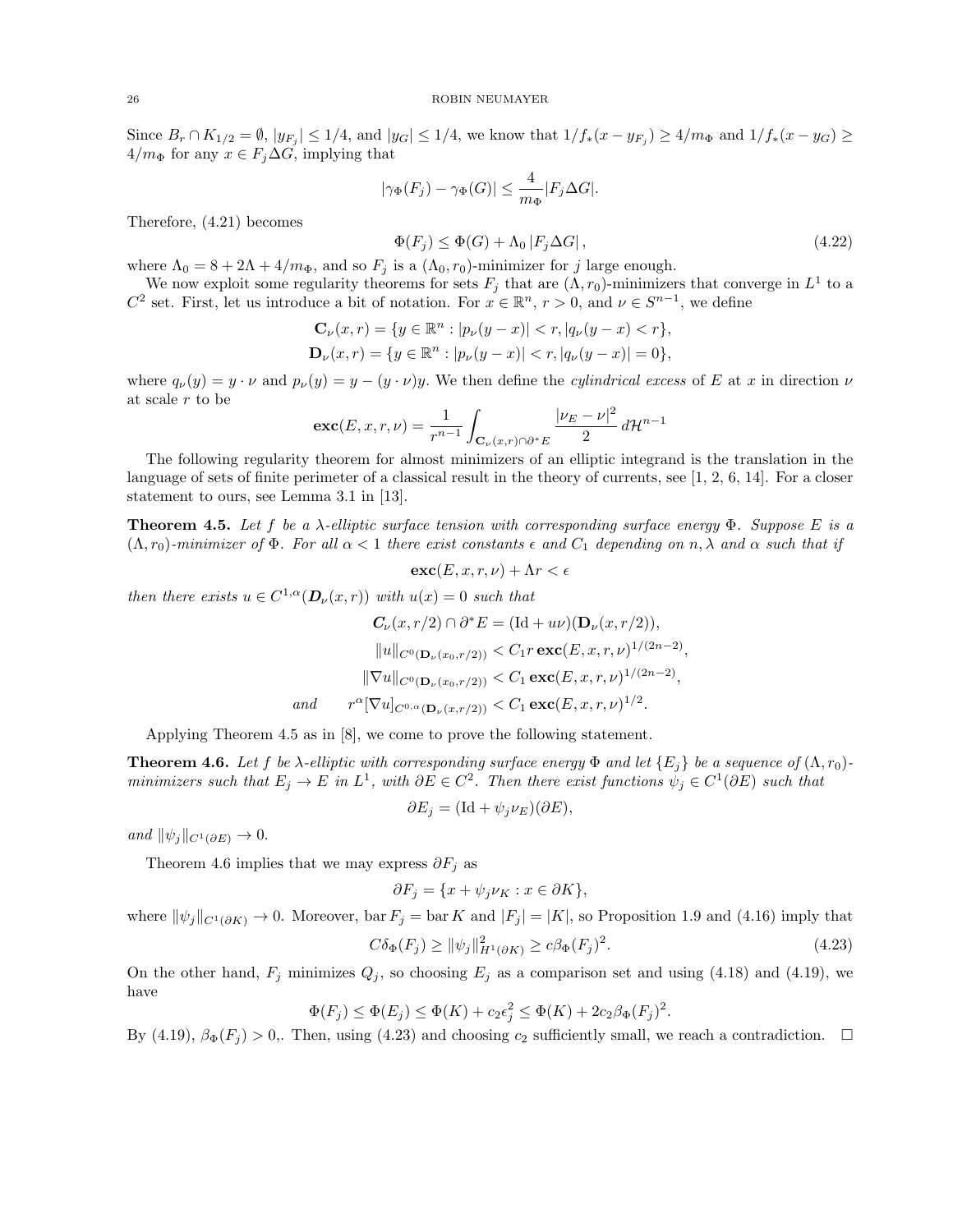Since $B_r \cap K_{1/2} = \emptyset$, $|y_{F_j}| \leq 1/4$, and $|y_G| \leq 1/4$, we know that $1/f_*(x - y_{F_j}) \geq 4/m_\Phi$ and $1/f_*(x - y_G) \geq 4/m_\Phi$ for any $x \in F_j \Delta G$, implying that

$$|\gamma_\Phi(F_j) - \gamma_\Phi(G)| \leq \frac{4}{m_\Phi}|F_j \Delta G|.$$

Therefore, (4.21) becomes

$$\Phi(F_j) \leq \Phi(G) + \Lambda_0 \, |F_j \Delta G| \, , \tag{4.22}$$

where $\Lambda_0 = 8 + 2\Lambda + 4/m_\Phi$, and so $F_j$ is a $(\Lambda_0, r_0)$-minimizer for $j$ large enough.

We now exploit some regularity theorems for sets $F_j$ that are $(\Lambda, r_0)$-minimizers that converge in $L^1$ to a $C^2$ set. First, let us introduce a bit of notation. For $x \in \mathbb{R}^n$, $r > 0$, and $\nu \in S^{n-1}$, we define

$$\begin{aligned}
\mathbf{C}_\nu(x, r) &= \{y \in \mathbb{R}^n : |p_\nu(y - x)| < r, |q_\nu(y - x) < r\}, \\
\mathbf{D}_\nu(x, r) &= \{y \in \mathbb{R}^n : |p_\nu(y - x)| < r, |q_\nu(y - x)| = 0\},
\end{aligned}$$

where $q_\nu(y) = y \cdot \nu$ and $p_\nu(y) = y - (y \cdot \nu)y$. We then define the *cylindrical excess* of $E$ at $x$ in direction $\nu$ at scale $r$ to be

$$\mathbf{exc}(E, x, r, \nu) = \frac{1}{r^{n-1}} \int_{\mathbf{C}_\nu(x,r) \cap \partial^* E} \frac{|\nu_E - \nu|^2}{2} \, d\mathcal{H}^{n-1}$$

The following regularity theorem for almost minimizers of an elliptic integrand is the translation in the language of sets of finite perimeter of a classical result in the theory of currents, see [1, 2, 6, 14]. For a closer statement to ours, see Lemma 3.1 in [13].

**Theorem 4.5.** *Let $f$ be a $\lambda$-elliptic surface tension with corresponding surface energy $\Phi$. Suppose $E$ is a $(\Lambda, r_0)$-minimizer of $\Phi$. For all $\alpha < 1$ there exist constants $\epsilon$ and $C_1$ depending on $n, \lambda$ and $\alpha$ such that if*

$$\mathbf{exc}(E, x, r, \nu) + \Lambda r < \epsilon$$

*then there exists $u \in C^{1,\alpha}(\boldsymbol{D}_\nu(x, r))$ with $u(x) = 0$ such that*

$$\begin{aligned}
\boldsymbol{C}_\nu(x, r/2) \cap \partial^* E &= (\mathrm{Id} + u\nu)(\mathbf{D}_\nu(x, r/2)), \\
\|u\|_{C^0(\mathbf{D}_\nu(x_0, r/2))} &< C_1 r \, \mathbf{exc}(E, x, r, \nu)^{1/(2n-2)}, \\
\|\nabla u\|_{C^0(\mathbf{D}_\nu(x_0, r/2))} &< C_1 \, \mathbf{exc}(E, x, r, \nu)^{1/(2n-2)}, \\
\text{and} \qquad r^\alpha [\nabla u]_{C^{0,\alpha}(\mathbf{D}_\nu(x, r/2))} &< C_1 \, \mathbf{exc}(E, x, r, \nu)^{1/2}.
\end{aligned}$$

Applying Theorem 4.5 as in [8], we come to prove the following statement.

**Theorem 4.6.** *Let $f$ be $\lambda$-elliptic with corresponding surface energy $\Phi$ and let $\{E_j\}$ be a sequence of $(\Lambda, r_0)$-minimizers such that $E_j \to E$ in $L^1$, with $\partial E \in C^2$. Then there exist functions $\psi_j \in C^1(\partial E)$ such that*

$$\partial E_j = (\mathrm{Id} + \psi_j \nu_E)(\partial E),$$

*and $\|\psi_j\|_{C^1(\partial E)} \to 0$.*

Theorem 4.6 implies that we may express $\partial F_j$ as

$$\partial F_j = \{x + \psi_j \nu_K : x \in \partial K\},$$

where $\|\psi_j\|_{C^1(\partial K)} \to 0$. Moreover, $\operatorname{bar} F_j = \operatorname{bar} K$ and $|F_j| = |K|$, so Proposition 1.9 and (4.16) imply that

$$C\delta_\Phi(F_j) \geq \|\psi_j\|^2_{H^1(\partial K)} \geq c\beta_\Phi(F_j)^2. \tag{4.23}$$

On the other hand, $F_j$ minimizes $Q_j$, so choosing $E_j$ as a comparison set and using (4.18) and (4.19), we have

$$\Phi(F_j) \leq \Phi(E_j) \leq \Phi(K) + c_2\epsilon_j^2 \leq \Phi(K) + 2c_2\beta_\Phi(F_j)^2.$$

By (4.19), $\beta_\Phi(F_j) > 0$,. Then, using (4.23) and choosing $c_2$ sufficiently small, we reach a contradiction. $\square$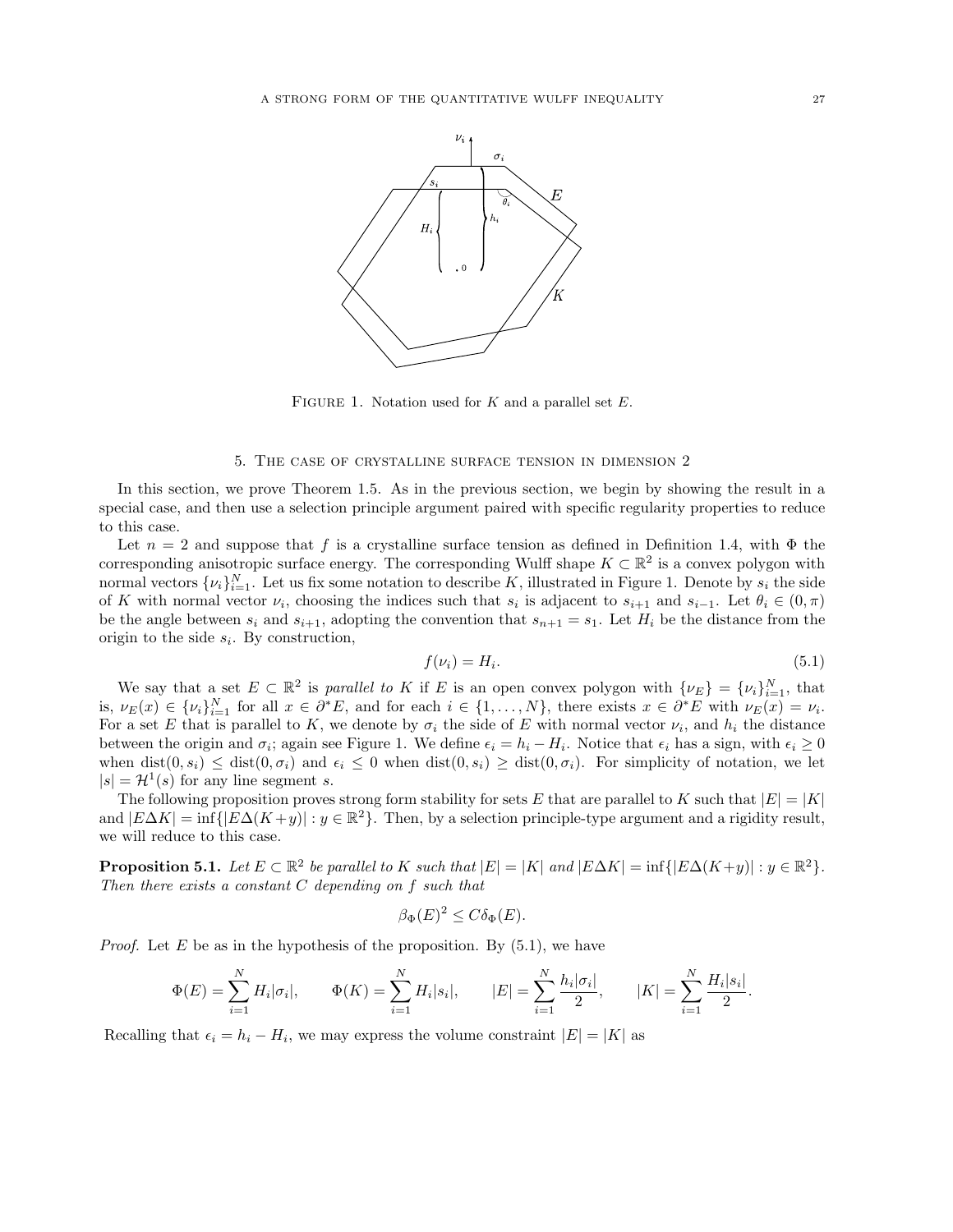Figure 1. Notation used for $K$ and a parallel set $E$.

## 5. The case of crystalline surface tension in dimension 2

In this section, we prove Theorem 1.5. As in the previous section, we begin by showing the result in a special case, and then use a selection principle argument paired with specific regularity properties to reduce to this case.

Let $n = 2$ and suppose that $f$ is a crystalline surface tension as defined in Definition 1.4, with $\Phi$ the corresponding anisotropic surface energy. The corresponding Wulff shape $K \subset \mathbb{R}^2$ is a convex polygon with normal vectors $\{\nu_i\}_{i=1}^N$. Let us fix some notation to describe $K$, illustrated in Figure 1. Denote by $s_i$ the side of $K$ with normal vector $\nu_i$, choosing the indices such that $s_i$ is adjacent to $s_{i+1}$ and $s_{i-1}$. Let $\theta_i \in (0, \pi)$ be the angle between $s_i$ and $s_{i+1}$, adopting the convention that $s_{n+1} = s_1$. Let $H_i$ be the distance from the origin to the side $s_i$. By construction,

$$f(\nu_i) = H_i. \tag{5.1}$$

We say that a set $E \subset \mathbb{R}^2$ is *parallel to* $K$ if $E$ is an open convex polygon with $\{\nu_E\} = \{\nu_i\}_{i=1}^N$, that is, $\nu_E(x) \in \{\nu_i\}_{i=1}^N$ for all $x \in \partial^* E$, and for each $i \in \{1, \ldots, N\}$, there exists $x \in \partial^* E$ with $\nu_E(x) = \nu_i$. For a set $E$ that is parallel to $K$, we denote by $\sigma_i$ the side of $E$ with normal vector $\nu_i$, and $h_i$ the distance between the origin and $\sigma_i$; again see Figure 1. We define $\epsilon_i = h_i - H_i$. Notice that $\epsilon_i$ has a sign, with $\epsilon_i \geq 0$ when $\operatorname{dist}(0, s_i) \leq \operatorname{dist}(0, \sigma_i)$ and $\epsilon_i \leq 0$ when $\operatorname{dist}(0, s_i) \geq \operatorname{dist}(0, \sigma_i)$. For simplicity of notation, we let $|s| = \mathcal{H}^1(s)$ for any line segment $s$.

The following proposition proves strong form stability for sets $E$ that are parallel to $K$ such that $|E| = |K|$ and $|E \Delta K| = \inf\{|E \Delta (K + y)| : y \in \mathbb{R}^2\}$. Then, by a selection principle-type argument and a rigidity result, we will reduce to this case.

**Proposition 5.1.** *Let $E \subset \mathbb{R}^2$ be parallel to $K$ such that $|E| = |K|$ and $|E \Delta K| = \inf\{|E \Delta (K + y)| : y \in \mathbb{R}^2\}$. Then there exists a constant $C$ depending on $f$ such that*

$$\beta_\Phi(E)^2 \leq C \delta_\Phi(E).$$

*Proof.* Let $E$ be as in the hypothesis of the proposition. By (5.1), we have

$$\Phi(E) = \sum_{i=1}^N H_i |\sigma_i|, \qquad \Phi(K) = \sum_{i=1}^N H_i |s_i|, \qquad |E| = \sum_{i=1}^N \frac{h_i |\sigma_i|}{2}, \qquad |K| = \sum_{i=1}^N \frac{H_i |s_i|}{2}.$$

Recalling that $\epsilon_i = h_i - H_i$, we may express the volume constraint $|E| = |K|$ as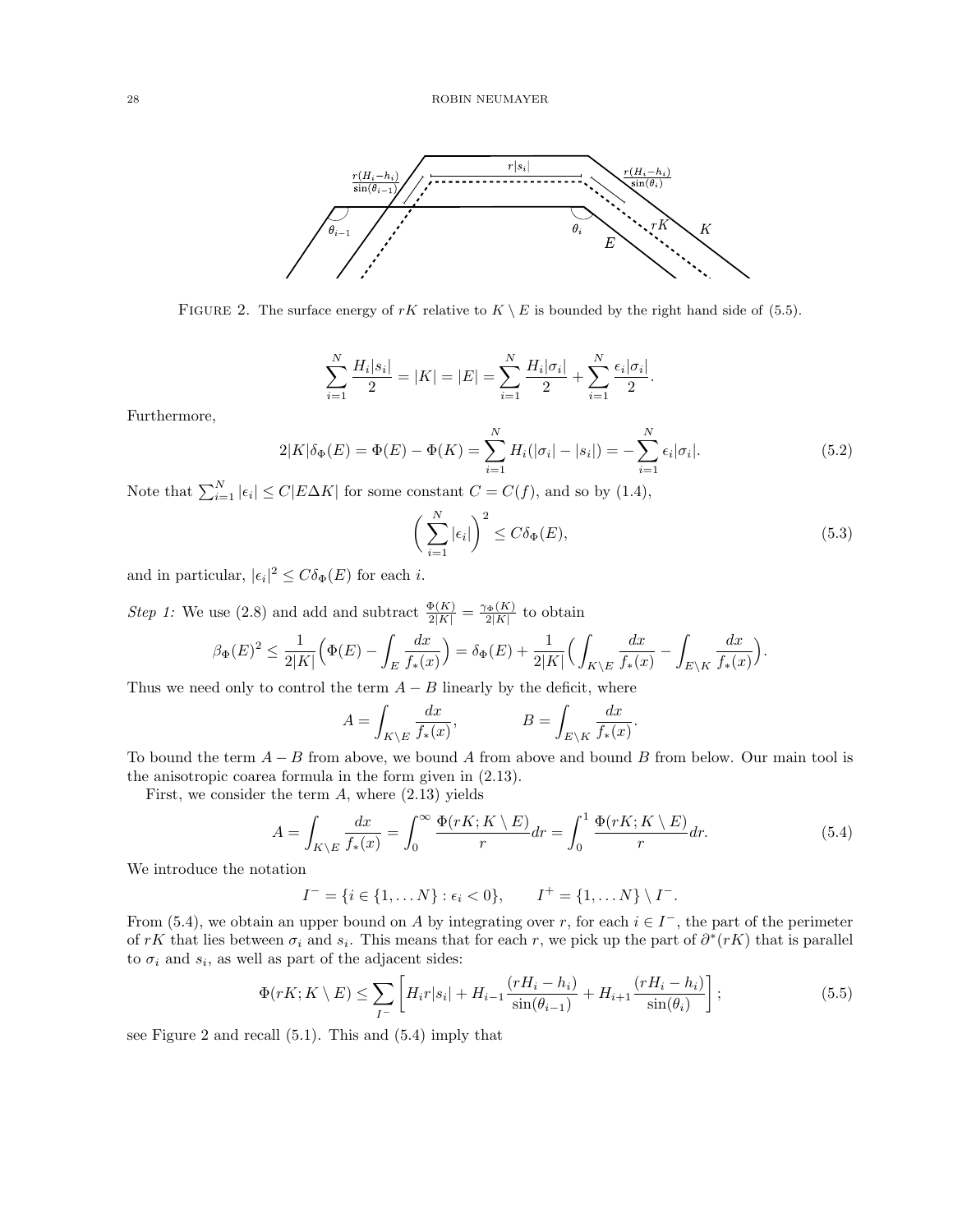FIGURE 2. The surface energy of $rK$ relative to $K \setminus E$ is bounded by the right hand side of (5.5).

$$\sum_{i=1}^N \frac{H_i|s_i|}{2} = |K| = |E| = \sum_{i=1}^N \frac{H_i|\sigma_i|}{2} + \sum_{i=1}^N \frac{\epsilon_i|\sigma_i|}{2}.$$

Furthermore,

$$2|K|\delta_\Phi(E) = \Phi(E) - \Phi(K) = \sum_{i=1}^N H_i(|\sigma_i| - |s_i|) = -\sum_{i=1}^N \epsilon_i|\sigma_i|. \tag{5.2}$$

Note that $\sum_{i=1}^N |\epsilon_i| \le C|E\Delta K|$ for some constant $C = C(f)$, and so by (1.4),

$$\Big(\sum_{i=1}^N |\epsilon_i|\Big)^2 \le C\delta_\Phi(E), \tag{5.3}$$

and in particular, $|\epsilon_i|^2 \le C\delta_\Phi(E)$ for each $i$.

*Step 1:* We use (2.8) and add and subtract $\frac{\Phi(K)}{2|K|} = \frac{\gamma_\Phi(K)}{2|K|}$ to obtain

$$\beta_\Phi(E)^2 \le \frac{1}{2|K|}\Big(\Phi(E) - \int_E \frac{dx}{f_*(x)}\Big) = \delta_\Phi(E) + \frac{1}{2|K|}\Big(\int_{K\setminus E}\frac{dx}{f_*(x)} - \int_{E\setminus K}\frac{dx}{f_*(x)}\Big).$$

Thus we need only to control the term $A - B$ linearly by the deficit, where

$$A = \int_{K\setminus E}\frac{dx}{f_*(x)}, \qquad\qquad B = \int_{E\setminus K}\frac{dx}{f_*(x)}.$$

To bound the term $A - B$ from above, we bound $A$ from above and bound $B$ from below. Our main tool is the anisotropic coarea formula in the form given in (2.13).

First, we consider the term $A$, where (2.13) yields

$$A = \int_{K\setminus E}\frac{dx}{f_*(x)} = \int_0^\infty \frac{\Phi(rK; K\setminus E)}{r}dr = \int_0^1 \frac{\Phi(rK;K\setminus E)}{r}dr. \tag{5.4}$$

We introduce the notation

$$I^- = \{i \in \{1,\dots N\} : \epsilon_i < 0\}, \qquad I^+ = \{1,\dots N\}\setminus I^-.$$

From (5.4), we obtain an upper bound on $A$ by integrating over $r$, for each $i \in I^-$, the part of the perimeter of $rK$ that lies between $\sigma_i$ and $s_i$. This means that for each $r$, we pick up the part of $\partial^*(rK)$ that is parallel to $\sigma_i$ and $s_i$, as well as part of the adjacent sides:

$$\Phi(rK; K\setminus E) \le \sum_{I^-}\left[H_i r|s_i| + H_{i-1}\frac{(rH_i - h_i)}{\sin(\theta_{i-1})} + H_{i+1}\frac{(rH_i - h_i)}{\sin(\theta_i)}\right]; \tag{5.5}$$

see Figure 2 and recall (5.1). This and (5.4) imply that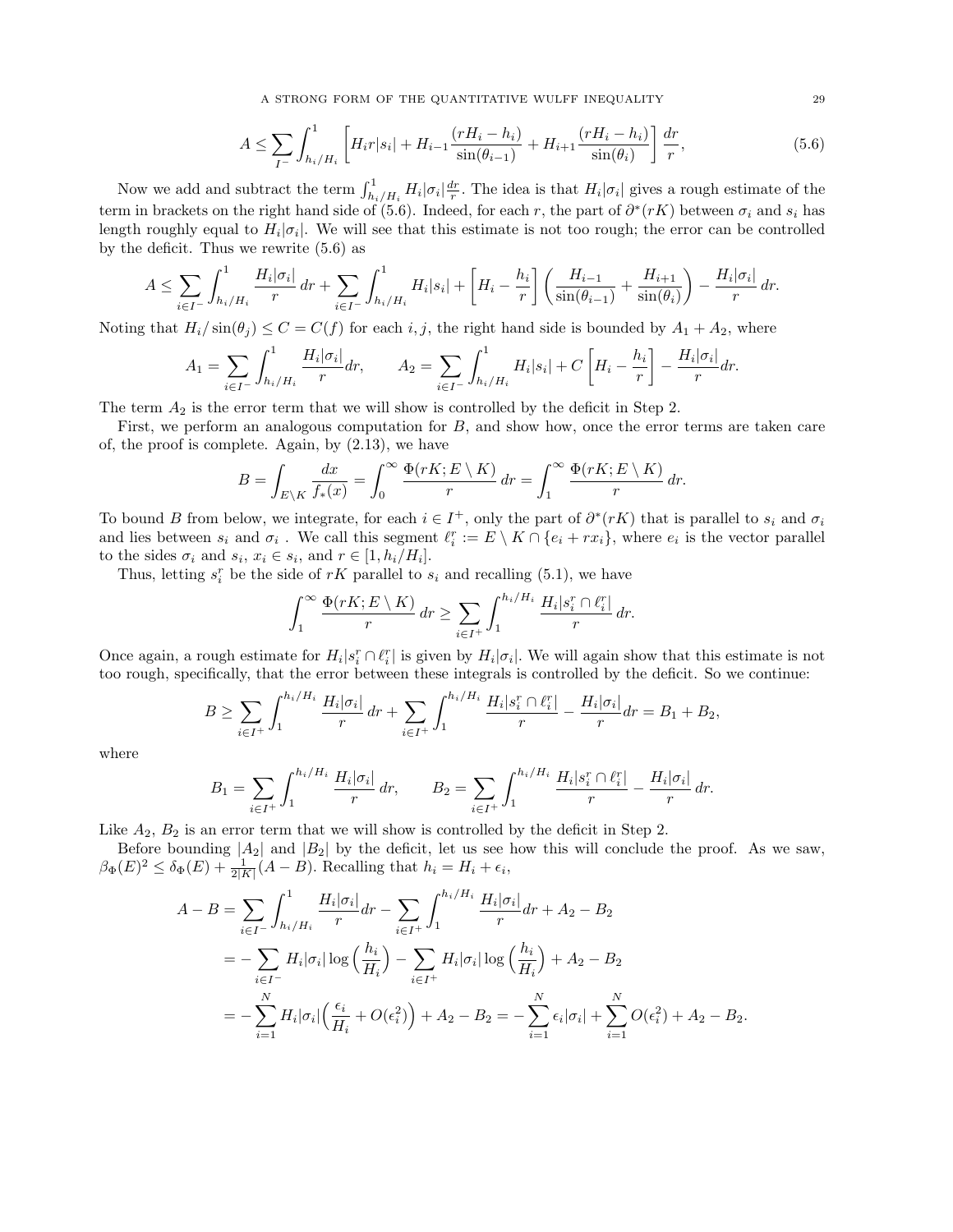$$A \leq \sum_{I^-} \int_{h_i/H_i}^1 \left[ H_i r|s_i| + H_{i-1}\frac{(rH_i - h_i)}{\sin(\theta_{i-1})} + H_{i+1}\frac{(rH_i - h_i)}{\sin(\theta_i)} \right] \frac{dr}{r}, \tag{5.6}$$

Now we add and subtract the term $\int_{h_i/H_i}^1 H_i|\sigma_i| \frac{dr}{r}$. The idea is that $H_i|\sigma_i|$ gives a rough estimate of the term in brackets on the right hand side of (5.6). Indeed, for each $r$, the part of $\partial^*(rK)$ between $\sigma_i$ and $s_i$ has length roughly equal to $H_i|\sigma_i|$. We will see that this estimate is not too rough; the error can be controlled by the deficit. Thus we rewrite (5.6) as

$$A \leq \sum_{i\in I^-} \int_{h_i/H_i}^1 \frac{H_i|\sigma_i|}{r}\, dr + \sum_{i\in I^-} \int_{h_i/H_i}^1 H_i|s_i| + \left[ H_i - \frac{h_i}{r}\right]\left( \frac{H_{i-1}}{\sin(\theta_{i-1})} + \frac{H_{i+1}}{\sin(\theta_i)}\right) - \frac{H_i|\sigma_i|}{r}\, dr.$$

Noting that $H_i/\sin(\theta_j) \leq C = C(f)$ for each $i,j$, the right hand side is bounded by $A_1 + A_2$, where

$$A_1 = \sum_{i\in I^-} \int_{h_i/H_i}^1 \frac{H_i|\sigma_i|}{r} dr, \qquad A_2 = \sum_{i\in I^-} \int_{h_i/H_i}^1 H_i|s_i| + C\left[ H_i - \frac{h_i}{r}\right] - \frac{H_i|\sigma_i|}{r} dr.$$

The term $A_2$ is the error term that we will show is controlled by the deficit in Step 2.

First, we perform an analogous computation for $B$, and show how, once the error terms are taken care of, the proof is complete. Again, by (2.13), we have

$$B = \int_{E\setminus K} \frac{dx}{f_*(x)} = \int_0^\infty \frac{\Phi(rK; E\setminus K)}{r}\, dr = \int_1^\infty \frac{\Phi(rK; E\setminus K)}{r}\, dr.$$

To bound $B$ from below, we integrate, for each $i \in I^+$, only the part of $\partial^*(rK)$ that is parallel to $s_i$ and $\sigma_i$ and lies between $s_i$ and $\sigma_i$ . We call this segment $\ell_i^r := E\setminus K \cap \{e_i + rx_i\}$, where $e_i$ is the vector parallel to the sides $\sigma_i$ and $s_i$, $x_i \in s_i$, and $r \in [1, h_i/H_i]$.

Thus, letting $s_i^r$ be the side of $rK$ parallel to $s_i$ and recalling (5.1), we have

$$\int_1^\infty \frac{\Phi(rK; E\setminus K)}{r}\, dr \geq \sum_{i\in I^+} \int_1^{h_i/H_i} \frac{H_i|s_i^r \cap \ell_i^r|}{r}\, dr.$$

Once again, a rough estimate for $H_i|s_i^r \cap \ell_i^r|$ is given by $H_i|\sigma_i|$. We will again show that this estimate is not too rough, specifically, that the error between these integrals is controlled by the deficit. So we continue:

$$B \geq \sum_{i\in I^+} \int_1^{h_i/H_i} \frac{H_i|\sigma_i|}{r}\, dr + \sum_{i\in I^+} \int_1^{h_i/H_i} \frac{H_i|s_i^r\cap \ell_i^r|}{r} - \frac{H_i|\sigma_i|}{r} dr = B_1 + B_2,$$

where

$$B_1 = \sum_{i\in I^+} \int_1^{h_i/H_i} \frac{H_i|\sigma_i|}{r}\, dr, \qquad B_2 = \sum_{i\in I^+} \int_1^{h_i/H_i} \frac{H_i|s_i^r\cap \ell_i^r|}{r} - \frac{H_i|\sigma_i|}{r}\, dr.$$

Like $A_2$, $B_2$ is an error term that we will show is controlled by the deficit in Step 2.

Before bounding $|A_2|$ and $|B_2|$ by the deficit, let us see how this will conclude the proof. As we saw, $\beta_\Phi(E)^2 \leq \delta_\Phi(E) + \frac{1}{2|K|}(A - B)$. Recalling that $h_i = H_i + \epsilon_i$,

$$\begin{aligned}
A - B &= \sum_{i\in I^-} \int_{h_i/H_i}^1 \frac{H_i|\sigma_i|}{r} dr - \sum_{i\in I^+} \int_1^{h_i/H_i} \frac{H_i|\sigma_i|}{r} dr + A_2 - B_2 \\
&= -\sum_{i\in I^-} H_i|\sigma_i| \log\left(\frac{h_i}{H_i}\right) - \sum_{i\in I^+} H_i|\sigma_i| \log\left(\frac{h_i}{H_i}\right) + A_2 - B_2 \\
&= -\sum_{i=1}^N H_i|\sigma_i| \Big( \frac{\epsilon_i}{H_i} + O(\epsilon_i^2)\Big) + A_2 - B_2 = -\sum_{i=1}^N \epsilon_i|\sigma_i| + \sum_{i=1}^N O(\epsilon_i^2) + A_2 - B_2.
\end{aligned}$$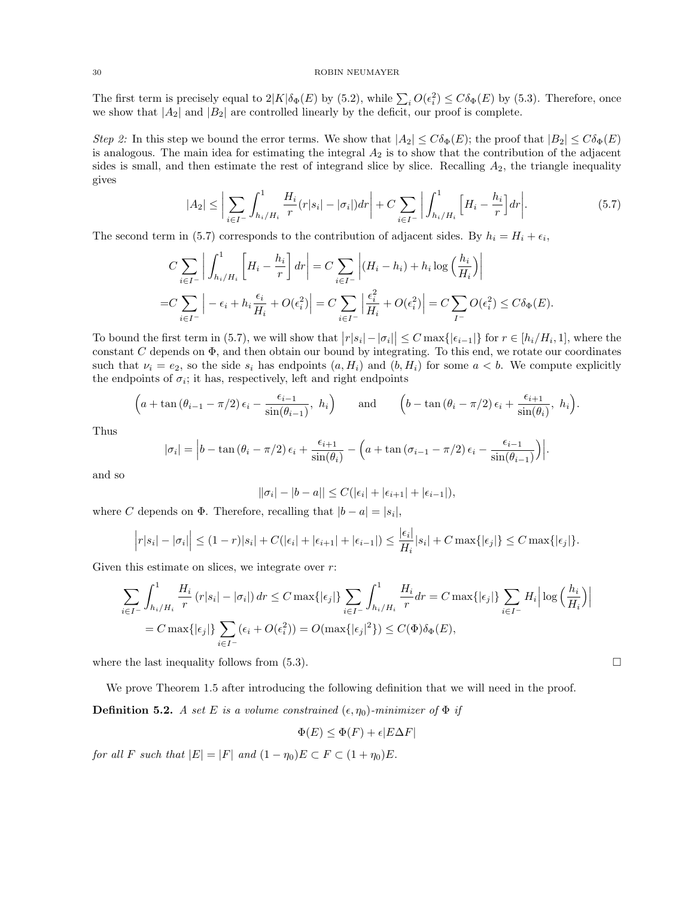The first term is precisely equal to $2|K|\delta_\Phi(E)$ by (5.2), while $\sum_i O(\epsilon_i^2) \leq C\delta_\Phi(E)$ by (5.3). Therefore, once we show that $|A_2|$ and $|B_2|$ are controlled linearly by the deficit, our proof is complete.

*Step 2:* In this step we bound the error terms. We show that $|A_2| \leq C\delta_\Phi(E)$; the proof that $|B_2| \leq C\delta_\Phi(E)$ is analogous. The main idea for estimating the integral $A_2$ is to show that the contribution of the adjacent sides is small, and then estimate the rest of integrand slice by slice. Recalling $A_2$, the triangle inequality gives

$$|A_2| \leq \Big| \sum_{i\in I^-} \int_{h_i/H_i}^1 \frac{H_i}{r}(r|s_i| - |\sigma_i|)dr\Big| + C\sum_{i\in I^-}\Big|\int_{h_i/H_i}^1 \Big[H_i - \frac{h_i}{r}\Big]dr\Big|. \tag{5.7}$$

The second term in (5.7) corresponds to the contribution of adjacent sides. By $h_i = H_i + \epsilon_i$,

$$\begin{aligned}
C\sum_{i\in I^-}\Big|\int_{h_i/H_i}^1 \Big[H_i - \frac{h_i}{r}\Big]dr\Big| &= C\sum_{i\in I^-}\Big|(H_i - h_i) + h_i \log\Big(\frac{h_i}{H_i}\Big)\Big| \\
=C\sum_{i\in I^-}\Big| -\epsilon_i + h_i\frac{\epsilon_i}{H_i} + O(\epsilon_i^2)\Big| &= C\sum_{i\in I^-}\Big|\frac{\epsilon_i^2}{H_i} + O(\epsilon_i^2)\Big| = C\sum_{I^-} O(\epsilon_i^2) \leq C\delta_\Phi(E).
\end{aligned}$$

To bound the first term in (5.7), we will show that $\big|r|s_i| - |\sigma_i|\big| \leq C\max\{|\epsilon_{i-1}|\}$ for $r\in[h_i/H_i, 1]$, where the constant $C$ depends on $\Phi$, and then obtain our bound by integrating. To this end, we rotate our coordinates such that $\nu_i = e_2$, so the side $s_i$ has endpoints $(a, H_i)$ and $(b, H_i)$ for some $a<b$. We compute explicitly the endpoints of $\sigma_i$; it has, respectively, left and right endpoints

$$\Big(a + \tan(\theta_{i-1} - \pi/2)\,\epsilon_i - \frac{\epsilon_{i-1}}{\sin(\theta_{i-1})},\ h_i\Big) \qquad \text{and} \qquad \Big(b - \tan(\theta_i - \pi/2)\,\epsilon_i + \frac{\epsilon_{i+1}}{\sin(\theta_i)},\ h_i\Big).$$

Thus

$$|\sigma_i| = \Big| b - \tan(\theta_i - \pi/2)\,\epsilon_i + \frac{\epsilon_{i+1}}{\sin(\theta_i)} - \Big(a + \tan(\sigma_{i-1} - \pi/2)\,\epsilon_i - \frac{\epsilon_{i-1}}{\sin(\theta_{i-1})}\Big)\Big|.$$

and so

$$\big||\sigma_i| - |b-a|\big| \leq C(|\epsilon_i| + |\epsilon_{i+1}| + |\epsilon_{i-1}|),$$

where $C$ depends on $\Phi$. Therefore, recalling that $|b-a| = |s_i|$,

$$\Big|r|s_i| - |\sigma_i|\Big| \leq (1-r)|s_i| + C(|\epsilon_i| + |\epsilon_{i+1}| + |\epsilon_{i-1}|) \leq \frac{|\epsilon_i|}{H_i}|s_i| + C\max\{|\epsilon_j|\} \leq C\max\{|\epsilon_j|\}.$$

Given this estimate on slices, we integrate over $r$:

$$\begin{aligned}
\sum_{i\in I^-}\int_{h_i/H_i}^1 \frac{H_i}{r}\,(r|s_i| - |\sigma_i|)\,dr &\leq C\max\{|\epsilon_j|\}\sum_{i\in I^-}\int_{h_i/H_i}^1 \frac{H_i}{r}dr = C\max\{|\epsilon_j|\}\sum_{i\in I^-} H_i\Big|\log\Big(\frac{h_i}{H_i}\Big)\Big| \\
&= C\max\{|\epsilon_j|\}\sum_{i\in I^-}(\epsilon_i + O(\epsilon_i^2)) = O(\max\{|\epsilon_j|^2\}) \leq C(\Phi)\delta_\Phi(E),
\end{aligned}$$

where the last inequality follows from (5.3). $\square$

We prove Theorem 1.5 after introducing the following definition that we will need in the proof.

**Definition 5.2.** *A set $E$ is a volume constrained $(\epsilon, \eta_0)$-minimizer of $\Phi$ if*

$$\Phi(E) \leq \Phi(F) + \epsilon|E\Delta F|$$

*for all $F$ such that $|E| = |F|$ and $(1-\eta_0)E \subset F \subset (1+\eta_0)E$.*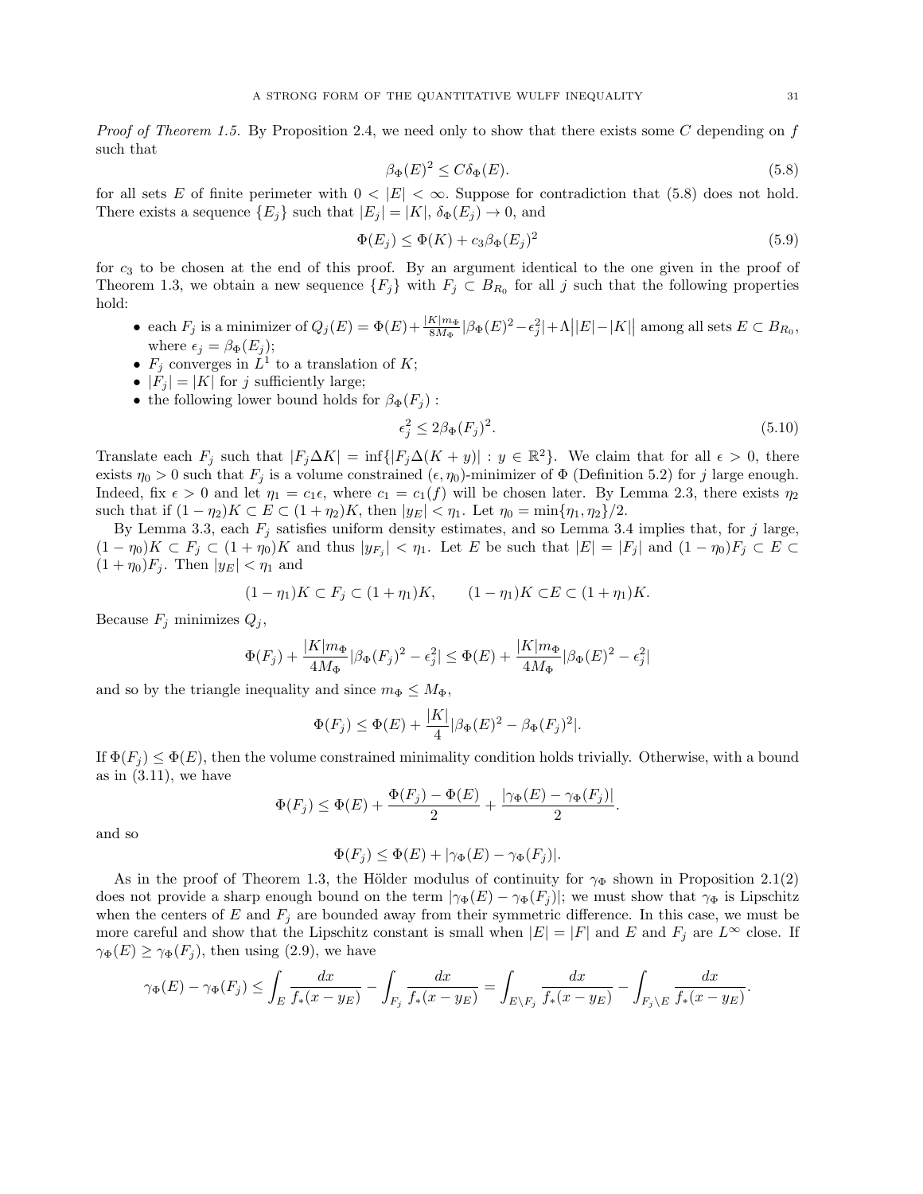*Proof of Theorem 1.5.* By Proposition 2.4, we need only to show that there exists some $C$ depending on $f$ such that

$$\beta_\Phi(E)^2 \leq C\delta_\Phi(E). \tag{5.8}$$

for all sets $E$ of finite perimeter with $0 < |E| < \infty$. Suppose for contradiction that (5.8) does not hold. There exists a sequence $\{E_j\}$ such that $|E_j| = |K|$, $\delta_\Phi(E_j) \to 0$, and

$$\Phi(E_j) \leq \Phi(K) + c_3\beta_\Phi(E_j)^2 \tag{5.9}$$

for $c_3$ to be chosen at the end of this proof. By an argument identical to the one given in the proof of Theorem 1.3, we obtain a new sequence $\{F_j\}$ with $F_j \subset B_{R_0}$ for all $j$ such that the following properties hold:

- each $F_j$ is a minimizer of $Q_j(E) = \Phi(E) + \frac{|K|m_\Phi}{8M_\Phi}|\beta_\Phi(E)^2 - \epsilon_j^2| + \Lambda\big||E| - |K|\big|$ among all sets $E \subset B_{R_0}$, where $\epsilon_j = \beta_\Phi(E_j)$;
- $F_j$ converges in $L^1$ to a translation of $K$;
- $|F_j| = |K|$ for $j$ sufficiently large;
- the following lower bound holds for $\beta_\Phi(F_j)$ :

$$\epsilon_j^2 \leq 2\beta_\Phi(F_j)^2. \tag{5.10}$$

Translate each $F_j$ such that $|F_j\Delta K| = \inf\{|F_j\Delta(K + y)| : y \in \mathbb{R}^2\}$. We claim that for all $\epsilon > 0$, there exists $\eta_0 > 0$ such that $F_j$ is a volume constrained $(\epsilon, \eta_0)$-minimizer of $\Phi$ (Definition 5.2) for $j$ large enough. Indeed, fix $\epsilon > 0$ and let $\eta_1 = c_1\epsilon$, where $c_1 = c_1(f)$ will be chosen later. By Lemma 2.3, there exists $\eta_2$ such that if $(1 - \eta_2)K \subset E \subset (1 + \eta_2)K$, then $|y_E| < \eta_1$. Let $\eta_0 = \min\{\eta_1, \eta_2\}/2$.

By Lemma 3.3, each $F_j$ satisfies uniform density estimates, and so Lemma 3.4 implies that, for $j$ large, $(1 - \eta_0)K \subset F_j \subset (1 + \eta_0)K$ and thus $|y_{F_j}| < \eta_1$. Let $E$ be such that $|E| = |F_j|$ and $(1 - \eta_0)F_j \subset E \subset (1 + \eta_0)F_j$. Then $|y_E| < \eta_1$ and

$$(1 - \eta_1)K \subset F_j \subset (1 + \eta_1)K, \qquad (1 - \eta_1)K \subset E \subset (1 + \eta_1)K.$$

Because $F_j$ minimizes $Q_j$,

$$\Phi(F_j) + \frac{|K|m_\Phi}{4M_\Phi}|\beta_\Phi(F_j)^2 - \epsilon_j^2| \leq \Phi(E) + \frac{|K|m_\Phi}{4M_\Phi}|\beta_\Phi(E)^2 - \epsilon_j^2|$$

and so by the triangle inequality and since $m_\Phi \leq M_\Phi$,

$$\Phi(F_j) \leq \Phi(E) + \frac{|K|}{4}|\beta_\Phi(E)^2 - \beta_\Phi(F_j)^2|.$$

If $\Phi(F_j) \leq \Phi(E)$, then the volume constrained minimality condition holds trivially. Otherwise, with a bound as in (3.11), we have

$$\Phi(F_j) \leq \Phi(E) + \frac{\Phi(F_j) - \Phi(E)}{2} + \frac{|\gamma_\Phi(E) - \gamma_\Phi(F_j)|}{2}.$$

and so

$$\Phi(F_j) \leq \Phi(E) + |\gamma_\Phi(E) - \gamma_\Phi(F_j)|.$$

As in the proof of Theorem 1.3, the Hölder modulus of continuity for $\gamma_\Phi$ shown in Proposition 2.1(2) does not provide a sharp enough bound on the term $|\gamma_\Phi(E) - \gamma_\Phi(F_j)|$; we must show that $\gamma_\Phi$ is Lipschitz when the centers of $E$ and $F_j$ are bounded away from their symmetric difference. In this case, we must be more careful and show that the Lipschitz constant is small when $|E| = |F|$ and $E$ and $F_j$ are $L^\infty$ close. If $\gamma_\Phi(E) \geq \gamma_\Phi(F_j)$, then using (2.9), we have

$$\gamma_\Phi(E) - \gamma_\Phi(F_j) \leq \int_E \frac{dx}{f_*(x - y_E)} - \int_{F_j} \frac{dx}{f_*(x - y_E)} = \int_{E\setminus F_j} \frac{dx}{f_*(x - y_E)} - \int_{F_j\setminus E} \frac{dx}{f_*(x - y_E)}.$$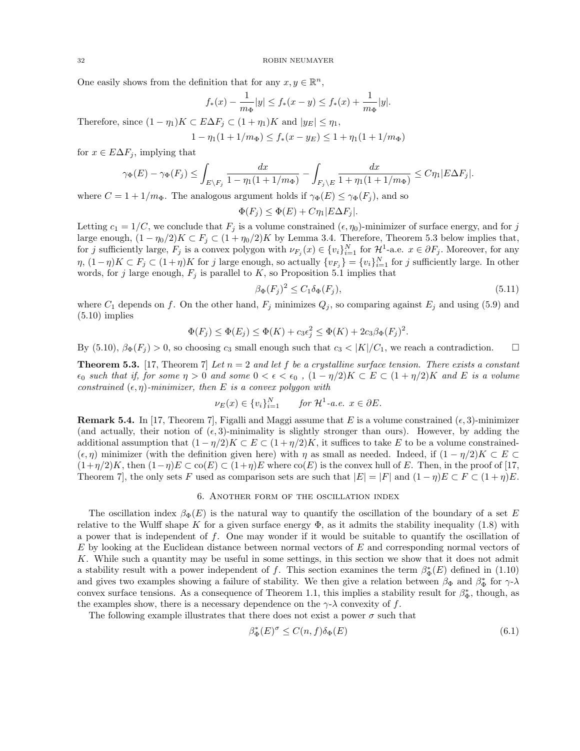One easily shows from the definition that for any $x, y \in \mathbb{R}^n$,

$$f_*(x) - \frac{1}{m_\Phi}|y| \le f_*(x-y) \le f_*(x) + \frac{1}{m_\Phi}|y|.$$

Therefore, since $(1-\eta_1)K \subset E\Delta F_j \subset (1+\eta_1)K$ and $|y_E| \le \eta_1$,

$$1 - \eta_1(1 + 1/m_\Phi) \le f_*(x - y_E) \le 1 + \eta_1(1 + 1/m_\Phi)$$

for $x \in E\Delta F_j$, implying that

$$\gamma_\Phi(E) - \gamma_\Phi(F_j) \le \int_{E\setminus F_j} \frac{dx}{1-\eta_1(1+1/m_\Phi)} - \int_{F_j\setminus E} \frac{dx}{1+\eta_1(1+1/m_\Phi)} \le C\eta_1|E\Delta F_j|.$$

where $C = 1 + 1/m_\Phi$. The analogous argument holds if $\gamma_\Phi(E) \le \gamma_\Phi(F_j)$, and so

$$\Phi(F_j) \le \Phi(E) + C\eta_1|E\Delta F_j|.$$

Letting $c_1 = 1/C$, we conclude that $F_j$ is a volume constrained $(\epsilon, \eta_0)$-minimizer of surface energy, and for $j$ large enough, $(1-\eta_0/2)K \subset F_j \subset (1+\eta_0/2)K$ by Lemma 3.4. Therefore, Theorem 5.3 below implies that, for $j$ sufficiently large, $F_j$ is a convex polygon with $\nu_{F_j}(x) \in \{v_i\}_{i=1}^N$ for $\mathcal{H}^1$-a.e. $x \in \partial F_j$. Moreover, for any $\eta$, $(1-\eta)K \subset F_j \subset (1+\eta)K$ for $j$ large enough, so actually $\{v_{F_j}\} = \{v_i\}_{i=1}^N$ for $j$ sufficiently large. In other words, for $j$ large enough, $F_j$ is parallel to $K$, so Proposition 5.1 implies that

$$\beta_\Phi(F_j)^2 \le C_1\delta_\Phi(F_j), \tag{5.11}$$

where $C_1$ depends on $f$. On the other hand, $F_j$ minimizes $Q_j$, so comparing against $E_j$ and using (5.9) and (5.10) implies

$$\Phi(F_j) \le \Phi(E_j) \le \Phi(K) + c_3\epsilon_j^2 \le \Phi(K) + 2c_3\beta_\Phi(F_j)^2.$$

By (5.10), $\beta_\Phi(F_j) > 0$, so choosing $c_3$ small enough such that $c_3 < |K|/C_1$, we reach a contradiction. $\square$

**Theorem 5.3.** [17, Theorem 7] *Let $n = 2$ and let $f$ be a crystalline surface tension. There exists a constant $\epsilon_0$ such that if, for some $\eta > 0$ and some $0 < \epsilon < \epsilon_0$ , $(1-\eta/2)K \subset E \subset (1+\eta/2)K$ and $E$ is a volume constrained $(\epsilon, \eta)$-minimizer, then $E$ is a convex polygon with*

$$\nu_E(x) \in \{v_i\}_{i=1}^N \qquad \text{for } \mathcal{H}^1\text{-a.e. } x \in \partial E.$$

**Remark 5.4.** In [17, Theorem 7], Figalli and Maggi assume that $E$ is a volume constrained $(\epsilon, 3)$-minimizer (and actually, their notion of $(\epsilon, 3)$-minimality is slightly stronger than ours). However, by adding the additional assumption that $(1-\eta/2)K \subset E \subset (1+\eta/2)K$, it suffices to take $E$ to be a volume constrained-$(\epsilon, \eta)$ minimizer (with the definition given here) with $\eta$ as small as needed. Indeed, if $(1-\eta/2)K \subset E \subset (1+\eta/2)K$, then $(1-\eta)E \subset \text{co}(E) \subset (1+\eta)E$ where $\text{co}(E)$ is the convex hull of $E$. Then, in the proof of [17, Theorem 7], the only sets $F$ used as comparison sets are such that $|E| = |F|$ and $(1-\eta)E \subset F \subset (1+\eta)E$.

## 6. Another form of the oscillation index

The oscillation index $\beta_\Phi(E)$ is the natural way to quantify the oscillation of the boundary of a set $E$ relative to the Wulff shape $K$ for a given surface energy $\Phi$, as it admits the stability inequality (1.8) with a power that is independent of $f$. One may wonder if it would be suitable to quantify the oscillation of $E$ by looking at the Euclidean distance between normal vectors of $E$ and corresponding normal vectors of $K$. While such a quantity may be useful in some settings, in this section we show that it does not admit a stability result with a power independent of $f$. This section examines the term $\beta^*_\Phi(E)$ defined in (1.10) and gives two examples showing a failure of stability. We then give a relation between $\beta_\Phi$ and $\beta^*_\Phi$ for $\gamma$-$\lambda$ convex surface tensions. As a consequence of Theorem 1.1, this implies a stability result for $\beta^*_\Phi$, though, as the examples show, there is a necessary dependence on the $\gamma$-$\lambda$ convexity of $f$.

The following example illustrates that there does not exist a power $\sigma$ such that

$$\beta^*_\Phi(E)^\sigma \le C(n, f)\delta_\Phi(E) \tag{6.1}$$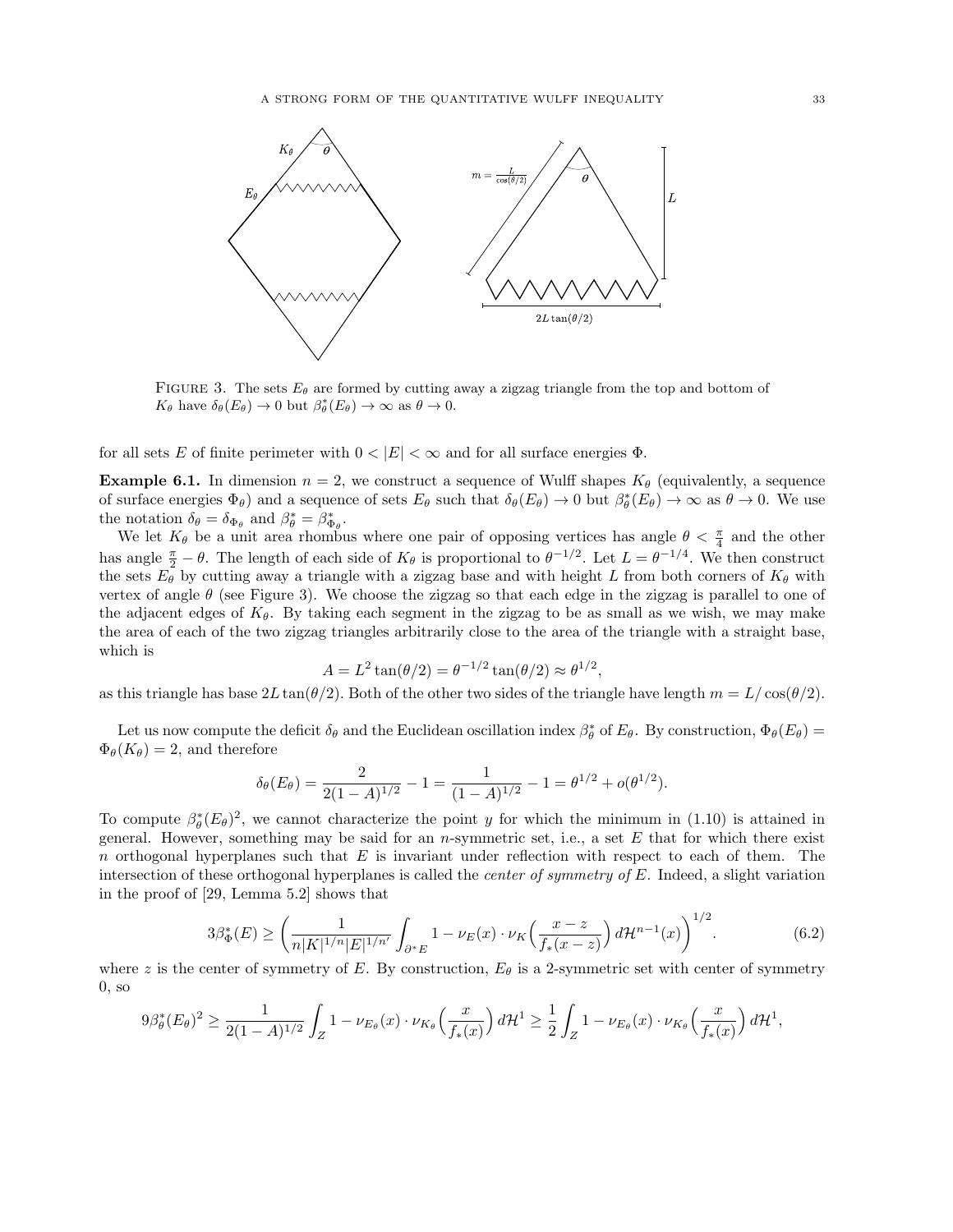FIGURE 3. The sets $E_\theta$ are formed by cutting away a zigzag triangle from the top and bottom of $K_\theta$ have $\delta_\theta(E_\theta) \to 0$ but $\beta^*_\theta(E_\theta) \to \infty$ as $\theta \to 0$.

for all sets $E$ of finite perimeter with $0 < |E| < \infty$ and for all surface energies $\Phi$.

**Example 6.1.** In dimension $n = 2$, we construct a sequence of Wulff shapes $K_\theta$ (equivalently, a sequence of surface energies $\Phi_\theta$) and a sequence of sets $E_\theta$ such that $\delta_\theta(E_\theta) \to 0$ but $\beta^*_\theta(E_\theta) \to \infty$ as $\theta \to 0$. We use the notation $\delta_\theta = \delta_{\Phi_\theta}$ and $\beta^*_\theta = \beta^*_{\Phi_\theta}$.

We let $K_\theta$ be a unit area rhombus where one pair of opposing vertices has angle $\theta < \frac{\pi}{4}$ and the other has angle $\frac{\pi}{2} - \theta$. The length of each side of $K_\theta$ is proportional to $\theta^{-1/2}$. Let $L = \theta^{-1/4}$. We then construct the sets $E_\theta$ by cutting away a triangle with a zigzag base and with height $L$ from both corners of $K_\theta$ with vertex of angle $\theta$ (see Figure 3). We choose the zigzag so that each edge in the zigzag is parallel to one of the adjacent edges of $K_\theta$. By taking each segment in the zigzag to be as small as we wish, we may make the area of each of the two zigzag triangles arbitrarily close to the area of the triangle with a straight base, which is

$$A = L^2 \tan(\theta/2) = \theta^{-1/2} \tan(\theta/2) \approx \theta^{1/2},$$

as this triangle has base $2L\tan(\theta/2)$. Both of the other two sides of the triangle have length $m = L/\cos(\theta/2)$.

Let us now compute the deficit $\delta_\theta$ and the Euclidean oscillation index $\beta^*_\theta$ of $E_\theta$. By construction, $\Phi_\theta(E_\theta) = \Phi_\theta(K_\theta) = 2$, and therefore

$$\delta_\theta(E_\theta) = \frac{2}{2(1-A)^{1/2}} - 1 = \frac{1}{(1-A)^{1/2}} - 1 = \theta^{1/2} + o(\theta^{1/2}).$$

To compute $\beta^*_\theta(E_\theta)^2$, we cannot characterize the point $y$ for which the minimum in (1.10) is attained in general. However, something may be said for an $n$-symmetric set, i.e., a set $E$ that for which there exist $n$ orthogonal hyperplanes such that $E$ is invariant under reflection with respect to each of them. The intersection of these orthogonal hyperplanes is called the *center of symmetry of* $E$. Indeed, a slight variation in the proof of [29, Lemma 5.2] shows that

$$3\beta^*_\Phi(E) \geq \left( \frac{1}{n|K|^{1/n}|E|^{1/n'}} \int_{\partial^* E} 1 - \nu_E(x) \cdot \nu_K\Big(\frac{x-z}{f_*(x-z)}\Big)\, d\mathcal{H}^{n-1}(x) \right)^{1/2}. \tag{6.2}$$

where $z$ is the center of symmetry of $E$. By construction, $E_\theta$ is a 2-symmetric set with center of symmetry 0, so

$$9\beta^*_\theta(E_\theta)^2 \geq \frac{1}{2(1-A)^{1/2}} \int_Z 1 - \nu_{E_\theta}(x) \cdot \nu_{K_\theta}\Big(\frac{x}{f_*(x)}\Big)\, d\mathcal{H}^1 \geq \frac{1}{2} \int_Z 1 - \nu_{E_\theta}(x) \cdot \nu_{K_\theta}\Big(\frac{x}{f_*(x)}\Big)\, d\mathcal{H}^1,$$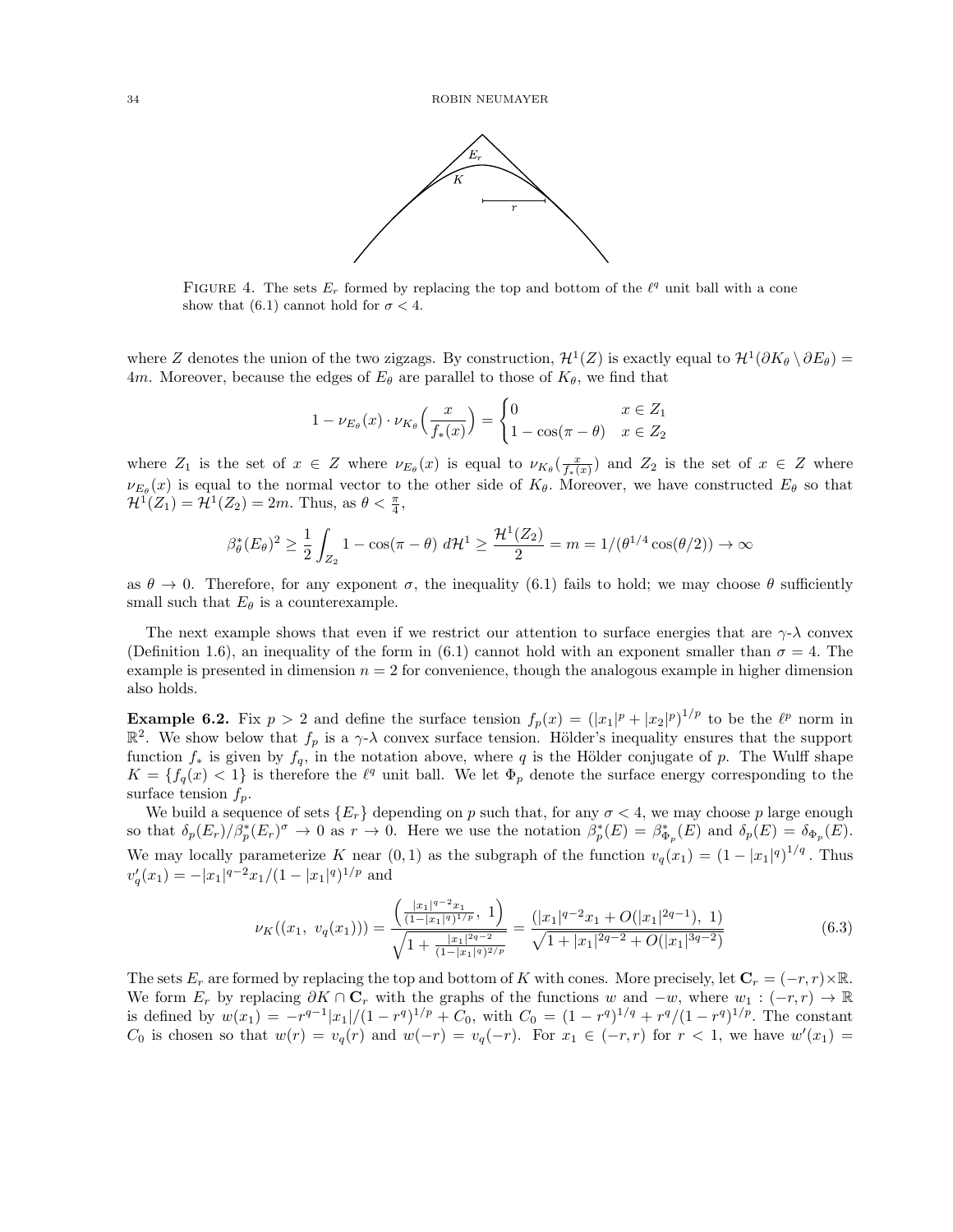FIGURE 4. The sets $E_r$ formed by replacing the top and bottom of the $\ell^q$ unit ball with a cone show that (6.1) cannot hold for $\sigma < 4$.

where $Z$ denotes the union of the two zigzags. By construction, $\mathcal{H}^1(Z)$ is exactly equal to $\mathcal{H}^1(\partial K_\theta \setminus \partial E_\theta) = 4m$. Moreover, because the edges of $E_\theta$ are parallel to those of $K_\theta$, we find that

$$1 - \nu_{E_\theta}(x) \cdot \nu_{K_\theta}\Big(\frac{x}{f_*(x)}\Big) = \begin{cases} 0 & x \in Z_1 \\ 1 - \cos(\pi - \theta) & x \in Z_2 \end{cases}$$

where $Z_1$ is the set of $x \in Z$ where $\nu_{E_\theta}(x)$ is equal to $\nu_{K_\theta}(\frac{x}{f_*(x)})$ and $Z_2$ is the set of $x \in Z$ where $\nu_{E_\theta}(x)$ is equal to the normal vector to the other side of $K_\theta$. Moreover, we have constructed $E_\theta$ so that $\mathcal{H}^1(Z_1) = \mathcal{H}^1(Z_2) = 2m$. Thus, as $\theta < \frac{\pi}{4}$,

$$\beta^*_\theta(E_\theta)^2 \geq \frac{1}{2}\int_{Z_2} 1 - \cos(\pi - \theta)\, d\mathcal{H}^1 \geq \frac{\mathcal{H}^1(Z_2)}{2} = m = 1/(\theta^{1/4}\cos(\theta/2)) \to \infty$$

as $\theta \to 0$. Therefore, for any exponent $\sigma$, the inequality (6.1) fails to hold; we may choose $\theta$ sufficiently small such that $E_\theta$ is a counterexample.

The next example shows that even if we restrict our attention to surface energies that are $\gamma$-$\lambda$ convex (Definition 1.6), an inequality of the form in (6.1) cannot hold with an exponent smaller than $\sigma = 4$. The example is presented in dimension $n = 2$ for convenience, though the analogous example in higher dimension also holds.

**Example 6.2.** Fix $p > 2$ and define the surface tension $f_p(x) = (|x_1|^p + |x_2|^p)^{1/p}$ to be the $\ell^p$ norm in $\mathbb{R}^2$. We show below that $f_p$ is a $\gamma$-$\lambda$ convex surface tension. Hölder's inequality ensures that the support function $f_*$ is given by $f_q$, in the notation above, where $q$ is the Hölder conjugate of $p$. The Wulff shape $K = \{f_q(x) < 1\}$ is therefore the $\ell^q$ unit ball. We let $\Phi_p$ denote the surface energy corresponding to the surface tension $f_p$.

We build a sequence of sets $\{E_r\}$ depending on $p$ such that, for any $\sigma < 4$, we may choose $p$ large enough so that $\delta_p(E_r)/\beta^*_p(E_r)^\sigma \to 0$ as $r \to 0$. Here we use the notation $\beta^*_p(E) = \beta^*_{\Phi_p}(E)$ and $\delta_p(E) = \delta_{\Phi_p}(E)$. We may locally parameterize $K$ near $(0,1)$ as the subgraph of the function $v_q(x_1) = (1 - |x_1|^q)^{1/q}$. Thus $v_q'(x_1) = -|x_1|^{q-2}x_1/(1 - |x_1|^q)^{1/p}$ and

$$\nu_K((x_1,\ v_q(x_1))) = \frac{\Big(\frac{|x_1|^{q-2}x_1}{(1-|x_1|^q)^{1/p}},\ 1\Big)}{\sqrt{1 + \frac{|x_1|^{2q-2}}{(1-|x_1|^q)^{2/p}}}} = \frac{(|x_1|^{q-2}x_1 + O(|x_1|^{2q-1}),\ 1)}{\sqrt{1 + |x_1|^{2q-2} + O(|x_1|^{3q-2})}} \tag{6.3}$$

The sets $E_r$ are formed by replacing the top and bottom of $K$ with cones. More precisely, let $\mathbf{C}_r = (-r, r) \times \mathbb{R}$. We form $E_r$ by replacing $\partial K \cap \mathbf{C}_r$ with the graphs of the functions $w$ and $-w$, where $w_1 : (-r, r) \to \mathbb{R}$ is defined by $w(x_1) = -r^{q-1}|x_1|/(1 - r^q)^{1/p} + C_0$, with $C_0 = (1 - r^q)^{1/q} + r^q/(1 - r^q)^{1/p}$. The constant $C_0$ is chosen so that $w(r) = v_q(r)$ and $w(-r) = v_q(-r)$. For $x_1 \in (-r, r)$ for $r < 1$, we have $w'(x_1) =$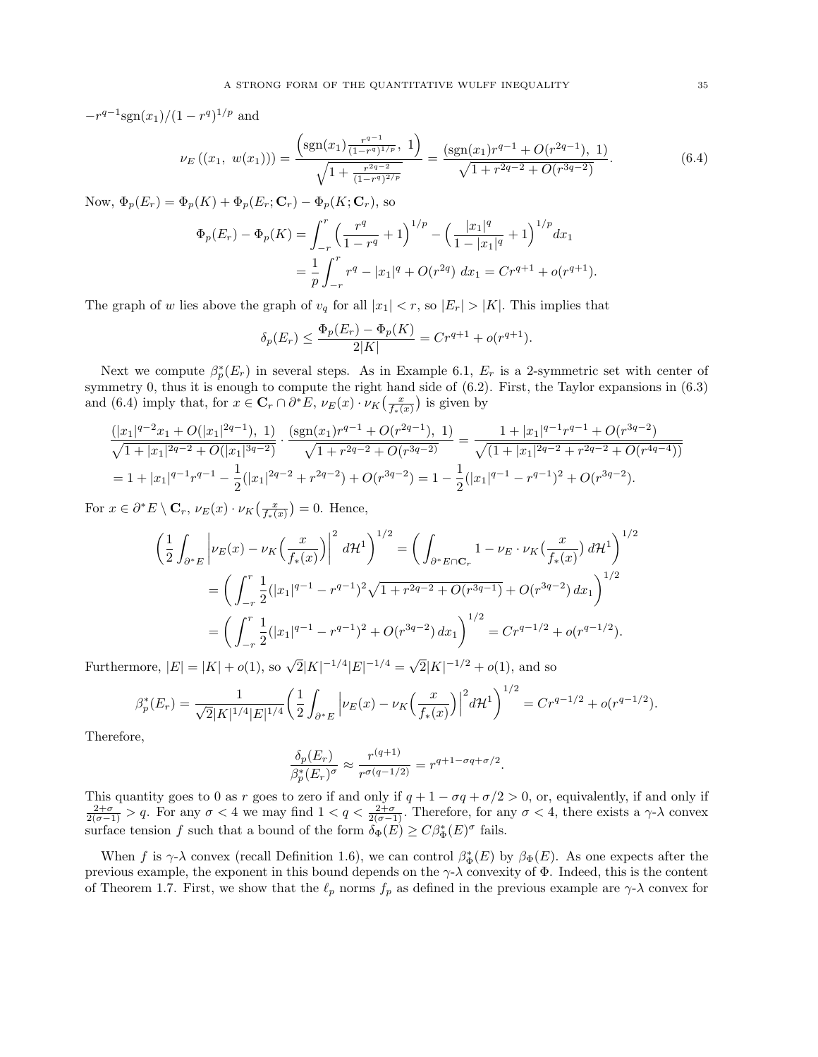$-r^{q-1}\mathrm{sgn}(x_1)/(1-r^q)^{1/p}$ and

$$\nu_E\left((x_1,\ w(x_1))\right) = \frac{\left(\mathrm{sgn}(x_1)\frac{r^{q-1}}{(1-r^q)^{1/p}},\ 1\right)}{\sqrt{1+\frac{r^{2q-2}}{(1-r^q)^{2/p}}}} = \frac{(\mathrm{sgn}(x_1)r^{q-1}+O(r^{2q-1}),\ 1)}{\sqrt{1+r^{2q-2}+O(r^{3q-2})}}. \tag{6.4}$$

Now, $\Phi_p(E_r) = \Phi_p(K) + \Phi_p(E_r;\mathbf{C}_r) - \Phi_p(K;\mathbf{C}_r)$, so

$$\begin{aligned}
\Phi_p(E_r) - \Phi_p(K) &= \int_{-r}^{r}\Big(\frac{r^q}{1-r^q}+1\Big)^{1/p} - \Big(\frac{|x_1|^q}{1-|x_1|^q}+1\Big)^{1/p}dx_1\\
&= \frac{1}{p}\int_{-r}^{r} r^q - |x_1|^q + O(r^{2q})\ dx_1 = Cr^{q+1}+o(r^{q+1}).
\end{aligned}$$

The graph of $w$ lies above the graph of $v_q$ for all $|x_1|<r$, so $|E_r|>|K|$. This implies that

$$\delta_p(E_r) \le \frac{\Phi_p(E_r)-\Phi_p(K)}{2|K|} = Cr^{q+1}+o(r^{q+1}).$$

Next we compute $\beta_p^*(E_r)$ in several steps. As in Example 6.1, $E_r$ is a 2-symmetric set with center of symmetry 0, thus it is enough to compute the right hand side of (6.2). First, the Taylor expansions in (6.3) and (6.4) imply that, for $x\in\mathbf{C}_r\cap\partial^*E$, $\nu_E(x)\cdot\nu_K\big(\frac{x}{f_*(x)}\big)$ is given by

$$\begin{aligned}
&\frac{(|x_1|^{q-2}x_1+O(|x_1|^{2q-1}),\ 1)}{\sqrt{1+|x_1|^{2q-2}+O(|x_1|^{3q-2})}}\cdot\frac{(\mathrm{sgn}(x_1)r^{q-1}+O(r^{2q-1}),\ 1)}{\sqrt{1+r^{2q-2}+O(r^{3q-2})}} = \frac{1+|x_1|^{q-1}r^{q-1}+O(r^{3q-2})}{\sqrt{(1+|x_1|^{2q-2}+r^{2q-2}+O(r^{4q-4}))}}\\
&= 1+|x_1|^{q-1}r^{q-1}-\frac12(|x_1|^{2q-2}+r^{2q-2})+O(r^{3q-2}) = 1-\frac12(|x_1|^{q-1}-r^{q-1})^2+O(r^{3q-2}).
\end{aligned}$$

For $x\in\partial^*E\setminus\mathbf{C}_r$, $\nu_E(x)\cdot\nu_K\big(\frac{x}{f_*(x)}\big)=0$. Hence,

$$\begin{aligned}
\bigg(\frac12\int_{\partial^*E}\Big|\nu_E(x)-\nu_K\Big(\frac{x}{f_*(x)}\Big)\Big|^2\,d\mathcal{H}^1\bigg)^{1/2} &= \bigg(\int_{\partial^*E\cap\mathbf{C}_r}1-\nu_E\cdot\nu_K\Big(\frac{x}{f_*(x)}\Big)\,d\mathcal{H}^1\bigg)^{1/2}\\
&= \bigg(\int_{-r}^{r}\frac12(|x_1|^{q-1}-r^{q-1})^2\sqrt{1+r^{2q-2}+O(r^{3q-1})}+O(r^{3q-2})\,dx_1\bigg)^{1/2}\\
&= \bigg(\int_{-r}^{r}\frac12(|x_1|^{q-1}-r^{q-1})^2+O(r^{3q-2})\,dx_1\bigg)^{1/2} = Cr^{q-1/2}+o(r^{q-1/2}).
\end{aligned}$$

Furthermore, $|E|=|K|+o(1)$, so $\sqrt2|K|^{-1/4}|E|^{-1/4}=\sqrt2|K|^{-1/2}+o(1)$, and so

$$\beta_p^*(E_r) = \frac{1}{\sqrt2|K|^{1/4}|E|^{1/4}}\bigg(\frac12\int_{\partial^*E}\Big|\nu_E(x)-\nu_K\Big(\frac{x}{f_*(x)}\Big)\Big|^2d\mathcal{H}^1\bigg)^{1/2} = Cr^{q-1/2}+o(r^{q-1/2}).$$

Therefore,

$$\frac{\delta_p(E_r)}{\beta_p^*(E_r)^\sigma}\approx\frac{r^{(q+1)}}{r^{\sigma(q-1/2)}} = r^{q+1-\sigma q+\sigma/2}.$$

This quantity goes to 0 as $r$ goes to zero if and only if $q+1-\sigma q+\sigma/2>0$, or, equivalently, if and only if $\frac{2+\sigma}{2(\sigma-1)}>q$. For any $\sigma<4$ we may find $1<q<\frac{2+\sigma}{2(\sigma-1)}$. Therefore, for any $\sigma<4$, there exists a $\gamma$-$\lambda$ convex surface tension $f$ such that a bound of the form $\delta_\Phi(E)\ge C\beta^*_\Phi(E)^\sigma$ fails.

When $f$ is $\gamma$-$\lambda$ convex (recall Definition 1.6), we can control $\beta^*_\Phi(E)$ by $\beta_\Phi(E)$. As one expects after the previous example, the exponent in this bound depends on the $\gamma$-$\lambda$ convexity of $\Phi$. Indeed, this is the content of Theorem 1.7. First, we show that the $\ell_p$ norms $f_p$ as defined in the previous example are $\gamma$-$\lambda$ convex for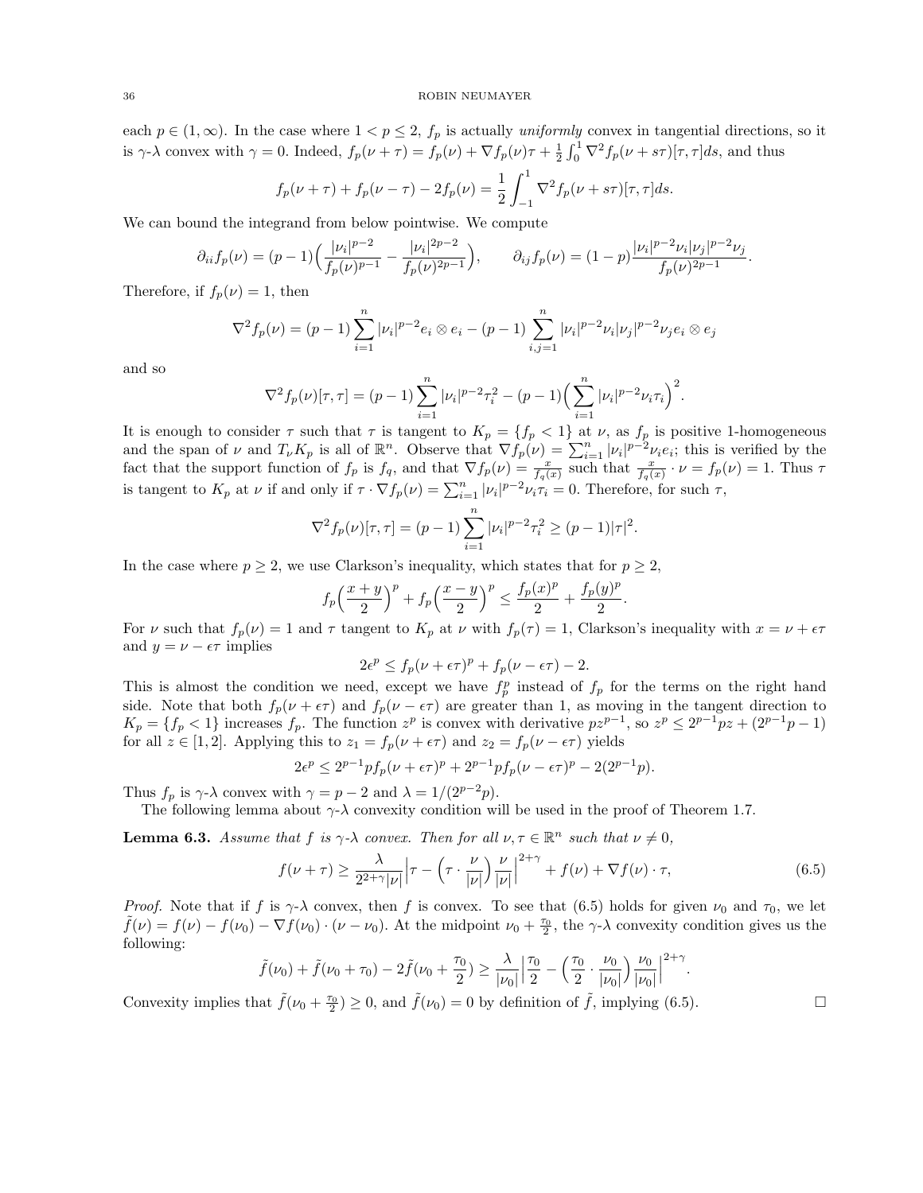each $p \in (1, \infty)$. In the case where $1 < p \leq 2$, $f_p$ is actually *uniformly* convex in tangential directions, so it is $\gamma$-$\lambda$ convex with $\gamma = 0$. Indeed, $f_p(\nu + \tau) = f_p(\nu) + \nabla f_p(\nu)\tau + \frac{1}{2}\int_0^1 \nabla^2 f_p(\nu + s\tau)[\tau, \tau]ds$, and thus

$$f_p(\nu + \tau) + f_p(\nu - \tau) - 2f_p(\nu) = \frac{1}{2}\int_{-1}^1 \nabla^2 f_p(\nu + s\tau)[\tau, \tau]ds.$$

We can bound the integrand from below pointwise. We compute

$$\partial_{ii} f_p(\nu) = (p-1)\Big(\frac{|\nu_i|^{p-2}}{f_p(\nu)^{p-1}} - \frac{|\nu_i|^{2p-2}}{f_p(\nu)^{2p-1}}\Big), \qquad \partial_{ij} f_p(\nu) = (1-p)\frac{|\nu_i|^{p-2}\nu_i |\nu_j|^{p-2}\nu_j}{f_p(\nu)^{2p-1}}.$$

Therefore, if $f_p(\nu) = 1$, then

$$\nabla^2 f_p(\nu) = (p-1)\sum_{i=1}^n |\nu_i|^{p-2} e_i \otimes e_i - (p-1)\sum_{i,j=1}^n |\nu_i|^{p-2}\nu_i |\nu_j|^{p-2}\nu_j e_i \otimes e_j$$

and so

$$\nabla^2 f_p(\nu)[\tau, \tau] = (p-1)\sum_{i=1}^n |\nu_i|^{p-2}\tau_i^2 - (p-1)\Big(\sum_{i=1}^n |\nu_i|^{p-2}\nu_i\tau_i\Big)^2.$$

It is enough to consider $\tau$ such that $\tau$ is tangent to $K_p = \{f_p < 1\}$ at $\nu$, as $f_p$ is positive 1-homogeneous and the span of $\nu$ and $T_\nu K_p$ is all of $\mathbb{R}^n$. Observe that $\nabla f_p(\nu) = \sum_{i=1}^n |\nu_i|^{p-2}\nu_i e_i$; this is verified by the fact that the support function of $f_p$ is $f_q$, and that $\nabla f_p(\nu) = \frac{x}{f_q(x)}$ such that $\frac{x}{f_q(x)} \cdot \nu = f_p(\nu) = 1$. Thus $\tau$ is tangent to $K_p$ at $\nu$ if and only if $\tau \cdot \nabla f_p(\nu) = \sum_{i=1}^n |\nu_i|^{p-2}\nu_i\tau_i = 0$. Therefore, for such $\tau$,

$$\nabla^2 f_p(\nu)[\tau, \tau] = (p-1)\sum_{i=1}^n |\nu_i|^{p-2}\tau_i^2 \geq (p-1)|\tau|^2.$$

In the case where $p \geq 2$, we use Clarkson's inequality, which states that for $p \geq 2$,

$$f_p\Big(\frac{x+y}{2}\Big)^p + f_p\Big(\frac{x-y}{2}\Big)^p \leq \frac{f_p(x)^p}{2} + \frac{f_p(y)^p}{2}.$$

For $\nu$ such that $f_p(\nu) = 1$ and $\tau$ tangent to $K_p$ at $\nu$ with $f_p(\tau) = 1$, Clarkson's inequality with $x = \nu + \epsilon\tau$ and $y = \nu - \epsilon\tau$ implies

$$2\epsilon^p \leq f_p(\nu + \epsilon\tau)^p + f_p(\nu - \epsilon\tau) - 2.$$

This is almost the condition we need, except we have $f_p^p$ instead of $f_p$ for the terms on the right hand side. Note that both $f_p(\nu + \epsilon\tau)$ and $f_p(\nu - \epsilon\tau)$ are greater than 1, as moving in the tangent direction to $K_p = \{f_p < 1\}$ increases $f_p$. The function $z^p$ is convex with derivative $pz^{p-1}$, so $z^p \leq 2^{p-1}pz + (2^{p-1}p - 1)$ for all $z \in [1, 2]$. Applying this to $z_1 = f_p(\nu + \epsilon\tau)$ and $z_2 = f_p(\nu - \epsilon\tau)$ yields

$$2\epsilon^p \leq 2^{p-1}pf_p(\nu + \epsilon\tau)^p + 2^{p-1}pf_p(\nu - \epsilon\tau)^p - 2(2^{p-1}p).$$

Thus $f_p$ is $\gamma$-$\lambda$ convex with $\gamma = p - 2$ and $\lambda = 1/(2^{p-2}p)$.

The following lemma about $\gamma$-$\lambda$ convexity condition will be used in the proof of Theorem 1.7.

**Lemma 6.3.** *Assume that $f$ is $\gamma$-$\lambda$ convex. Then for all $\nu, \tau \in \mathbb{R}^n$ such that $\nu \neq 0$,*

$$f(\nu + \tau) \geq \frac{\lambda}{2^{2+\gamma}|\nu|}\Big|\tau - \Big(\tau \cdot \frac{\nu}{|\nu|}\Big)\frac{\nu}{|\nu|}\Big|^{2+\gamma} + f(\nu) + \nabla f(\nu) \cdot \tau, \tag{6.5}$$

*Proof.* Note that if $f$ is $\gamma$-$\lambda$ convex, then $f$ is convex. To see that (6.5) holds for given $\nu_0$ and $\tau_0$, we let $\tilde{f}(\nu) = f(\nu) - f(\nu_0) - \nabla f(\nu_0) \cdot (\nu - \nu_0)$. At the midpoint $\nu_0 + \frac{\tau_0}{2}$, the $\gamma$-$\lambda$ convexity condition gives us the following:

$$\tilde{f}(\nu_0) + \tilde{f}(\nu_0 + \tau_0) - 2\tilde{f}(\nu_0 + \frac{\tau_0}{2}) \geq \frac{\lambda}{|\nu_0|}\Big|\frac{\tau_0}{2} - \Big(\frac{\tau_0}{2} \cdot \frac{\nu_0}{|\nu_0|}\Big)\frac{\nu_0}{|\nu_0|}\Big|^{2+\gamma}.$$

Convexity implies that $\tilde{f}(\nu_0 + \frac{\tau_0}{2}) \geq 0$, and $\tilde{f}(\nu_0) = 0$ by definition of $\tilde{f}$, implying (6.5). $\square$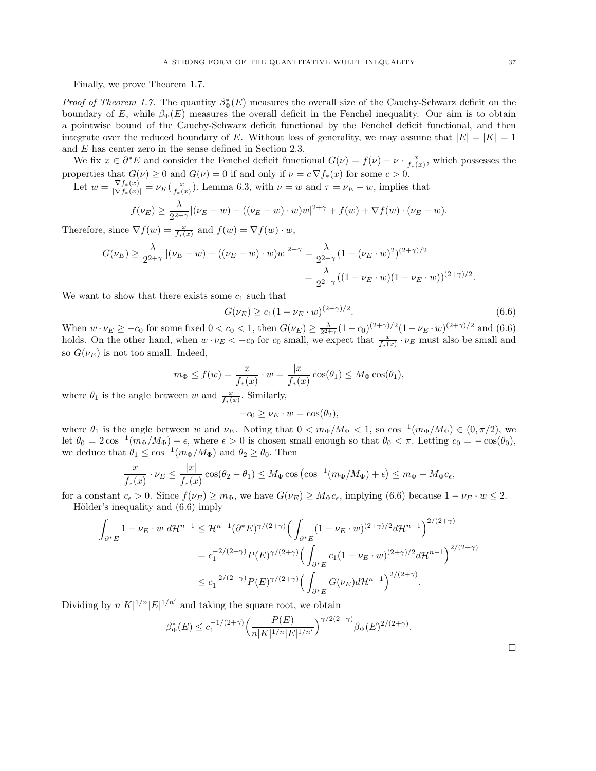Finally, we prove Theorem 1.7.

*Proof of Theorem 1.7.* The quantity $\beta^*_\Phi(E)$ measures the overall size of the Cauchy-Schwarz deficit on the boundary of $E$, while $\beta_\Phi(E)$ measures the overall deficit in the Fenchel inequality. Our aim is to obtain a pointwise bound of the Cauchy-Schwarz deficit functional by the Fenchel deficit functional, and then integrate over the reduced boundary of $E$. Without loss of generality, we may assume that $|E| = |K| = 1$ and $E$ has center zero in the sense defined in Section 2.3.

We fix $x \in \partial^* E$ and consider the Fenchel deficit functional $G(\nu) = f(\nu) - \nu \cdot \frac{x}{f_*(x)}$, which possesses the properties that $G(\nu) \geq 0$ and $G(\nu) = 0$ if and only if $\nu = c\nabla f_*(x)$ for some $c > 0$.

Let $w = \frac{\nabla f_*(x)}{|\nabla f_*(x)|} = \nu_K(\frac{x}{f_*(x)})$. Lemma 6.3, with $\nu = w$ and $\tau = \nu_E - w$, implies that

$$f(\nu_E) \geq \frac{\lambda}{2^{2+\gamma}} |(\nu_E - w) - ((\nu_E - w)\cdot w)w|^{2+\gamma} + f(w) + \nabla f(w) \cdot (\nu_E - w).$$

Therefore, since $\nabla f(w) = \frac{x}{f_*(x)}$ and $f(w) = \nabla f(w) \cdot w$,

$$\begin{aligned} G(\nu_E) \geq \frac{\lambda}{2^{2+\gamma}} \left|(\nu_E - w) - ((\nu_E - w)\cdot w)w\right|^{2+\gamma} &= \frac{\lambda}{2^{2+\gamma}} (1 - (\nu_E \cdot w)^2)^{(2+\gamma)/2} \\ &= \frac{\lambda}{2^{2+\gamma}} ((1 - \nu_E \cdot w)(1 + \nu_E \cdot w))^{(2+\gamma)/2}. \end{aligned}$$

We want to show that there exists some $c_1$ such that

$$G(\nu_E) \geq c_1 (1 - \nu_E \cdot w)^{(2+\gamma)/2}. \tag{6.6}$$

When $w \cdot \nu_E \geq -c_0$ for some fixed $0 < c_0 < 1$, then $G(\nu_E) \geq \frac{\lambda}{2^{2+\gamma}}(1-c_0)^{(2+\gamma)/2}(1 - \nu_E \cdot w)^{(2+\gamma)/2}$ and (6.6) holds. On the other hand, when $w \cdot \nu_E < -c_0$ for $c_0$ small, we expect that $\frac{x}{f_*(x)} \cdot \nu_E$ must also be small and so $G(\nu_E)$ is not too small. Indeed,

$$m_\Phi \leq f(w) = \frac{x}{f_*(x)} \cdot w = \frac{|x|}{f_*(x)} \cos(\theta_1) \leq M_\Phi \cos(\theta_1),$$

where $\theta_1$ is the angle between $w$ and $\frac{x}{f_*(x)}$. Similarly,

$$-c_0 \geq \nu_E \cdot w = \cos(\theta_2),$$

where $\theta_1$ is the angle between $w$ and $\nu_E$. Noting that $0 < m_\Phi/M_\Phi < 1$, so $\cos^{-1}(m_\Phi/M_\Phi) \in (0, \pi/2)$, we let $\theta_0 = 2\cos^{-1}(m_\Phi/M_\Phi) + \epsilon$, where $\epsilon > 0$ is chosen small enough so that $\theta_0 < \pi$. Letting $c_0 = -\cos(\theta_0)$, we deduce that $\theta_1 \leq \cos^{-1}(m_\Phi/M_\Phi)$ and $\theta_2 \geq \theta_0$. Then

$$\frac{x}{f_*(x)} \cdot \nu_E \leq \frac{|x|}{f_*(x)} \cos(\theta_2 - \theta_1) \leq M_\Phi \cos\left(\cos^{-1}(m_\Phi/M_\Phi) + \epsilon\right) \leq m_\Phi - M_\Phi c_\epsilon,$$

for a constant $c_\epsilon > 0$. Since $f(\nu_E) \geq m_\Phi$, we have $G(\nu_E) \geq M_\Phi c_\epsilon$, implying (6.6) because $1 - \nu_E \cdot w \leq 2$.

Hölder's inequality and (6.6) imply

$$\begin{aligned} \int_{\partial^* E} 1 - \nu_E \cdot w \; d\mathcal{H}^{n-1} &\leq \mathcal{H}^{n-1}(\partial^* E)^{\gamma/(2+\gamma)} \Big( \int_{\partial^* E} (1 - \nu_E \cdot w)^{(2+\gamma)/2} d\mathcal{H}^{n-1} \Big)^{2/(2+\gamma)} \\ &= c_1^{-2/(2+\gamma)} P(E)^{\gamma/(2+\gamma)} \Big( \int_{\partial^* E} c_1 (1 - \nu_E \cdot w)^{(2+\gamma)/2} d\mathcal{H}^{n-1} \Big)^{2/(2+\gamma)} \\ &\leq c_1^{-2/(2+\gamma)} P(E)^{\gamma/(2+\gamma)} \Big( \int_{\partial^* E} G(\nu_E) d\mathcal{H}^{n-1} \Big)^{2/(2+\gamma)}. \end{aligned}$$

Dividing by $n|K|^{1/n}|E|^{1/n'}$ and taking the square root, we obtain

$$\beta^*_\Phi(E) \leq c_1^{-1/(2+\gamma)} \Big( \frac{P(E)}{n|K|^{1/n}|E|^{1/n'}} \Big)^{\gamma/2(2+\gamma)} \beta_\Phi(E)^{2/(2+\gamma)}.$$

$\square$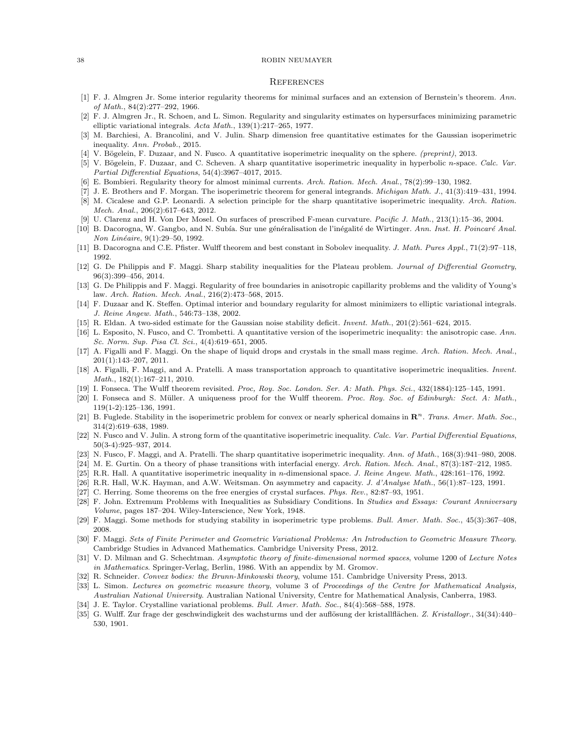## References

[1] F. J. Almgren Jr. Some interior regularity theorems for minimal surfaces and an extension of Bernstein's theorem. *Ann. of Math.*, 84(2):277–292, 1966.

[2] F. J. Almgren Jr., R. Schoen, and L. Simon. Regularity and singularity estimates on hypersurfaces minimizing parametric elliptic variational integrals. *Acta Math.*, 139(1):217–265, 1977.

[3] M. Barchiesi, A. Brancolini, and V. Julin. Sharp dimension free quantitative estimates for the Gaussian isoperimetric inequality. *Ann. Probab.*, 2015.

[4] V. Bögelein, F. Duzaar, and N. Fusco. A quantitative isoperimetric inequality on the sphere. *(preprint)*, 2013.

[5] V. Bögelein, F. Duzaar, and C. Scheven. A sharp quantitative isoperimetric inequality in hyperbolic $n$-space. *Calc. Var. Partial Differential Equations*, 54(4):3967–4017, 2015.

[6] E. Bombieri. Regularity theory for almost minimal currents. *Arch. Ration. Mech. Anal.*, 78(2):99–130, 1982.

[7] J. E. Brothers and F. Morgan. The isoperimetric theorem for general integrands. *Michigan Math. J.*, 41(3):419–431, 1994.

[8] M. Cicalese and G.P. Leonardi. A selection principle for the sharp quantitative isoperimetric inequality. *Arch. Ration. Mech. Anal.*, 206(2):617–643, 2012.

[9] U. Clarenz and H. Von Der Mosel. On surfaces of prescribed F-mean curvature. *Pacific J. Math.*, 213(1):15–36, 2004.

[10] B. Dacorogna, W. Gangbo, and N. Subía. Sur une généralisation de l'inégalité de Wirtinger. *Ann. Inst. H. Poincaré Anal. Non Linéaire*, 9(1):29–50, 1992.

[11] B. Dacorogna and C.E. Pfister. Wulff theorem and best constant in Sobolev inequality. *J. Math. Pures Appl.*, 71(2):97–118, 1992.

[12] G. De Philippis and F. Maggi. Sharp stability inequalities for the Plateau problem. *Journal of Differential Geometry*, 96(3):399–456, 2014.

[13] G. De Philippis and F. Maggi. Regularity of free boundaries in anisotropic capillarity problems and the validity of Young's law. *Arch. Ration. Mech. Anal.*, 216(2):473–568, 2015.

[14] F. Duzaar and K. Steffen. Optimal interior and boundary regularity for almost minimizers to elliptic variational integrals. *J. Reine Angew. Math.*, 546:73–138, 2002.

[15] R. Eldan. A two-sided estimate for the Gaussian noise stability deficit. *Invent. Math.*, 201(2):561–624, 2015.

[16] L. Esposito, N. Fusco, and C. Trombetti. A quantitative version of the isoperimetric inequality: the anisotropic case. *Ann. Sc. Norm. Sup. Pisa Cl. Sci.*, 4(4):619–651, 2005.

[17] A. Figalli and F. Maggi. On the shape of liquid drops and crystals in the small mass regime. *Arch. Ration. Mech. Anal.*, 201(1):143–207, 2011.

[18] A. Figalli, F. Maggi, and A. Pratelli. A mass transportation approach to quantitative isoperimetric inequalities. *Invent. Math.*, 182(1):167–211, 2010.

[19] I. Fonseca. The Wulff theorem revisited. *Proc, Roy. Soc. London. Ser. A: Math. Phys. Sci.*, 432(1884):125–145, 1991.

[20] I. Fonseca and S. Müller. A uniqueness proof for the Wulff theorem. *Proc. Roy. Soc. of Edinburgh: Sect. A: Math.*, 119(1-2):125–136, 1991.

[21] B. Fuglede. Stability in the isoperimetric problem for convex or nearly spherical domains in $\mathbf{R}^n$. *Trans. Amer. Math. Soc.*, 314(2):619–638, 1989.

[22] N. Fusco and V. Julin. A strong form of the quantitative isoperimetric inequality. *Calc. Var. Partial Differential Equations*, 50(3-4):925–937, 2014.

[23] N. Fusco, F. Maggi, and A. Pratelli. The sharp quantitative isoperimetric inequality. *Ann. of Math.*, 168(3):941–980, 2008.

[24] M. E. Gurtin. On a theory of phase transitions with interfacial energy. *Arch. Ration. Mech. Anal.*, 87(3):187–212, 1985.

[25] R.R. Hall. A quantitative isoperimetric inequality in $n$-dimensional space. *J. Reine Angew. Math.*, 428:161–176, 1992.

[26] R.R. Hall, W.K. Hayman, and A.W. Weitsman. On asymmetry and capacity. *J. d'Analyse Math.*, 56(1):87–123, 1991.

[27] C. Herring. Some theorems on the free energies of crystal surfaces. *Phys. Rev.*, 82:87–93, 1951.

[28] F. John. Extremum Problems with Inequalities as Subsidiary Conditions. In *Studies and Essays: Courant Anniversary Volume*, pages 187–204. Wiley-Interscience, New York, 1948.

[29] F. Maggi. Some methods for studying stability in isoperimetric type problems. *Bull. Amer. Math. Soc.*, 45(3):367–408, 2008.

[30] F. Maggi. *Sets of Finite Perimeter and Geometric Variational Problems: An Introduction to Geometric Measure Theory*. Cambridge Studies in Advanced Mathematics. Cambridge University Press, 2012.

[31] V. D. Milman and G. Schechtman. *Asymptotic theory of finite-dimensional normed spaces*, volume 1200 of *Lecture Notes in Mathematics*. Springer-Verlag, Berlin, 1986. With an appendix by M. Gromov.

[32] R. Schneider. *Convex bodies: the Brunn-Minkowski theory*, volume 151. Cambridge University Press, 2013.

[33] L. Simon. *Lectures on geometric measure theory*, volume 3 of *Proceedings of the Centre for Mathematical Analysis, Australian National University*. Australian National University, Centre for Mathematical Analysis, Canberra, 1983.

[34] J. E. Taylor. Crystalline variational problems. *Bull. Amer. Math. Soc.*, 84(4):568–588, 1978.

[35] G. Wulff. Zur frage der geschwindigkeit des wachsturms und der auflösung der kristallflächen. *Z. Kristallogr.*, 34(34):440–530, 1901.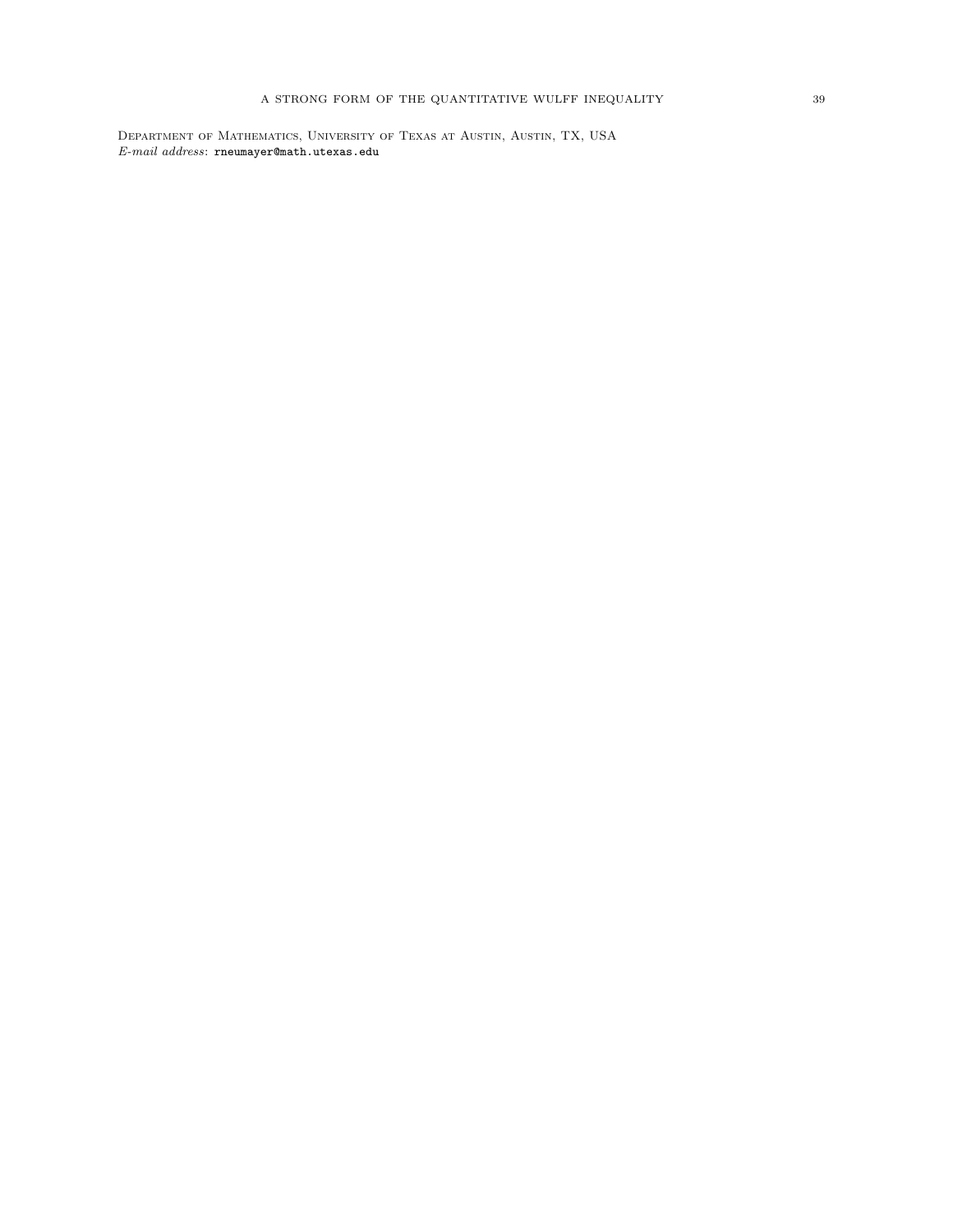Department of Mathematics, University of Texas at Austin, Austin, TX, USA
*E-mail address*: rneumayer@math.utexas.edu